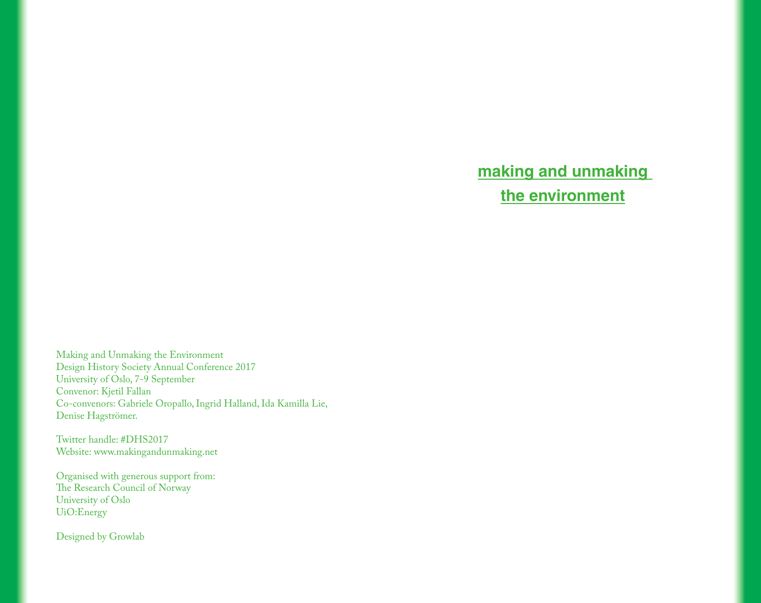# making and unmaking the environment

Making and Unmaking the Environment
Design History Society Annual Conference 2017
University of Oslo, 7-9 September
Convenor: Kjetil Fallan
Co-convenors: Gabriele Oropallo, Ingrid Halland, Ida Kamilla Lie, Denise Hagströmer.

Twitter handle: #DHS2017
Website: www.makingandunmaking.net

Organised with generous support from:
The Research Council of Norway
University of Oslo
UiO:Energy

Designed by Growlab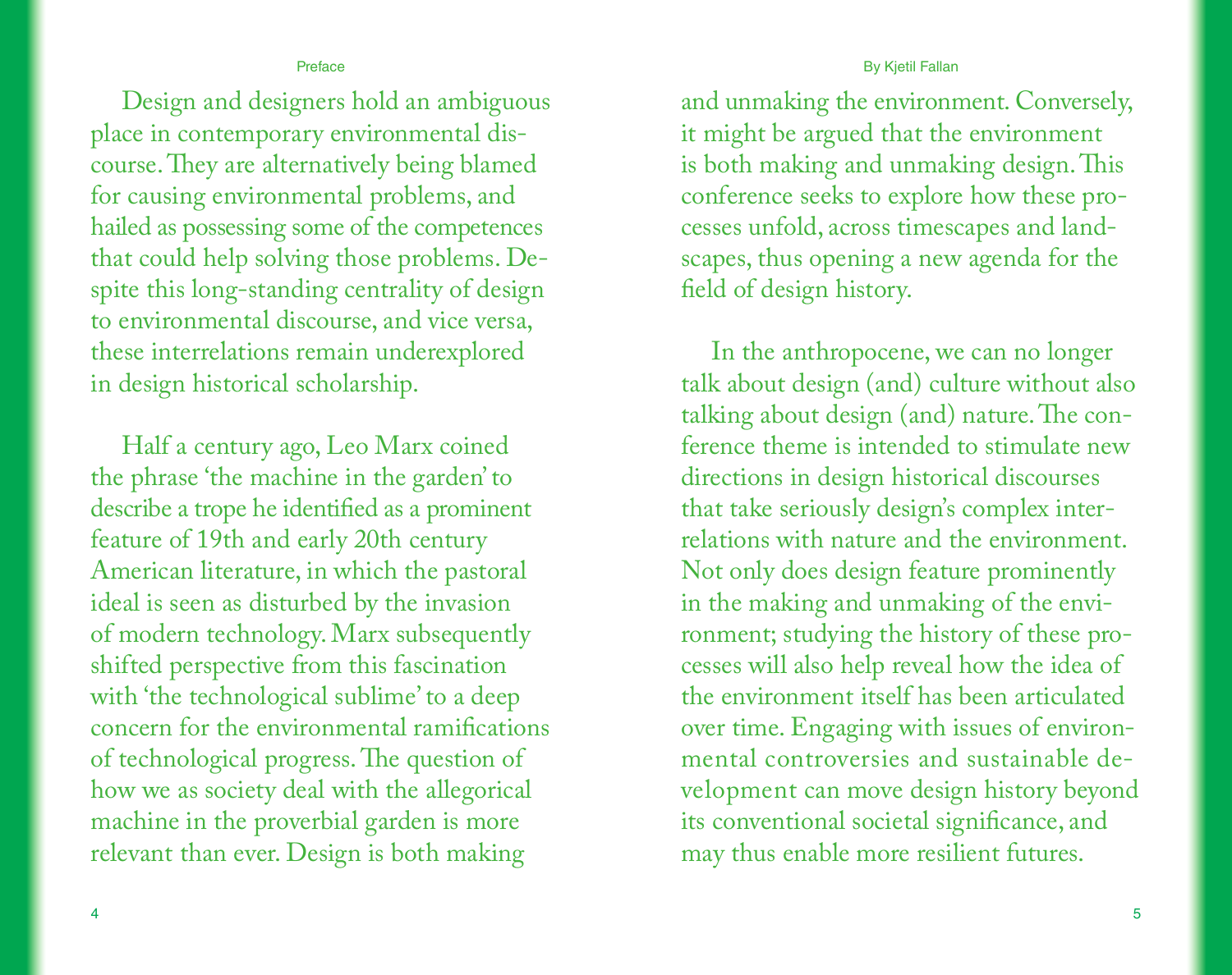Design and designers hold an ambiguous place in contemporary environmental discourse. They are alternatively being blamed for causing environmental problems, and hailed as possessing some of the competences that could help solving those problems. Despite this long-standing centrality of design to environmental discourse, and vice versa, these interrelations remain underexplored in design historical scholarship.

Half a century ago, Leo Marx coined the phrase 'the machine in the garden' to describe a trope he identified as a prominent feature of 19th and early 20th century American literature, in which the pastoral ideal is seen as disturbed by the invasion of modern technology. Marx subsequently shifted perspective from this fascination with 'the technological sublime' to a deep concern for the environmental ramifications of technological progress. The question of how we as society deal with the allegorical machine in the proverbial garden is more relevant than ever. Design is both making and unmaking the environment. Conversely, it might be argued that the environment is both making and unmaking design. This conference seeks to explore how these processes unfold, across timescapes and landscapes, thus opening a new agenda for the field of design history.

In the anthropocene, we can no longer talk about design (and) culture without also talking about design (and) nature. The conference theme is intended to stimulate new directions in design historical discourses that take seriously design's complex interrelations with nature and the environment. Not only does design feature prominently in the making and unmaking of the environment; studying the history of these processes will also help reveal how the idea of the environment itself has been articulated over time. Engaging with issues of environmental controversies and sustainable development can move design history beyond its conventional societal significance, and may thus enable more resilient futures.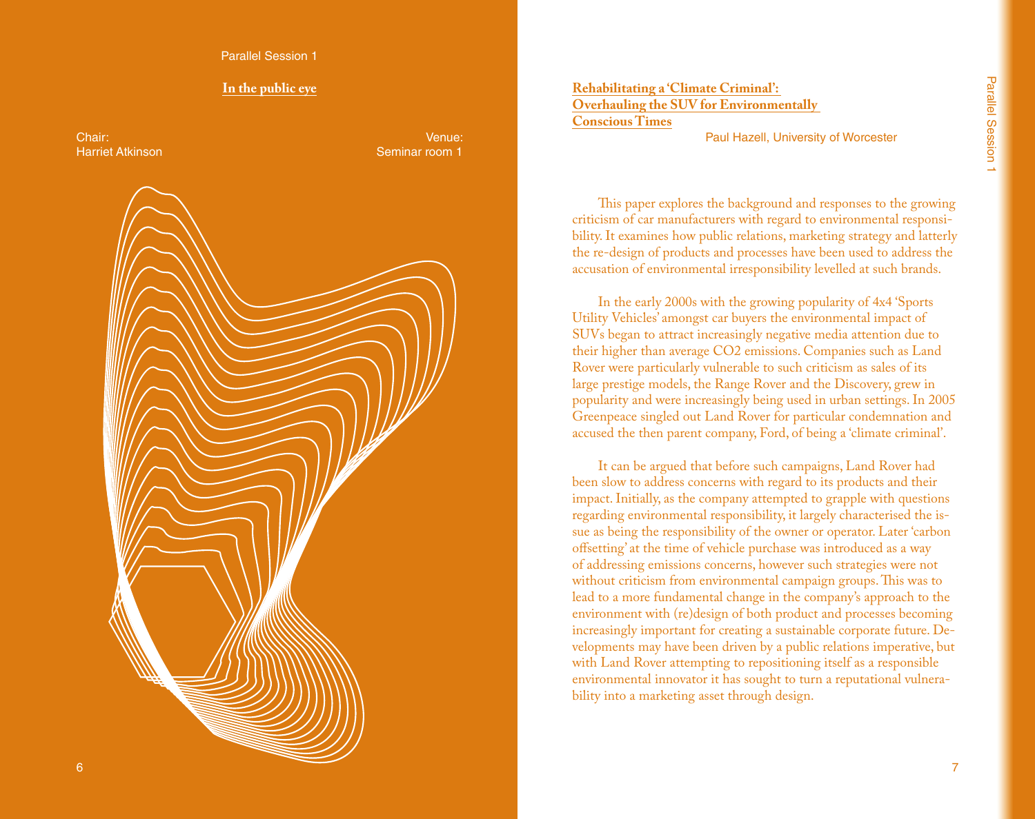Parallel Session 1

## In the public eye

Chair:
Harriet Atkinson

Venue:
Seminar room 1

## Rehabilitating a 'Climate Criminal': Overhauling the SUV for Environmentally Conscious Times

Paul Hazell, University of Worcester

This paper explores the background and responses to the growing criticism of car manufacturers with regard to environmental responsibility. It examines how public relations, marketing strategy and latterly the re-design of products and processes have been used to address the accusation of environmental irresponsibility levelled at such brands.

In the early 2000s with the growing popularity of 4x4 'Sports Utility Vehicles' amongst car buyers the environmental impact of SUVs began to attract increasingly negative media attention due to their higher than average CO2 emissions. Companies such as Land Rover were particularly vulnerable to such criticism as sales of its large prestige models, the Range Rover and the Discovery, grew in popularity and were increasingly being used in urban settings. In 2005 Greenpeace singled out Land Rover for particular condemnation and accused the then parent company, Ford, of being a 'climate criminal'.

It can be argued that before such campaigns, Land Rover had been slow to address concerns with regard to its products and their impact. Initially, as the company attempted to grapple with questions regarding environmental responsibility, it largely characterised the issue as being the responsibility of the owner or operator. Later 'carbon offsetting' at the time of vehicle purchase was introduced as a way of addressing emissions concerns, however such strategies were not without criticism from environmental campaign groups. This was to lead to a more fundamental change in the company's approach to the environment with (re)design of both product and processes becoming increasingly important for creating a sustainable corporate future. Developments may have been driven by a public relations imperative, but with Land Rover attempting to repositioning itself as a responsible environmental innovator it has sought to turn a reputational vulnerability into a marketing asset through design.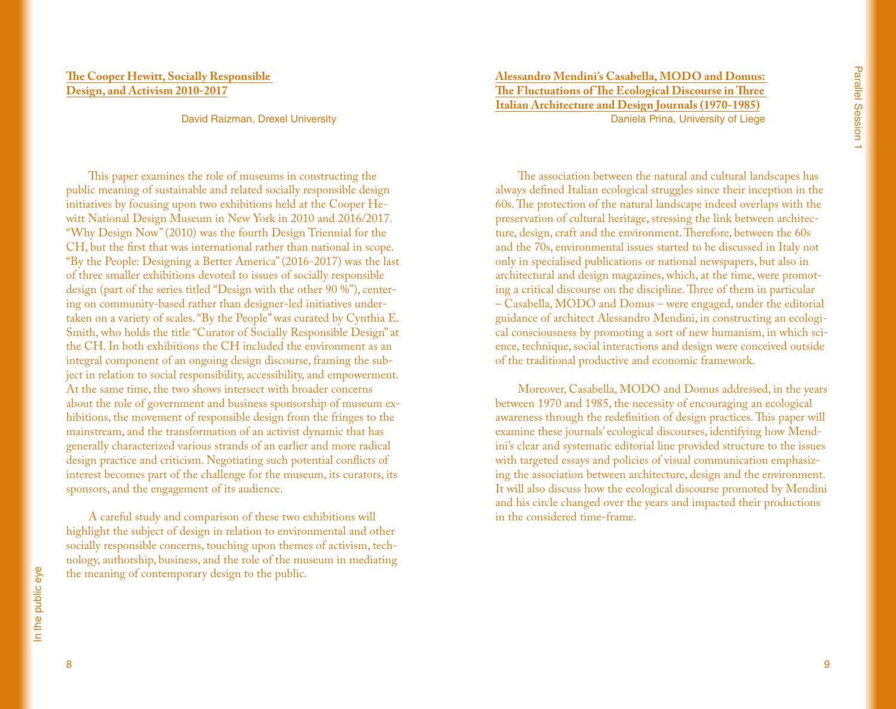## The Cooper Hewitt, Socially Responsible Design, and Activism 2010-2017

David Raizman, Drexel University

This paper examines the role of museums in constructing the public meaning of sustainable and related socially responsible design initiatives by focusing upon two exhibitions held at the Cooper Hewitt National Design Museum in New York in 2010 and 2016/2017. "Why Design Now" (2010) was the fourth Design Triennial for the CH, but the first that was international rather than national in scope. "By the People: Designing a Better America" (2016-2017) was the last of three smaller exhibitions devoted to issues of socially responsible design (part of the series titled "Design with the other 90 %"), centering on community-based rather than designer-led initiatives undertaken on a variety of scales. "By the People" was curated by Cynthia E. Smith, who holds the title "Curator of Socially Responsible Design" at the CH. In both exhibitions the CH included the environment as an integral component of an ongoing design discourse, framing the subject in relation to social responsibility, accessibility, and empowerment. At the same time, the two shows intersect with broader concerns about the role of government and business sponsorship of museum exhibitions, the movement of responsible design from the fringes to the mainstream, and the transformation of an activist dynamic that has generally characterized various strands of an earlier and more radical design practice and criticism. Negotiating such potential conflicts of interest becomes part of the challenge for the museum, its curators, its sponsors, and the engagement of its audience.

A careful study and comparison of these two exhibitions will highlight the subject of design in relation to environmental and other socially responsible concerns, touching upon themes of activism, technology, authorship, business, and the role of the museum in mediating the meaning of contemporary design to the public.

## Alessandro Mendini's Casabella, MODO and Domus: The Fluctuations of The Ecological Discourse in Three Italian Architecture and Design Journals (1970-1985)

Daniela Prina, University of Liege

The association between the natural and cultural landscapes has always defined Italian ecological struggles since their inception in the 60s. The protection of the natural landscape indeed overlaps with the preservation of cultural heritage, stressing the link between architecture, design, craft and the environment. Therefore, between the 60s and the 70s, environmental issues started to be discussed in Italy not only in specialised publications or national newspapers, but also in architectural and design magazines, which, at the time, were promoting a critical discourse on the discipline. Three of them in particular – Casabella, MODO and Domus – were engaged, under the editorial guidance of architect Alessandro Mendini, in constructing an ecological consciousness by promoting a sort of new humanism, in which science, technique, social interactions and design were conceived outside of the traditional productive and economic framework.

Moreover, Casabella, MODO and Domus addressed, in the years between 1970 and 1985, the necessity of encouraging an ecological awareness through the redefinition of design practices. This paper will examine these journals' ecological discourses, identifying how Mendini's clear and systematic editorial line provided structure to the issues with targeted essays and policies of visual communication emphasizing the association between architecture, design and the environment. It will also discuss how the ecological discourse promoted by Mendini and his circle changed over the years and impacted their productions in the considered time-frame.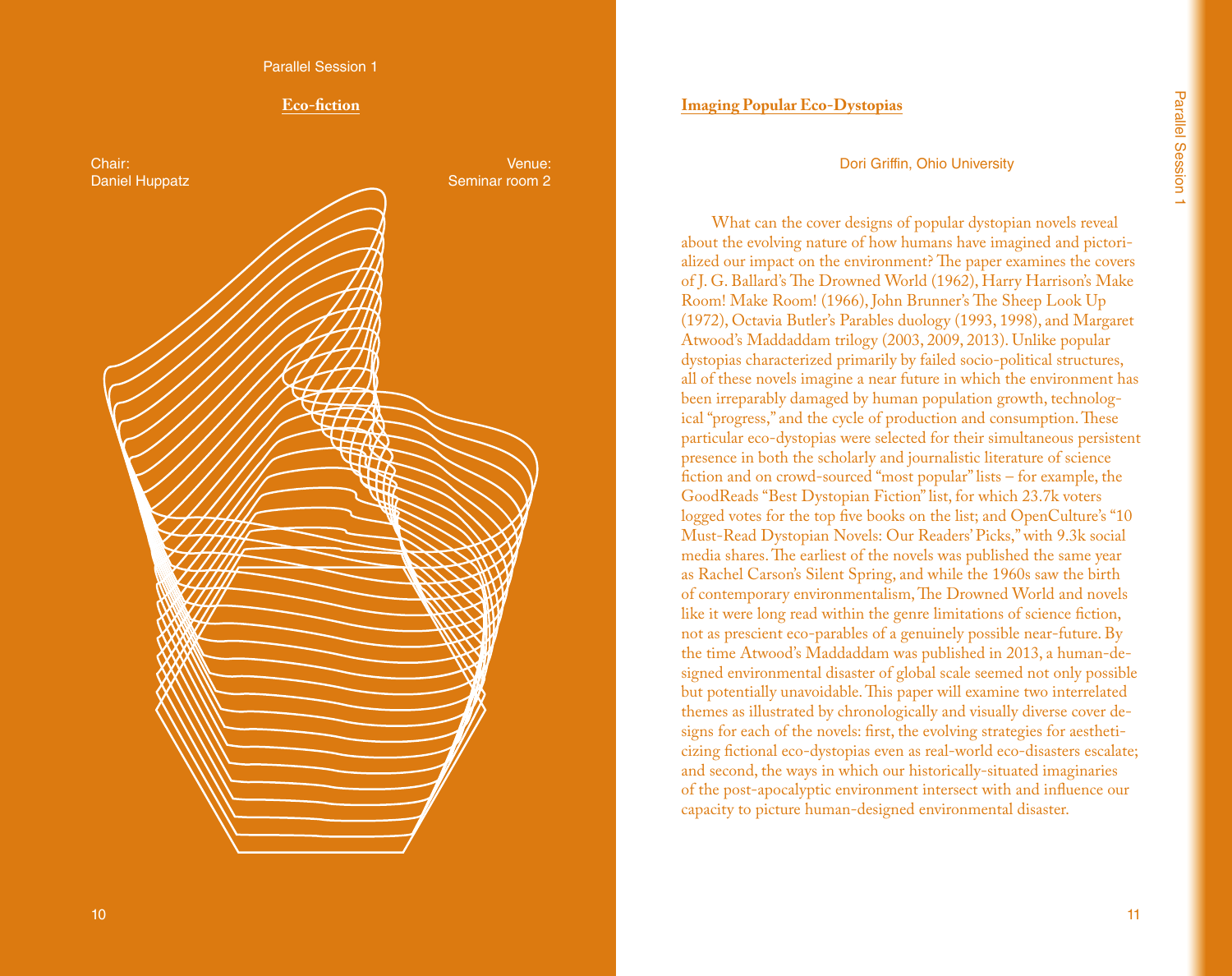Parallel Session 1

## Eco-fiction

Chair:
Daniel Huppatz

Venue:
Seminar room 2

## Imaging Popular Eco-Dystopias

Dori Griffin, Ohio University

What can the cover designs of popular dystopian novels reveal about the evolving nature of how humans have imagined and pictorialized our impact on the environment? The paper examines the covers of J. G. Ballard's The Drowned World (1962), Harry Harrison's Make Room! Make Room! (1966), John Brunner's The Sheep Look Up (1972), Octavia Butler's Parables duology (1993, 1998), and Margaret Atwood's Maddaddam trilogy (2003, 2009, 2013). Unlike popular dystopias characterized primarily by failed socio-political structures, all of these novels imagine a near future in which the environment has been irreparably damaged by human population growth, technological "progress," and the cycle of production and consumption. These particular eco-dystopias were selected for their simultaneous persistent presence in both the scholarly and journalistic literature of science fiction and on crowd-sourced "most popular" lists – for example, the GoodReads "Best Dystopian Fiction" list, for which 23.7k voters logged votes for the top five books on the list; and OpenCulture's "10 Must-Read Dystopian Novels: Our Readers' Picks," with 9.3k social media shares. The earliest of the novels was published the same year as Rachel Carson's Silent Spring, and while the 1960s saw the birth of contemporary environmentalism, The Drowned World and novels like it were long read within the genre limitations of science fiction, not as prescient eco-parables of a genuinely possible near-future. By the time Atwood's Maddaddam was published in 2013, a human-designed environmental disaster of global scale seemed not only possible but potentially unavoidable. This paper will examine two interrelated themes as illustrated by chronologically and visually diverse cover designs for each of the novels: first, the evolving strategies for aestheticizing fictional eco-dystopias even as real-world eco-disasters escalate; and second, the ways in which our historically-situated imaginaries of the post-apocalyptic environment intersect with and influence our capacity to picture human-designed environmental disaster.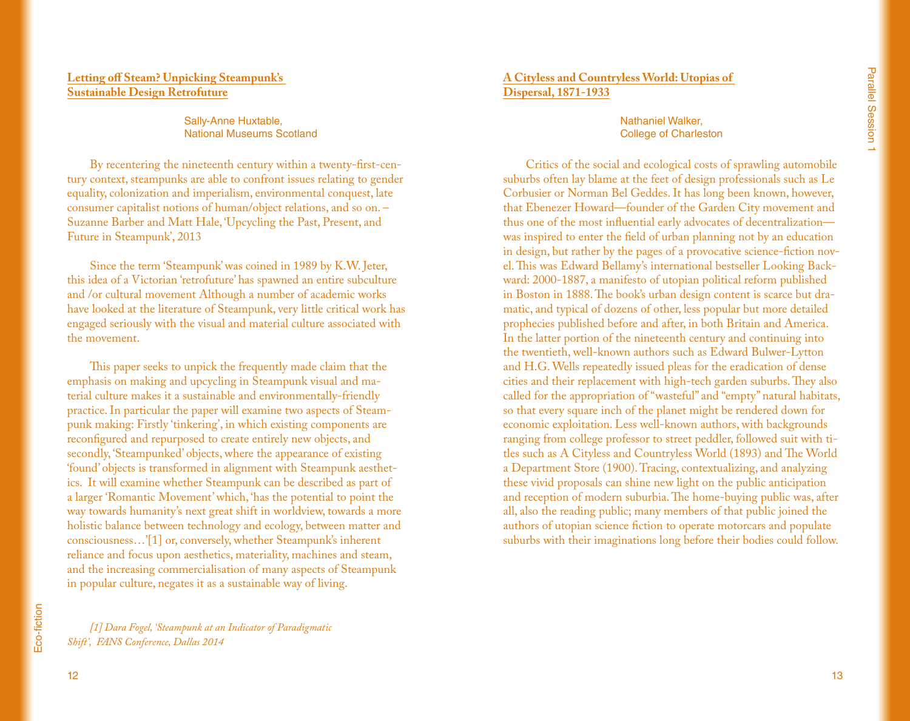## Letting off Steam? Unpicking Steampunk's Sustainable Design Retrofuture

Sally-Anne Huxtable,
National Museums Scotland

By recentering the nineteenth century within a twenty-first-century context, steampunks are able to confront issues relating to gender equality, colonization and imperialism, environmental conquest, late consumer capitalist notions of human/object relations, and so on. – Suzanne Barber and Matt Hale, 'Upcycling the Past, Present, and Future in Steampunk', 2013

Since the term 'Steampunk' was coined in 1989 by K.W. Jeter, this idea of a Victorian 'retrofuture' has spawned an entire subculture and /or cultural movement Although a number of academic works have looked at the literature of Steampunk, very little critical work has engaged seriously with the visual and material culture associated with the movement.

This paper seeks to unpick the frequently made claim that the emphasis on making and upcycling in Steampunk visual and material culture makes it a sustainable and environmentally-friendly practice. In particular the paper will examine two aspects of Steampunk making: Firstly 'tinkering', in which existing components are reconfigured and repurposed to create entirely new objects, and secondly, 'Steampunked' objects, where the appearance of existing 'found' objects is transformed in alignment with Steampunk aesthetics. It will examine whether Steampunk can be described as part of a larger 'Romantic Movement' which, 'has the potential to point the way towards humanity's next great shift in worldview, towards a more holistic balance between technology and ecology, between matter and consciousness…'[1] or, conversely, whether Steampunk's inherent reliance and focus upon aesthetics, materiality, machines and steam, and the increasing commercialisation of many aspects of Steampunk in popular culture, negates it as a sustainable way of living.

*[1] Dara Fogel, 'Steampunk at an Indicator of Paradigmatic Shift', FANS Conference, Dallas 2014*

## A Cityless and Countryless World: Utopias of Dispersal, 1871-1933

Nathaniel Walker,
College of Charleston

Critics of the social and ecological costs of sprawling automobile suburbs often lay blame at the feet of design professionals such as Le Corbusier or Norman Bel Geddes. It has long been known, however, that Ebenezer Howard—founder of the Garden City movement and thus one of the most influential early advocates of decentralization—was inspired to enter the field of urban planning not by an education in design, but rather by the pages of a provocative science-fiction novel. This was Edward Bellamy's international bestseller Looking Backward: 2000-1887, a manifesto of utopian political reform published in Boston in 1888. The book's urban design content is scarce but dramatic, and typical of dozens of other, less popular but more detailed prophecies published before and after, in both Britain and America. In the latter portion of the nineteenth century and continuing into the twentieth, well-known authors such as Edward Bulwer-Lytton and H.G. Wells repeatedly issued pleas for the eradication of dense cities and their replacement with high-tech garden suburbs. They also called for the appropriation of "wasteful" and "empty" natural habitats, so that every square inch of the planet might be rendered down for economic exploitation. Less well-known authors, with backgrounds ranging from college professor to street peddler, followed suit with titles such as A Cityless and Countryless World (1893) and The World a Department Store (1900). Tracing, contextualizing, and analyzing these vivid proposals can shine new light on the public anticipation and reception of modern suburbia. The home-buying public was, after all, also the reading public; many members of that public joined the authors of utopian science fiction to operate motorcars and populate suburbs with their imaginations long before their bodies could follow.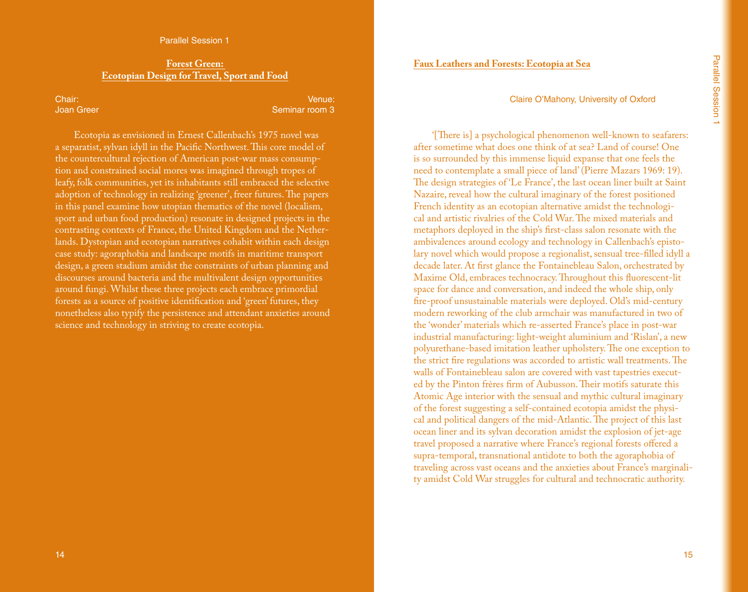Parallel Session 1

## Forest Green: Ecotopian Design for Travel, Sport and Food

Chair:
Joan Greer

Venue:
Seminar room 3

Ecotopia as envisioned in Ernest Callenbach's 1975 novel was a separatist, sylvan idyll in the Pacific Northwest. This core model of the countercultural rejection of American post-war mass consumption and constrained social mores was imagined through tropes of leafy, folk communities, yet its inhabitants still embraced the selective adoption of technology in realizing 'greener', freer futures. The papers in this panel examine how utopian thematics of the novel (localism, sport and urban food production) resonate in designed projects in the contrasting contexts of France, the United Kingdom and the Netherlands. Dystopian and ecotopian narratives cohabit within each design case study: agoraphobia and landscape motifs in maritime transport design, a green stadium amidst the constraints of urban planning and discourses around bacteria and the multivalent design opportunities around fungi. Whilst these three projects each embrace primordial forests as a source of positive identification and 'green' futures, they nonetheless also typify the persistence and attendant anxieties around science and technology in striving to create ecotopia.

### Faux Leathers and Forests: Ecotopia at Sea

Claire O'Mahony, University of Oxford

'[There is] a psychological phenomenon well-known to seafarers: after sometime what does one think of at sea? Land of course! One is so surrounded by this immense liquid expanse that one feels the need to contemplate a small piece of land' (Pierre Mazars 1969: 19). The design strategies of 'Le France', the last ocean liner built at Saint Nazaire, reveal how the cultural imaginary of the forest positioned French identity as an ecotopian alternative amidst the technological and artistic rivalries of the Cold War. The mixed materials and metaphors deployed in the ship's first-class salon resonate with the ambivalences around ecology and technology in Callenbach's epistolary novel which would propose a regionalist, sensual tree-filled idyll a decade later. At first glance the Fontainebleau Salon, orchestrated by Maxime Old, embraces technocracy. Throughout this fluorescent-lit space for dance and conversation, and indeed the whole ship, only fire-proof unsustainable materials were deployed. Old's mid-century modern reworking of the club armchair was manufactured in two of the 'wonder' materials which re-asserted France's place in post-war industrial manufacturing: light-weight aluminium and 'Rislan', a new polyurethane-based imitation leather upholstery. The one exception to the strict fire regulations was accorded to artistic wall treatments. The walls of Fontainebleau salon are covered with vast tapestries executed by the Pinton frères firm of Aubusson. Their motifs saturate this Atomic Age interior with the sensual and mythic cultural imaginary of the forest suggesting a self-contained ecotopia amidst the physical and political dangers of the mid-Atlantic. The project of this last ocean liner and its sylvan decoration amidst the explosion of jet-age travel proposed a narrative where France's regional forests offered a supra-temporal, transnational antidote to both the agoraphobia of traveling across vast oceans and the anxieties about France's marginality amidst Cold War struggles for cultural and technocratic authority.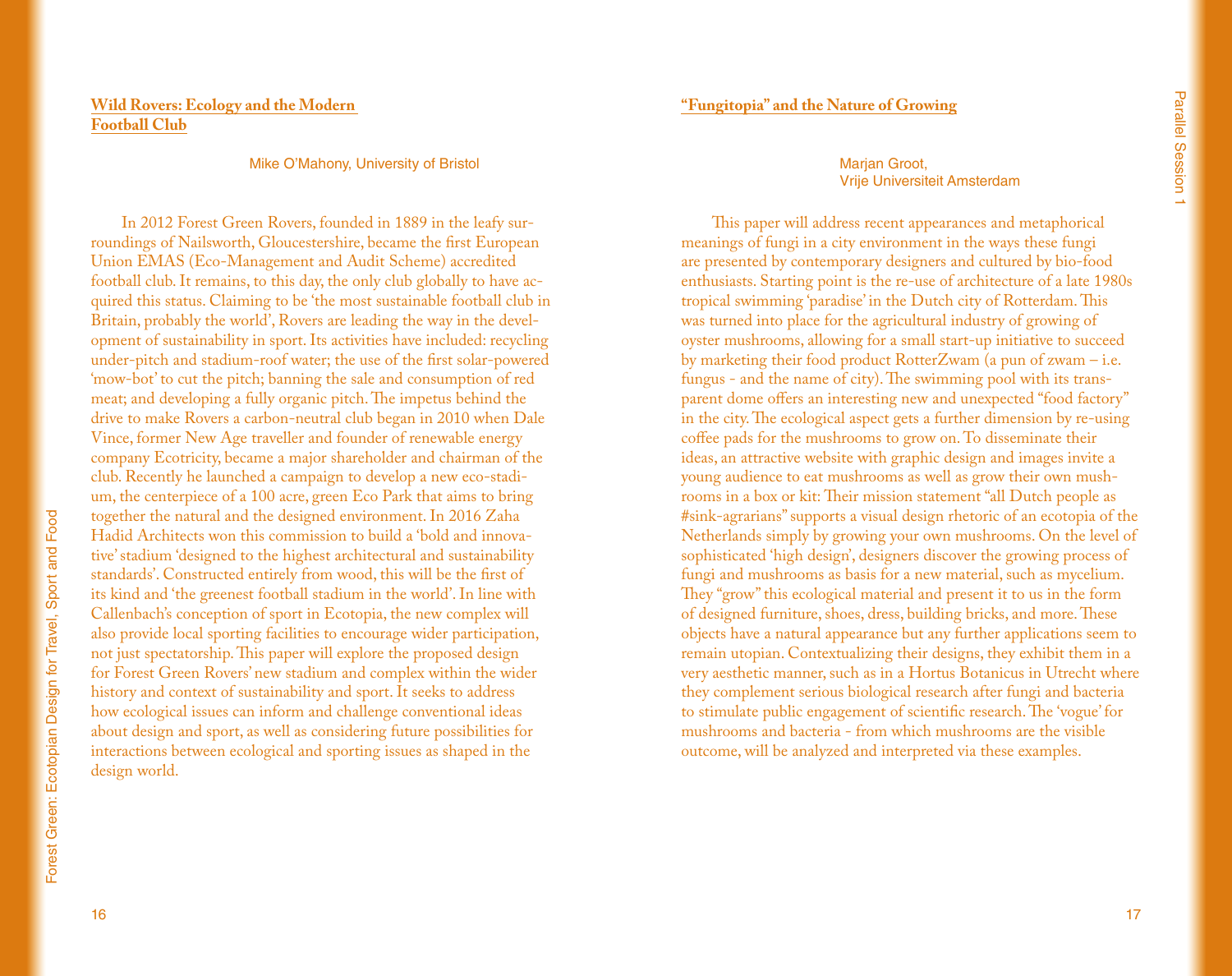## Wild Rovers: Ecology and the Modern Football Club

Mike O'Mahony, University of Bristol

In 2012 Forest Green Rovers, founded in 1889 in the leafy surroundings of Nailsworth, Gloucestershire, became the first European Union EMAS (Eco-Management and Audit Scheme) accredited football club. It remains, to this day, the only club globally to have acquired this status. Claiming to be 'the most sustainable football club in Britain, probably the world', Rovers are leading the way in the development of sustainability in sport. Its activities have included: recycling under-pitch and stadium-roof water; the use of the first solar-powered 'mow-bot' to cut the pitch; banning the sale and consumption of red meat; and developing a fully organic pitch. The impetus behind the drive to make Rovers a carbon-neutral club began in 2010 when Dale Vince, former New Age traveller and founder of renewable energy company Ecotricity, became a major shareholder and chairman of the club. Recently he launched a campaign to develop a new eco-stadium, the centerpiece of a 100 acre, green Eco Park that aims to bring together the natural and the designed environment. In 2016 Zaha Hadid Architects won this commission to build a 'bold and innovative' stadium 'designed to the highest architectural and sustainability standards'. Constructed entirely from wood, this will be the first of its kind and 'the greenest football stadium in the world'. In line with Callenbach's conception of sport in Ecotopia, the new complex will also provide local sporting facilities to encourage wider participation, not just spectatorship. This paper will explore the proposed design for Forest Green Rovers' new stadium and complex within the wider history and context of sustainability and sport. It seeks to address how ecological issues can inform and challenge conventional ideas about design and sport, as well as considering future possibilities for interactions between ecological and sporting issues as shaped in the design world.

## "Fungitopia" and the Nature of Growing

Marjan Groot,
Vrije Universiteit Amsterdam

This paper will address recent appearances and metaphorical meanings of fungi in a city environment in the ways these fungi are presented by contemporary designers and cultured by bio-food enthusiasts. Starting point is the re-use of architecture of a late 1980s tropical swimming 'paradise' in the Dutch city of Rotterdam. This was turned into place for the agricultural industry of growing of oyster mushrooms, allowing for a small start-up initiative to succeed by marketing their food product RotterZwam (a pun of zwam – i.e. fungus - and the name of city). The swimming pool with its transparent dome offers an interesting new and unexpected "food factory" in the city. The ecological aspect gets a further dimension by re-using coffee pads for the mushrooms to grow on. To disseminate their ideas, an attractive website with graphic design and images invite a young audience to eat mushrooms as well as grow their own mushrooms in a box or kit: Their mission statement "all Dutch people as #sink-agrarians" supports a visual design rhetoric of an ecotopia of the Netherlands simply by growing your own mushrooms. On the level of sophisticated 'high design', designers discover the growing process of fungi and mushrooms as basis for a new material, such as mycelium. They "grow" this ecological material and present it to us in the form of designed furniture, shoes, dress, building bricks, and more. These objects have a natural appearance but any further applications seem to remain utopian. Contextualizing their designs, they exhibit them in a very aesthetic manner, such as in a Hortus Botanicus in Utrecht where they complement serious biological research after fungi and bacteria to stimulate public engagement of scientific research. The 'vogue' for mushrooms and bacteria - from which mushrooms are the visible outcome, will be analyzed and interpreted via these examples.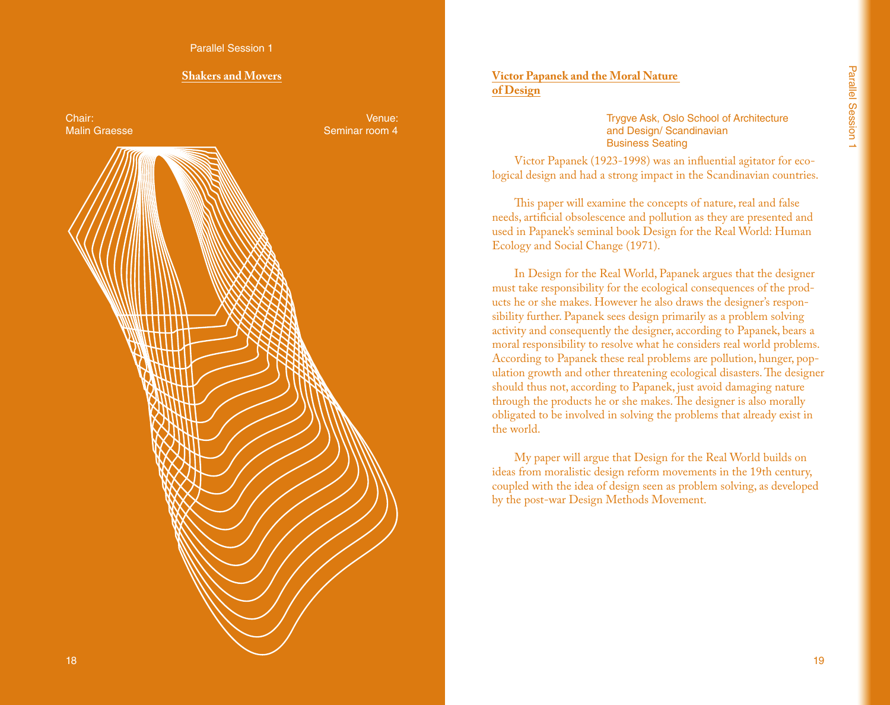Parallel Session 1

## Shakers and Movers

Chair:
Malin Graesse

Venue:
Seminar room 4

## Victor Papanek and the Moral Nature of Design

Trygve Ask, Oslo School of Architecture and Design/ Scandinavian Business Seating

Victor Papanek (1923-1998) was an influential agitator for ecological design and had a strong impact in the Scandinavian countries.

This paper will examine the concepts of nature, real and false needs, artificial obsolescence and pollution as they are presented and used in Papanek's seminal book Design for the Real World: Human Ecology and Social Change (1971).

In Design for the Real World, Papanek argues that the designer must take responsibility for the ecological consequences of the products he or she makes. However he also draws the designer's responsibility further. Papanek sees design primarily as a problem solving activity and consequently the designer, according to Papanek, bears a moral responsibility to resolve what he considers real world problems. According to Papanek these real problems are pollution, hunger, population growth and other threatening ecological disasters. The designer should thus not, according to Papanek, just avoid damaging nature through the products he or she makes. The designer is also morally obligated to be involved in solving the problems that already exist in the world.

My paper will argue that Design for the Real World builds on ideas from moralistic design reform movements in the 19th century, coupled with the idea of design seen as problem solving, as developed by the post-war Design Methods Movement.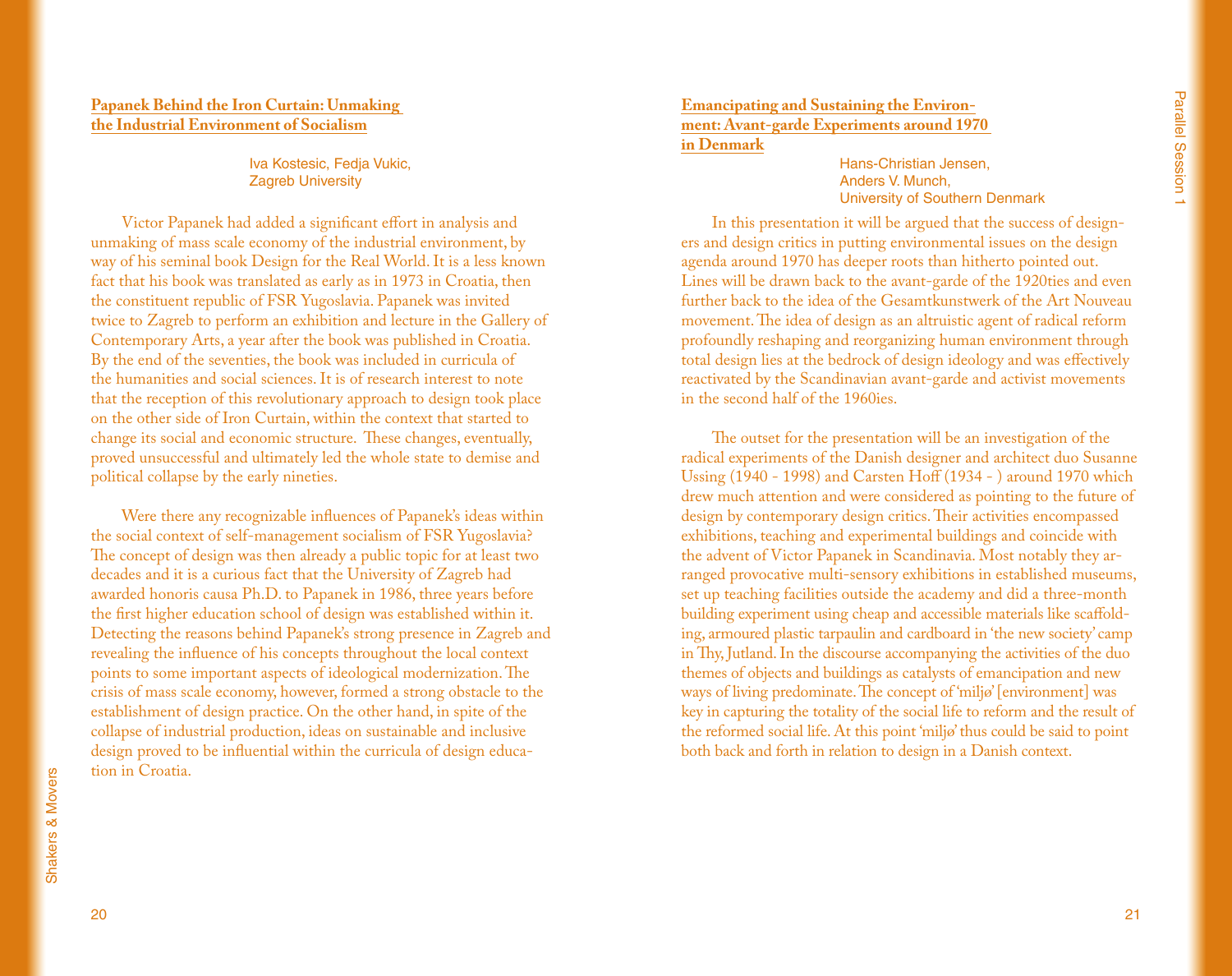## Papanek Behind the Iron Curtain: Unmaking the Industrial Environment of Socialism

Iva Kostesic, Fedja Vukic,
Zagreb University

Victor Papanek had added a significant effort in analysis and unmaking of mass scale economy of the industrial environment, by way of his seminal book Design for the Real World. It is a less known fact that his book was translated as early as in 1973 in Croatia, then the constituent republic of FSR Yugoslavia. Papanek was invited twice to Zagreb to perform an exhibition and lecture in the Gallery of Contemporary Arts, a year after the book was published in Croatia. By the end of the seventies, the book was included in curricula of the humanities and social sciences. It is of research interest to note that the reception of this revolutionary approach to design took place on the other side of Iron Curtain, within the context that started to change its social and economic structure. These changes, eventually, proved unsuccessful and ultimately led the whole state to demise and political collapse by the early nineties.

Were there any recognizable influences of Papanek's ideas within the social context of self-management socialism of FSR Yugoslavia? The concept of design was then already a public topic for at least two decades and it is a curious fact that the University of Zagreb had awarded honoris causa Ph.D. to Papanek in 1986, three years before the first higher education school of design was established within it. Detecting the reasons behind Papanek's strong presence in Zagreb and revealing the influence of his concepts throughout the local context points to some important aspects of ideological modernization. The crisis of mass scale economy, however, formed a strong obstacle to the establishment of design practice. On the other hand, in spite of the collapse of industrial production, ideas on sustainable and inclusive design proved to be influential within the curricula of design education in Croatia.

## Emancipating and Sustaining the Environment: Avant-garde Experiments around 1970 in Denmark

Hans-Christian Jensen,
Anders V. Munch,
University of Southern Denmark

In this presentation it will be argued that the success of designers and design critics in putting environmental issues on the design agenda around 1970 has deeper roots than hitherto pointed out. Lines will be drawn back to the avant-garde of the 1920ties and even further back to the idea of the Gesamtkunstwerk of the Art Nouveau movement. The idea of design as an altruistic agent of radical reform profoundly reshaping and reorganizing human environment through total design lies at the bedrock of design ideology and was effectively reactivated by the Scandinavian avant-garde and activist movements in the second half of the 1960ies.

The outset for the presentation will be an investigation of the radical experiments of the Danish designer and architect duo Susanne Ussing (1940 - 1998) and Carsten Hoff (1934 - ) around 1970 which drew much attention and were considered as pointing to the future of design by contemporary design critics. Their activities encompassed exhibitions, teaching and experimental buildings and coincide with the advent of Victor Papanek in Scandinavia. Most notably they arranged provocative multi-sensory exhibitions in established museums, set up teaching facilities outside the academy and did a three-month building experiment using cheap and accessible materials like scaffolding, armoured plastic tarpaulin and cardboard in 'the new society' camp in Thy, Jutland. In the discourse accompanying the activities of the duo themes of objects and buildings as catalysts of emancipation and new ways of living predominate. The concept of 'miljø' [environment] was key in capturing the totality of the social life to reform and the result of the reformed social life. At this point 'miljø' thus could be said to point both back and forth in relation to design in a Danish context.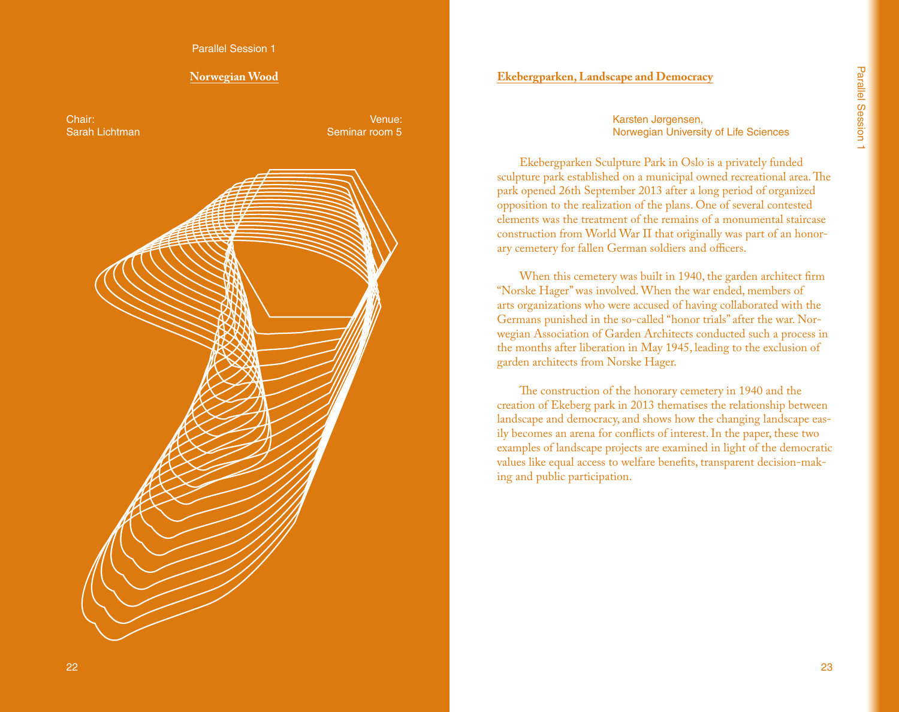Parallel Session 1

## Norwegian Wood

Chair:
Sarah Lichtman

Venue:
Seminar room 5

## Ekebergparken, Landscape and Democracy

Karsten Jørgensen,
Norwegian University of Life Sciences

Ekebergparken Sculpture Park in Oslo is a privately funded sculpture park established on a municipal owned recreational area. The park opened 26th September 2013 after a long period of organized opposition to the realization of the plans. One of several contested elements was the treatment of the remains of a monumental staircase construction from World War II that originally was part of an honorary cemetery for fallen German soldiers and officers.

When this cemetery was built in 1940, the garden architect firm "Norske Hager" was involved. When the war ended, members of arts organizations who were accused of having collaborated with the Germans punished in the so-called "honor trials" after the war. Norwegian Association of Garden Architects conducted such a process in the months after liberation in May 1945, leading to the exclusion of garden architects from Norske Hager.

The construction of the honorary cemetery in 1940 and the creation of Ekeberg park in 2013 thematises the relationship between landscape and democracy, and shows how the changing landscape easily becomes an arena for conflicts of interest. In the paper, these two examples of landscape projects are examined in light of the democratic values like equal access to welfare benefits, transparent decision-making and public participation.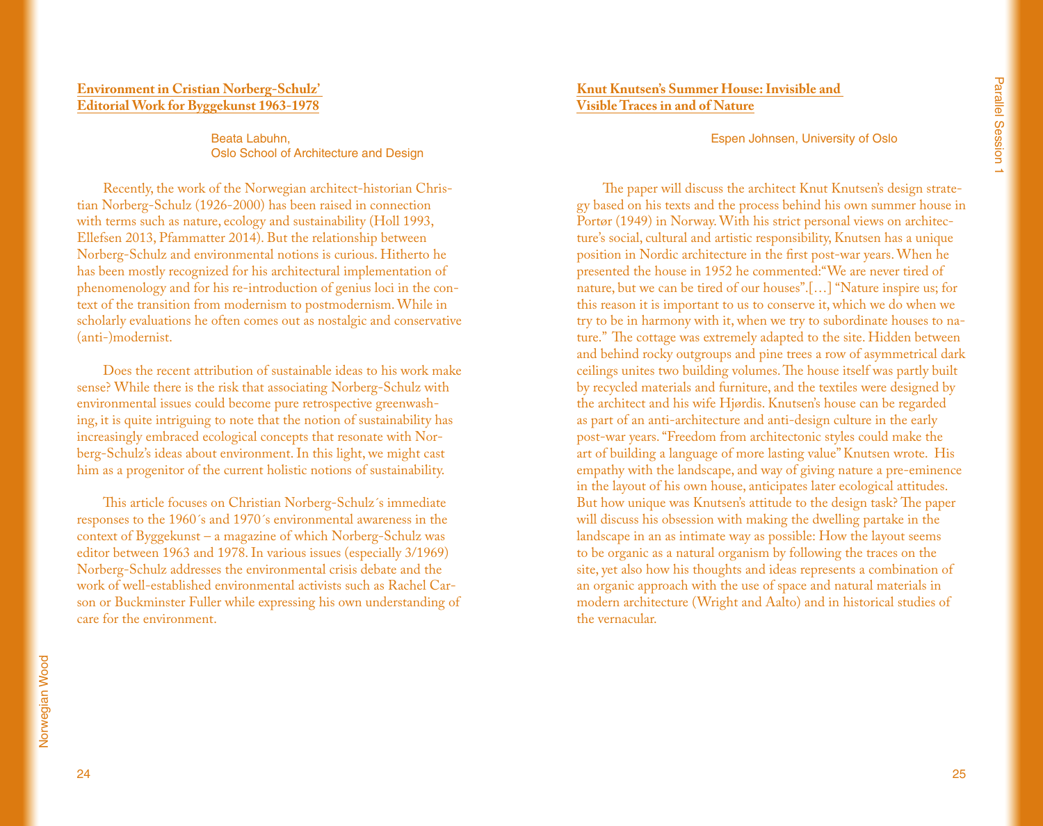## Environment in Cristian Norberg-Schulz' Editorial Work for Byggekunst 1963-1978

Beata Labuhn,
Oslo School of Architecture and Design

Recently, the work of the Norwegian architect-historian Christian Norberg-Schulz (1926-2000) has been raised in connection with terms such as nature, ecology and sustainability (Holl 1993, Ellefsen 2013, Pfammatter 2014). But the relationship between Norberg-Schulz and environmental notions is curious. Hitherto he has been mostly recognized for his architectural implementation of phenomenology and for his re-introduction of genius loci in the context of the transition from modernism to postmodernism. While in scholarly evaluations he often comes out as nostalgic and conservative (anti-)modernist.

Does the recent attribution of sustainable ideas to his work make sense? While there is the risk that associating Norberg-Schulz with environmental issues could become pure retrospective greenwashing, it is quite intriguing to note that the notion of sustainability has increasingly embraced ecological concepts that resonate with Norberg-Schulz's ideas about environment. In this light, we might cast him as a progenitor of the current holistic notions of sustainability.

This article focuses on Christian Norberg-Schulz´s immediate responses to the 1960´s and 1970´s environmental awareness in the context of Byggekunst – a magazine of which Norberg-Schulz was editor between 1963 and 1978. In various issues (especially 3/1969) Norberg-Schulz addresses the environmental crisis debate and the work of well-established environmental activists such as Rachel Carson or Buckminster Fuller while expressing his own understanding of care for the environment.

## Knut Knutsen's Summer House: Invisible and Visible Traces in and of Nature

Espen Johnsen, University of Oslo

The paper will discuss the architect Knut Knutsen's design strategy based on his texts and the process behind his own summer house in Portør (1949) in Norway. With his strict personal views on architecture's social, cultural and artistic responsibility, Knutsen has a unique position in Nordic architecture in the first post-war years. When he presented the house in 1952 he commented:"We are never tired of nature, but we can be tired of our houses".[…] "Nature inspire us; for this reason it is important to us to conserve it, which we do when we try to be in harmony with it, when we try to subordinate houses to nature." The cottage was extremely adapted to the site. Hidden between and behind rocky outgroups and pine trees a row of asymmetrical dark ceilings unites two building volumes. The house itself was partly built by recycled materials and furniture, and the textiles were designed by the architect and his wife Hjørdis. Knutsen's house can be regarded as part of an anti-architecture and anti-design culture in the early post-war years. "Freedom from architectonic styles could make the art of building a language of more lasting value" Knutsen wrote. His empathy with the landscape, and way of giving nature a pre-eminence in the layout of his own house, anticipates later ecological attitudes. But how unique was Knutsen's attitude to the design task? The paper will discuss his obsession with making the dwelling partake in the landscape in an as intimate way as possible: How the layout seems to be organic as a natural organism by following the traces on the site, yet also how his thoughts and ideas represents a combination of an organic approach with the use of space and natural materials in modern architecture (Wright and Aalto) and in historical studies of the vernacular.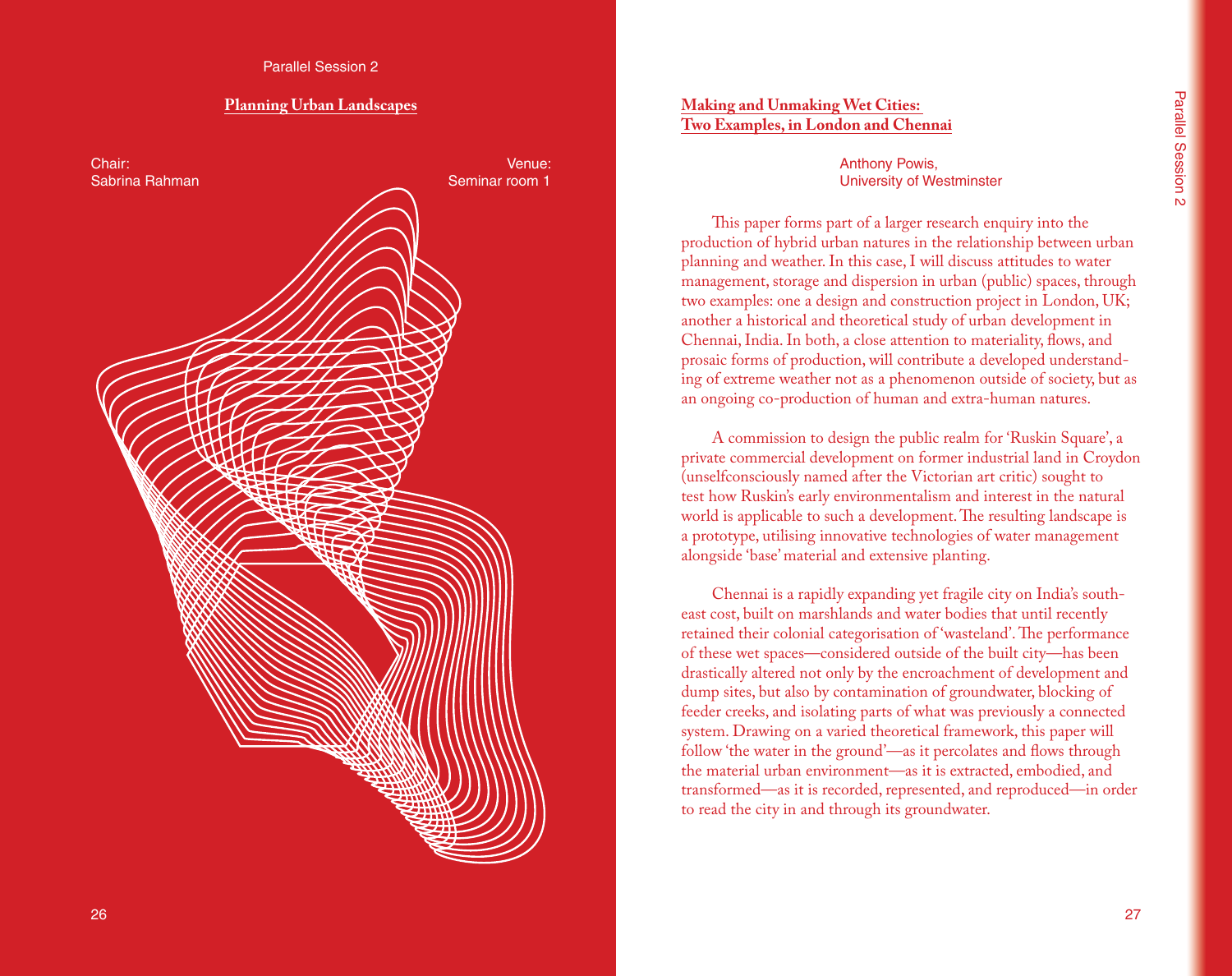Parallel Session 2

## Planning Urban Landscapes

Chair:
Sabrina Rahman

Venue:
Seminar room 1

## Making and Unmaking Wet Cities: Two Examples, in London and Chennai

Anthony Powis,
University of Westminster

This paper forms part of a larger research enquiry into the production of hybrid urban natures in the relationship between urban planning and weather. In this case, I will discuss attitudes to water management, storage and dispersion in urban (public) spaces, through two examples: one a design and construction project in London, UK; another a historical and theoretical study of urban development in Chennai, India. In both, a close attention to materiality, flows, and prosaic forms of production, will contribute a developed understanding of extreme weather not as a phenomenon outside of society, but as an ongoing co-production of human and extra-human natures.

A commission to design the public realm for 'Ruskin Square', a private commercial development on former industrial land in Croydon (unselfconsciously named after the Victorian art critic) sought to test how Ruskin's early environmentalism and interest in the natural world is applicable to such a development. The resulting landscape is a prototype, utilising innovative technologies of water management alongside 'base' material and extensive planting.

Chennai is a rapidly expanding yet fragile city on India's south-east cost, built on marshlands and water bodies that until recently retained their colonial categorisation of 'wasteland'. The performance of these wet spaces—considered outside of the built city—has been drastically altered not only by the encroachment of development and dump sites, but also by contamination of groundwater, blocking of feeder creeks, and isolating parts of what was previously a connected system. Drawing on a varied theoretical framework, this paper will follow 'the water in the ground'—as it percolates and flows through the material urban environment—as it is extracted, embodied, and transformed—as it is recorded, represented, and reproduced—in order to read the city in and through its groundwater.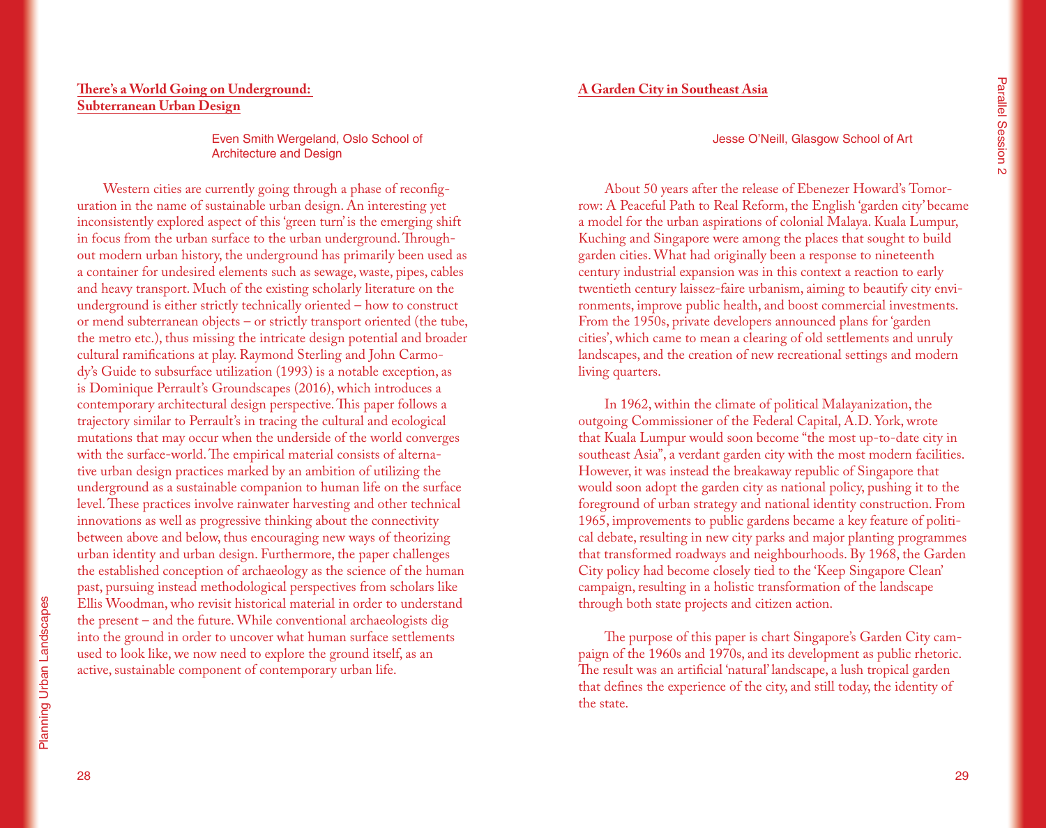## There's a World Going on Underground: Subterranean Urban Design

Even Smith Wergeland, Oslo School of Architecture and Design

Western cities are currently going through a phase of reconfiguration in the name of sustainable urban design. An interesting yet inconsistently explored aspect of this 'green turn' is the emerging shift in focus from the urban surface to the urban underground. Throughout modern urban history, the underground has primarily been used as a container for undesired elements such as sewage, waste, pipes, cables and heavy transport. Much of the existing scholarly literature on the underground is either strictly technically oriented – how to construct or mend subterranean objects – or strictly transport oriented (the tube, the metro etc.), thus missing the intricate design potential and broader cultural ramifications at play. Raymond Sterling and John Carmody's Guide to subsurface utilization (1993) is a notable exception, as is Dominique Perrault's Groundscapes (2016), which introduces a contemporary architectural design perspective. This paper follows a trajectory similar to Perrault's in tracing the cultural and ecological mutations that may occur when the underside of the world converges with the surface-world. The empirical material consists of alternative urban design practices marked by an ambition of utilizing the underground as a sustainable companion to human life on the surface level. These practices involve rainwater harvesting and other technical innovations as well as progressive thinking about the connectivity between above and below, thus encouraging new ways of theorizing urban identity and urban design. Furthermore, the paper challenges the established conception of archaeology as the science of the human past, pursuing instead methodological perspectives from scholars like Ellis Woodman, who revisit historical material in order to understand the present – and the future. While conventional archaeologists dig into the ground in order to uncover what human surface settlements used to look like, we now need to explore the ground itself, as an active, sustainable component of contemporary urban life.

## A Garden City in Southeast Asia

Jesse O'Neill, Glasgow School of Art

About 50 years after the release of Ebenezer Howard's Tomorrow: A Peaceful Path to Real Reform, the English 'garden city' became a model for the urban aspirations of colonial Malaya. Kuala Lumpur, Kuching and Singapore were among the places that sought to build garden cities. What had originally been a response to nineteenth century industrial expansion was in this context a reaction to early twentieth century laissez-faire urbanism, aiming to beautify city environments, improve public health, and boost commercial investments. From the 1950s, private developers announced plans for 'garden cities', which came to mean a clearing of old settlements and unruly landscapes, and the creation of new recreational settings and modern living quarters.

In 1962, within the climate of political Malayanization, the outgoing Commissioner of the Federal Capital, A.D. York, wrote that Kuala Lumpur would soon become "the most up-to-date city in southeast Asia", a verdant garden city with the most modern facilities. However, it was instead the breakaway republic of Singapore that would soon adopt the garden city as national policy, pushing it to the foreground of urban strategy and national identity construction. From 1965, improvements to public gardens became a key feature of political debate, resulting in new city parks and major planting programmes that transformed roadways and neighbourhoods. By 1968, the Garden City policy had become closely tied to the 'Keep Singapore Clean' campaign, resulting in a holistic transformation of the landscape through both state projects and citizen action.

The purpose of this paper is chart Singapore's Garden City campaign of the 1960s and 1970s, and its development as public rhetoric. The result was an artificial 'natural' landscape, a lush tropical garden that defines the experience of the city, and still today, the identity of the state.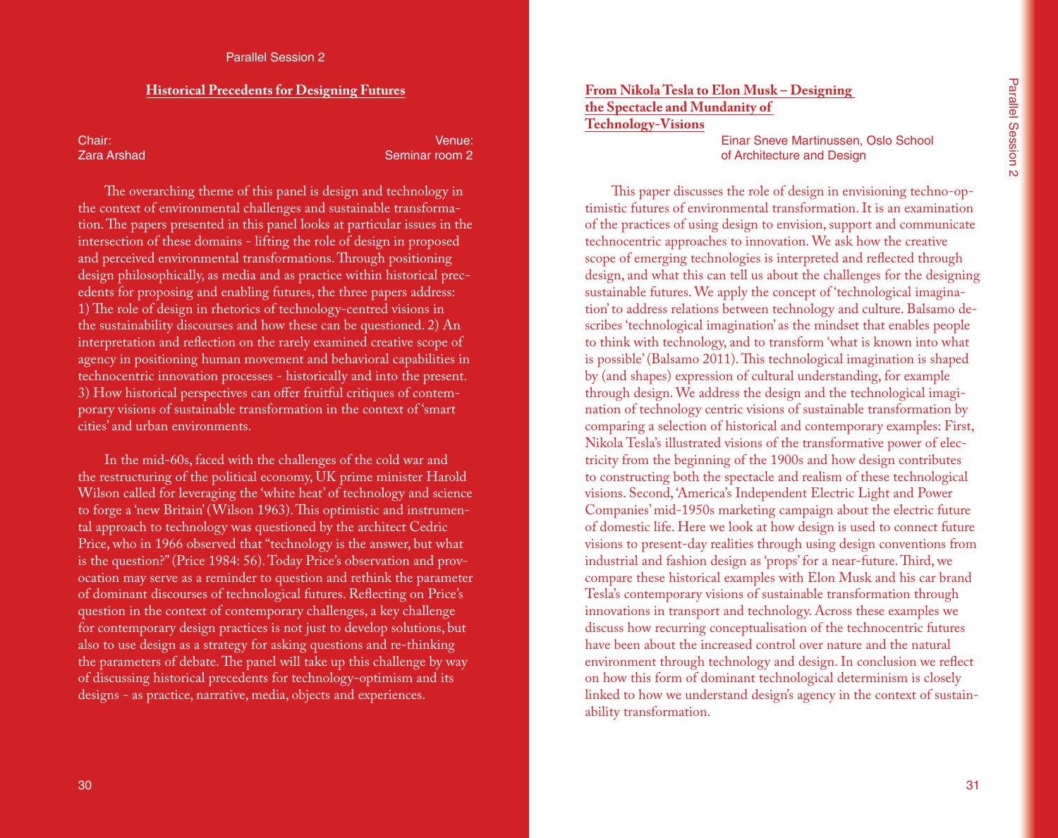## Historical Precedents for Designing Futures

Chair:
Zara Arshad

Venue:
Seminar room 2

The overarching theme of this panel is design and technology in the context of environmental challenges and sustainable transformation. The papers presented in this panel looks at particular issues in the intersection of these domains - lifting the role of design in proposed and perceived environmental transformations. Through positioning design philosophically, as media and as practice within historical precedents for proposing and enabling futures, the three papers address: 1) The role of design in rhetorics of technology-centred visions in the sustainability discourses and how these can be questioned. 2) An interpretation and reflection on the rarely examined creative scope of agency in positioning human movement and behavioral capabilities in technocentric innovation processes - historically and into the present. 3) How historical perspectives can offer fruitful critiques of contemporary visions of sustainable transformation in the context of 'smart cities' and urban environments.

In the mid-60s, faced with the challenges of the cold war and the restructuring of the political economy, UK prime minister Harold Wilson called for leveraging the 'white heat' of technology and science to forge a 'new Britain' (Wilson 1963). This optimistic and instrumental approach to technology was questioned by the architect Cedric Price, who in 1966 observed that "technology is the answer, but what is the question?" (Price 1984: 56). Today Price's observation and provocation may serve as a reminder to question and rethink the parameter of dominant discourses of technological futures. Reflecting on Price's question in the context of contemporary challenges, a key challenge for contemporary design practices is not just to develop solutions, but also to use design as a strategy for asking questions and re-thinking the parameters of debate. The panel will take up this challenge by way of discussing historical precedents for technology-optimism and its designs - as practice, narrative, media, objects and experiences.

### From Nikola Tesla to Elon Musk – Designing the Spectacle and Mundanity of Technology-Visions

Einar Sneve Martinussen, Oslo School of Architecture and Design

This paper discusses the role of design in envisioning techno-optimistic futures of environmental transformation. It is an examination of the practices of using design to envision, support and communicate technocentric approaches to innovation. We ask how the creative scope of emerging technologies is interpreted and reflected through design, and what this can tell us about the challenges for the designing sustainable futures. We apply the concept of 'technological imagination' to address relations between technology and culture. Balsamo describes 'technological imagination' as the mindset that enables people to think with technology, and to transform 'what is known into what is possible' (Balsamo 2011). This technological imagination is shaped by (and shapes) expression of cultural understanding, for example through design. We address the design and the technological imagination of technology centric visions of sustainable transformation by comparing a selection of historical and contemporary examples: First, Nikola Tesla's illustrated visions of the transformative power of electricity from the beginning of the 1900s and how design contributes to constructing both the spectacle and realism of these technological visions. Second, 'America's Independent Electric Light and Power Companies' mid-1950s marketing campaign about the electric future of domestic life. Here we look at how design is used to connect future visions to present-day realities through using design conventions from industrial and fashion design as 'props' for a near-future. Third, we compare these historical examples with Elon Musk and his car brand Tesla's contemporary visions of sustainable transformation through innovations in transport and technology. Across these examples we discuss how recurring conceptualisation of the technocentric futures have been about the increased control over nature and the natural environment through technology and design. In conclusion we reflect on how this form of dominant technological determinism is closely linked to how we understand design's agency in the context of sustainability transformation.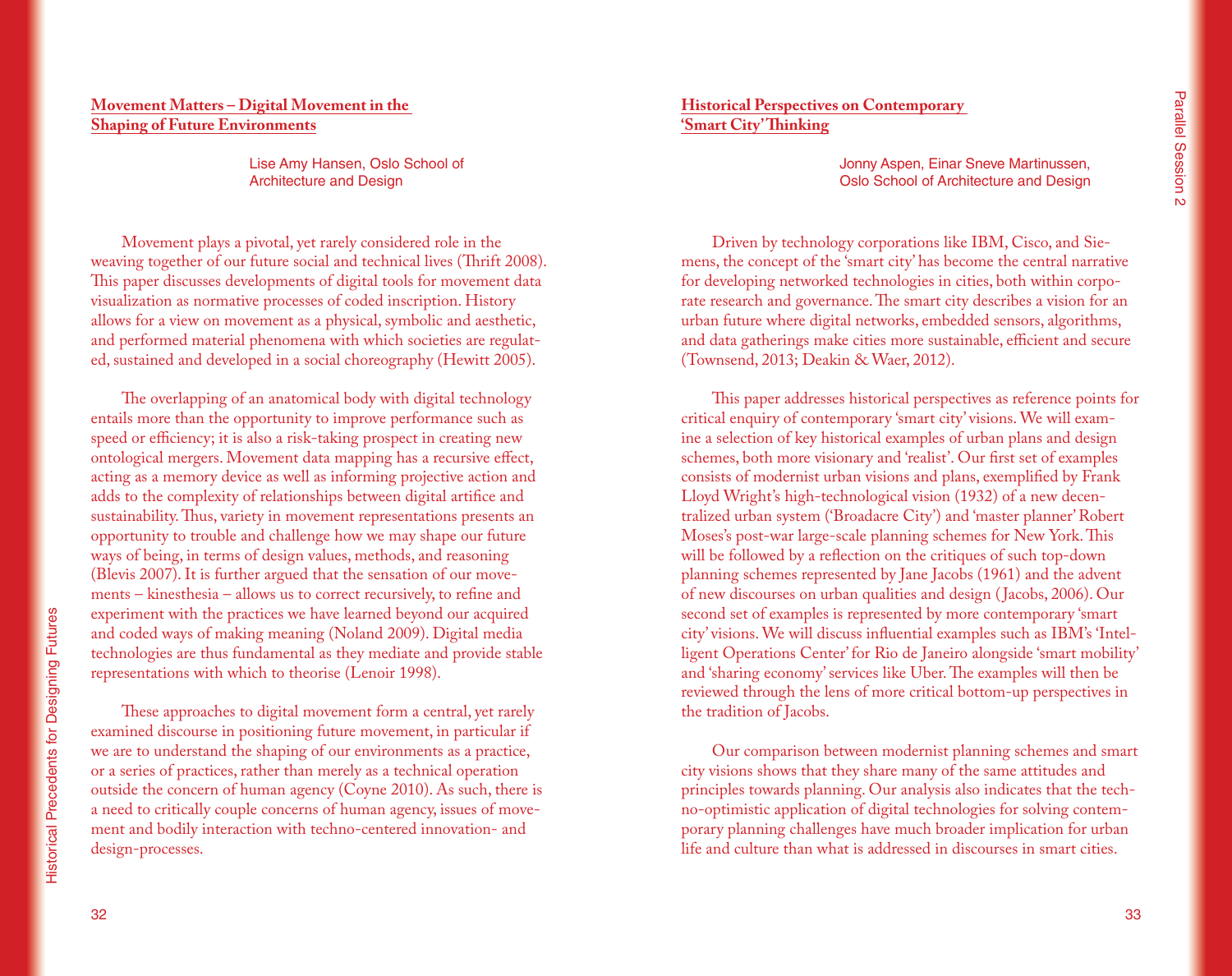## Movement Matters – Digital Movement in the Shaping of Future Environments

Lise Amy Hansen, Oslo School of Architecture and Design

Movement plays a pivotal, yet rarely considered role in the weaving together of our future social and technical lives (Thrift 2008). This paper discusses developments of digital tools for movement data visualization as normative processes of coded inscription. History allows for a view on movement as a physical, symbolic and aesthetic, and performed material phenomena with which societies are regulated, sustained and developed in a social choreography (Hewitt 2005).

The overlapping of an anatomical body with digital technology entails more than the opportunity to improve performance such as speed or efficiency; it is also a risk-taking prospect in creating new ontological mergers. Movement data mapping has a recursive effect, acting as a memory device as well as informing projective action and adds to the complexity of relationships between digital artifice and sustainability. Thus, variety in movement representations presents an opportunity to trouble and challenge how we may shape our future ways of being, in terms of design values, methods, and reasoning (Blevis 2007). It is further argued that the sensation of our movements – kinesthesia – allows us to correct recursively, to refine and experiment with the practices we have learned beyond our acquired and coded ways of making meaning (Noland 2009). Digital media technologies are thus fundamental as they mediate and provide stable representations with which to theorise (Lenoir 1998).

These approaches to digital movement form a central, yet rarely examined discourse in positioning future movement, in particular if we are to understand the shaping of our environments as a practice, or a series of practices, rather than merely as a technical operation outside the concern of human agency (Coyne 2010). As such, there is a need to critically couple concerns of human agency, issues of movement and bodily interaction with techno-centered innovation- and design-processes.

## Historical Perspectives on Contemporary 'Smart City' Thinking

Jonny Aspen, Einar Sneve Martinussen, Oslo School of Architecture and Design

Driven by technology corporations like IBM, Cisco, and Siemens, the concept of the 'smart city' has become the central narrative for developing networked technologies in cities, both within corporate research and governance. The smart city describes a vision for an urban future where digital networks, embedded sensors, algorithms, and data gatherings make cities more sustainable, efficient and secure (Townsend, 2013; Deakin & Waer, 2012).

This paper addresses historical perspectives as reference points for critical enquiry of contemporary 'smart city' visions. We will examine a selection of key historical examples of urban plans and design schemes, both more visionary and 'realist'. Our first set of examples consists of modernist urban visions and plans, exemplified by Frank Lloyd Wright's high-technological vision (1932) of a new decentralized urban system ('Broadacre City') and 'master planner' Robert Moses's post-war large-scale planning schemes for New York. This will be followed by a reflection on the critiques of such top-down planning schemes represented by Jane Jacobs (1961) and the advent of new discourses on urban qualities and design (Jacobs, 2006). Our second set of examples is represented by more contemporary 'smart city' visions. We will discuss influential examples such as IBM's 'Intelligent Operations Center' for Rio de Janeiro alongside 'smart mobility' and 'sharing economy' services like Uber. The examples will then be reviewed through the lens of more critical bottom-up perspectives in the tradition of Jacobs.

Our comparison between modernist planning schemes and smart city visions shows that they share many of the same attitudes and principles towards planning. Our analysis also indicates that the techno-optimistic application of digital technologies for solving contemporary planning challenges have much broader implication for urban life and culture than what is addressed in discourses in smart cities.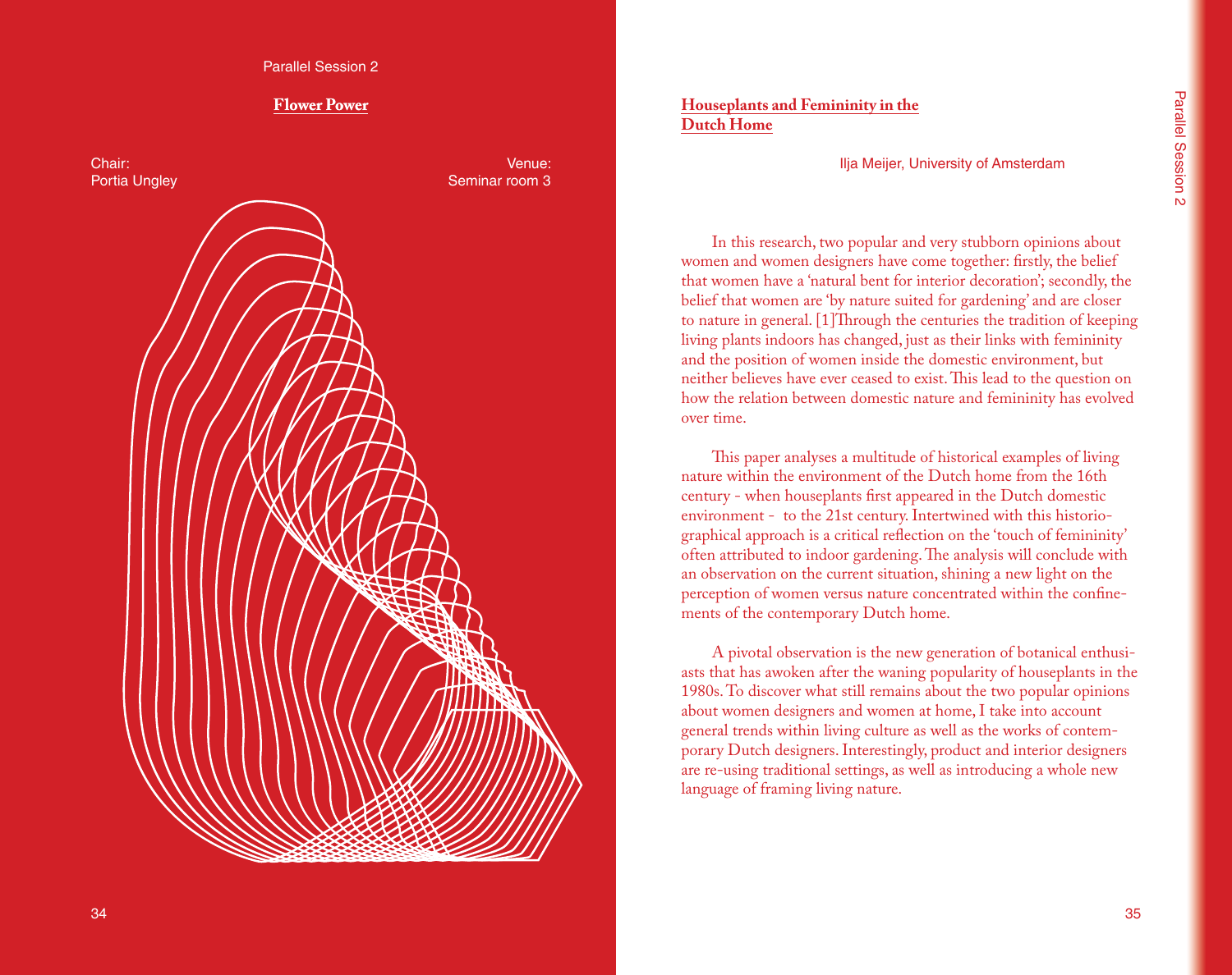Parallel Session 2

## Flower Power

Chair:
Portia Ungley

Venue:
Seminar room 3

## Houseplants and Femininity in the Dutch Home

Ilja Meijer, University of Amsterdam

In this research, two popular and very stubborn opinions about women and women designers have come together: firstly, the belief that women have a 'natural bent for interior decoration'; secondly, the belief that women are 'by nature suited for gardening' and are closer to nature in general. [1]Through the centuries the tradition of keeping living plants indoors has changed, just as their links with femininity and the position of women inside the domestic environment, but neither believes have ever ceased to exist. This lead to the question on how the relation between domestic nature and femininity has evolved over time.

This paper analyses a multitude of historical examples of living nature within the environment of the Dutch home from the 16th century - when houseplants first appeared in the Dutch domestic environment - to the 21st century. Intertwined with this historiographical approach is a critical reflection on the 'touch of femininity' often attributed to indoor gardening. The analysis will conclude with an observation on the current situation, shining a new light on the perception of women versus nature concentrated within the confinements of the contemporary Dutch home.

A pivotal observation is the new generation of botanical enthusiasts that has awoken after the waning popularity of houseplants in the 1980s. To discover what still remains about the two popular opinions about women designers and women at home, I take into account general trends within living culture as well as the works of contemporary Dutch designers. Interestingly, product and interior designers are re-using traditional settings, as well as introducing a whole new language of framing living nature.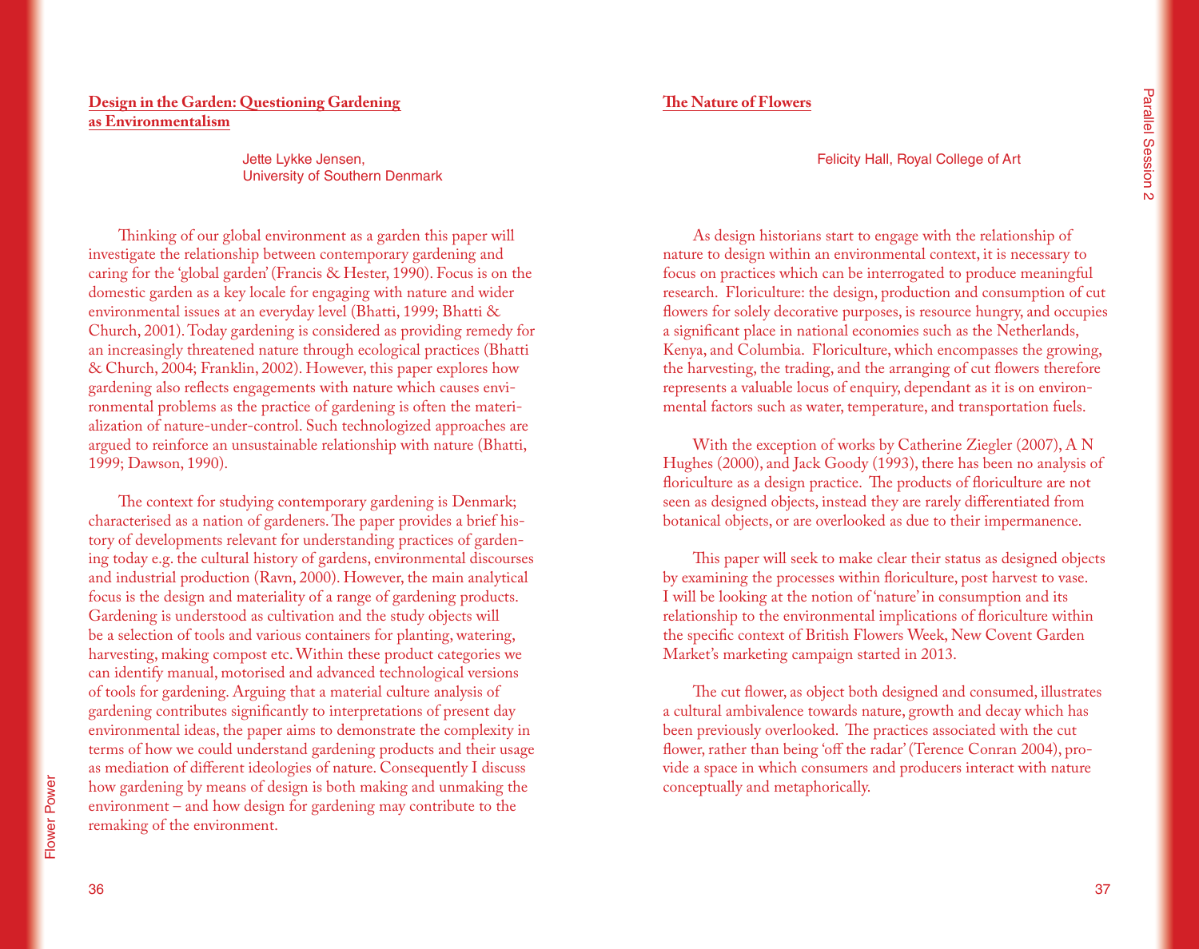## Design in the Garden: Questioning Gardening as Environmentalism

Jette Lykke Jensen,
University of Southern Denmark

Thinking of our global environment as a garden this paper will investigate the relationship between contemporary gardening and caring for the 'global garden' (Francis & Hester, 1990). Focus is on the domestic garden as a key locale for engaging with nature and wider environmental issues at an everyday level (Bhatti, 1999; Bhatti & Church, 2001). Today gardening is considered as providing remedy for an increasingly threatened nature through ecological practices (Bhatti & Church, 2004; Franklin, 2002). However, this paper explores how gardening also reflects engagements with nature which causes environmental problems as the practice of gardening is often the materialization of nature-under-control. Such technologized approaches are argued to reinforce an unsustainable relationship with nature (Bhatti, 1999; Dawson, 1990).

The context for studying contemporary gardening is Denmark; characterised as a nation of gardeners. The paper provides a brief history of developments relevant for understanding practices of gardening today e.g. the cultural history of gardens, environmental discourses and industrial production (Ravn, 2000). However, the main analytical focus is the design and materiality of a range of gardening products. Gardening is understood as cultivation and the study objects will be a selection of tools and various containers for planting, watering, harvesting, making compost etc. Within these product categories we can identify manual, motorised and advanced technological versions of tools for gardening. Arguing that a material culture analysis of gardening contributes significantly to interpretations of present day environmental ideas, the paper aims to demonstrate the complexity in terms of how we could understand gardening products and their usage as mediation of different ideologies of nature. Consequently I discuss how gardening by means of design is both making and unmaking the environment – and how design for gardening may contribute to the remaking of the environment.

## The Nature of Flowers

Felicity Hall, Royal College of Art

As design historians start to engage with the relationship of nature to design within an environmental context, it is necessary to focus on practices which can be interrogated to produce meaningful research. Floriculture: the design, production and consumption of cut flowers for solely decorative purposes, is resource hungry, and occupies a significant place in national economies such as the Netherlands, Kenya, and Columbia. Floriculture, which encompasses the growing, the harvesting, the trading, and the arranging of cut flowers therefore represents a valuable locus of enquiry, dependant as it is on environmental factors such as water, temperature, and transportation fuels.

With the exception of works by Catherine Ziegler (2007), A N Hughes (2000), and Jack Goody (1993), there has been no analysis of floriculture as a design practice. The products of floriculture are not seen as designed objects, instead they are rarely differentiated from botanical objects, or are overlooked as due to their impermanence.

This paper will seek to make clear their status as designed objects by examining the processes within floriculture, post harvest to vase. I will be looking at the notion of 'nature' in consumption and its relationship to the environmental implications of floriculture within the specific context of British Flowers Week, New Covent Garden Market's marketing campaign started in 2013.

The cut flower, as object both designed and consumed, illustrates a cultural ambivalence towards nature, growth and decay which has been previously overlooked. The practices associated with the cut flower, rather than being 'off the radar' (Terence Conran 2004), provide a space in which consumers and producers interact with nature conceptually and metaphorically.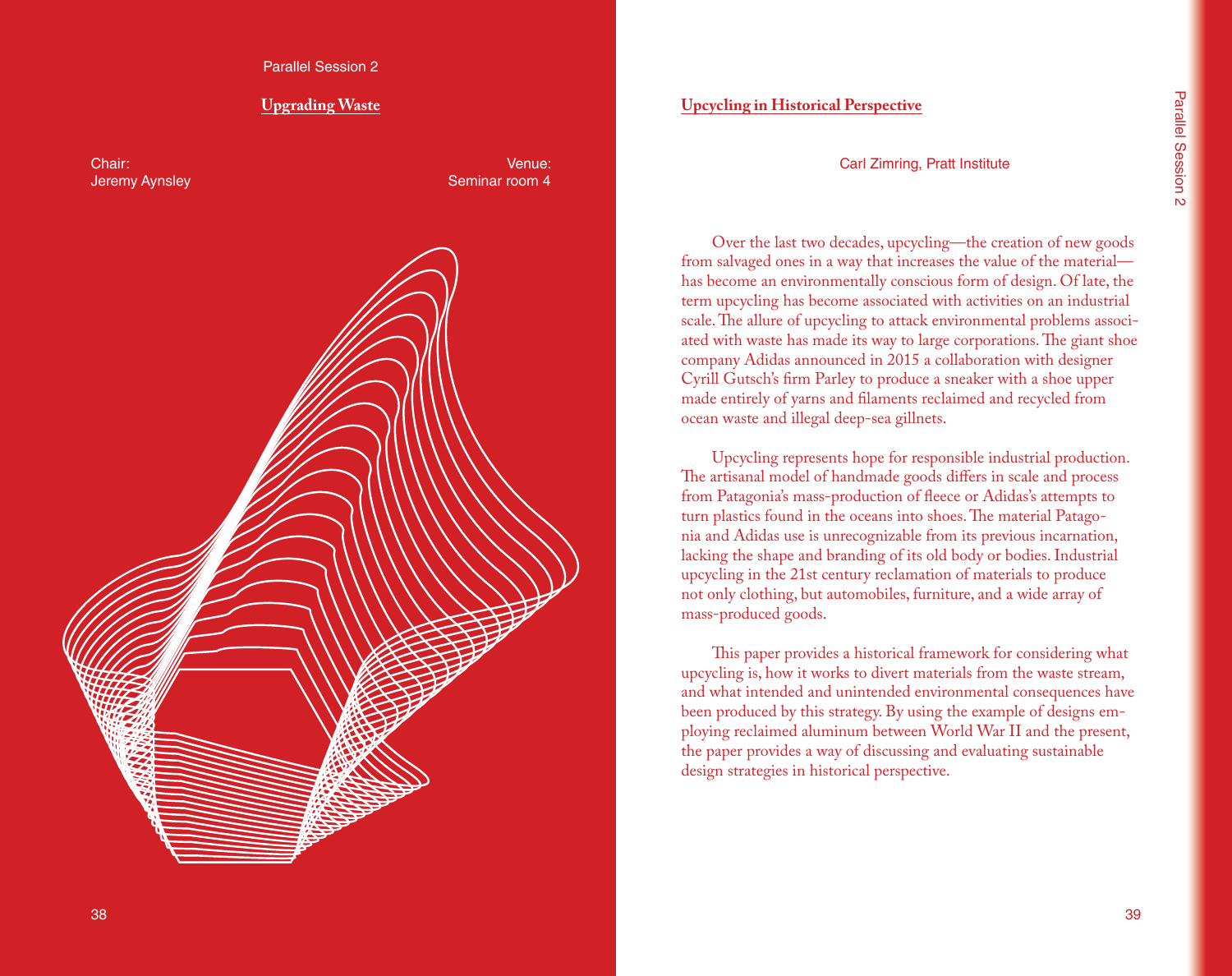Parallel Session 2

## Upgrading Waste

Chair:
Jeremy Aynsley

Venue:
Seminar room 4

## Upcycling in Historical Perspective

Carl Zimring, Pratt Institute

Over the last two decades, upcycling—the creation of new goods from salvaged ones in a way that increases the value of the material—has become an environmentally conscious form of design. Of late, the term upcycling has become associated with activities on an industrial scale. The allure of upcycling to attack environmental problems associated with waste has made its way to large corporations. The giant shoe company Adidas announced in 2015 a collaboration with designer Cyrill Gutsch's firm Parley to produce a sneaker with a shoe upper made entirely of yarns and filaments reclaimed and recycled from ocean waste and illegal deep-sea gillnets.

Upcycling represents hope for responsible industrial production. The artisanal model of handmade goods differs in scale and process from Patagonia's mass-production of fleece or Adidas's attempts to turn plastics found in the oceans into shoes. The material Patagonia and Adidas use is unrecognizable from its previous incarnation, lacking the shape and branding of its old body or bodies. Industrial upcycling in the 21st century reclamation of materials to produce not only clothing, but automobiles, furniture, and a wide array of mass-produced goods.

This paper provides a historical framework for considering what upcycling is, how it works to divert materials from the waste stream, and what intended and unintended environmental consequences have been produced by this strategy. By using the example of designs employing reclaimed aluminum between World War II and the present, the paper provides a way of discussing and evaluating sustainable design strategies in historical perspective.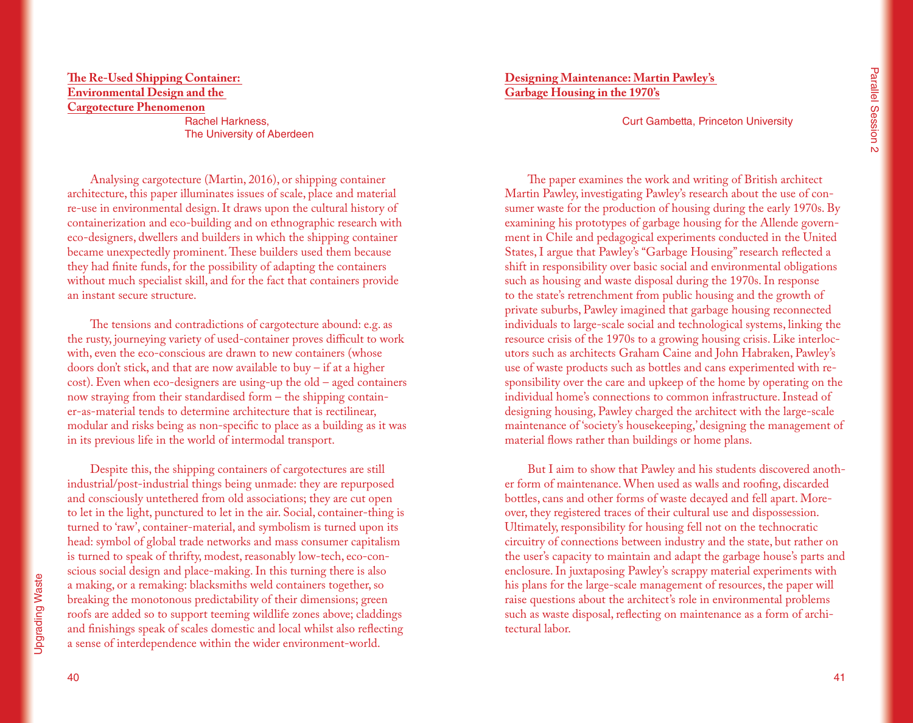## The Re-Used Shipping Container: Environmental Design and the Cargotecture Phenomenon

Rachel Harkness, The University of Aberdeen

Analysing cargotecture (Martin, 2016), or shipping container architecture, this paper illuminates issues of scale, place and material re-use in environmental design. It draws upon the cultural history of containerization and eco-building and on ethnographic research with eco-designers, dwellers and builders in which the shipping container became unexpectedly prominent. These builders used them because they had finite funds, for the possibility of adapting the containers without much specialist skill, and for the fact that containers provide an instant secure structure.

The tensions and contradictions of cargotecture abound: e.g. as the rusty, journeying variety of used-container proves difficult to work with, even the eco-conscious are drawn to new containers (whose doors don't stick, and that are now available to buy – if at a higher cost). Even when eco-designers are using-up the old – aged containers now straying from their standardised form – the shipping container-as-material tends to determine architecture that is rectilinear, modular and risks being as non-specific to place as a building as it was in its previous life in the world of intermodal transport.

Despite this, the shipping containers of cargotectures are still industrial/post-industrial things being unmade: they are repurposed and consciously untethered from old associations; they are cut open to let in the light, punctured to let in the air. Social, container-thing is turned to 'raw', container-material, and symbolism is turned upon its head: symbol of global trade networks and mass consumer capitalism is turned to speak of thrifty, modest, reasonably low-tech, eco-conscious social design and place-making. In this turning there is also a making, or a remaking: blacksmiths weld containers together, so breaking the monotonous predictability of their dimensions; green roofs are added so to support teeming wildlife zones above; claddings and finishings speak of scales domestic and local whilst also reflecting a sense of interdependence within the wider environment-world.

## Designing Maintenance: Martin Pawley's Garbage Housing in the 1970's

Curt Gambetta, Princeton University

The paper examines the work and writing of British architect Martin Pawley, investigating Pawley's research about the use of consumer waste for the production of housing during the early 1970s. By examining his prototypes of garbage housing for the Allende government in Chile and pedagogical experiments conducted in the United States, I argue that Pawley's "Garbage Housing" research reflected a shift in responsibility over basic social and environmental obligations such as housing and waste disposal during the 1970s. In response to the state's retrenchment from public housing and the growth of private suburbs, Pawley imagined that garbage housing reconnected individuals to large-scale social and technological systems, linking the resource crisis of the 1970s to a growing housing crisis. Like interlocutors such as architects Graham Caine and John Habraken, Pawley's use of waste products such as bottles and cans experimented with responsibility over the care and upkeep of the home by operating on the individual home's connections to common infrastructure. Instead of designing housing, Pawley charged the architect with the large-scale maintenance of 'society's housekeeping,' designing the management of material flows rather than buildings or home plans.

But I aim to show that Pawley and his students discovered another form of maintenance. When used as walls and roofing, discarded bottles, cans and other forms of waste decayed and fell apart. Moreover, they registered traces of their cultural use and dispossession. Ultimately, responsibility for housing fell not on the technocratic circuitry of connections between industry and the state, but rather on the user's capacity to maintain and adapt the garbage house's parts and enclosure. In juxtaposing Pawley's scrappy material experiments with his plans for the large-scale management of resources, the paper will raise questions about the architect's role in environmental problems such as waste disposal, reflecting on maintenance as a form of architectural labor.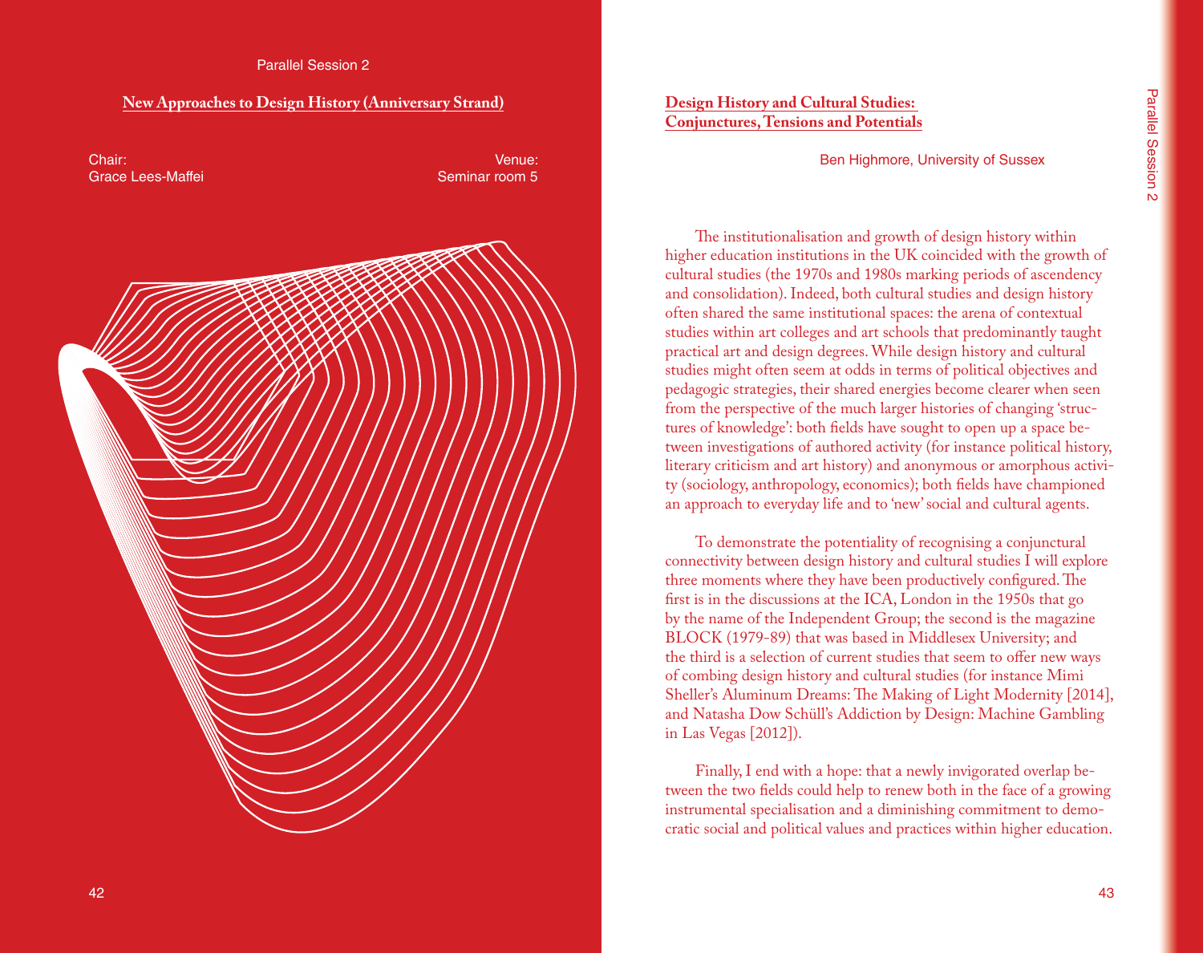Parallel Session 2

## New Approaches to Design History (Anniversary Strand)

Chair:
Grace Lees-Maffei

Venue:
Seminar room 5

## Design History and Cultural Studies: Conjunctures, Tensions and Potentials

Ben Highmore, University of Sussex

The institutionalisation and growth of design history within higher education institutions in the UK coincided with the growth of cultural studies (the 1970s and 1980s marking periods of ascendency and consolidation). Indeed, both cultural studies and design history often shared the same institutional spaces: the arena of contextual studies within art colleges and art schools that predominantly taught practical art and design degrees. While design history and cultural studies might often seem at odds in terms of political objectives and pedagogic strategies, their shared energies become clearer when seen from the perspective of the much larger histories of changing 'structures of knowledge': both fields have sought to open up a space between investigations of authored activity (for instance political history, literary criticism and art history) and anonymous or amorphous activity (sociology, anthropology, economics); both fields have championed an approach to everyday life and to 'new' social and cultural agents.

To demonstrate the potentiality of recognising a conjunctural connectivity between design history and cultural studies I will explore three moments where they have been productively configured. The first is in the discussions at the ICA, London in the 1950s that go by the name of the Independent Group; the second is the magazine BLOCK (1979-89) that was based in Middlesex University; and the third is a selection of current studies that seem to offer new ways of combing design history and cultural studies (for instance Mimi Sheller's Aluminum Dreams: The Making of Light Modernity [2014], and Natasha Dow Schüll's Addiction by Design: Machine Gambling in Las Vegas [2012]).

Finally, I end with a hope: that a newly invigorated overlap between the two fields could help to renew both in the face of a growing instrumental specialisation and a diminishing commitment to democratic social and political values and practices within higher education.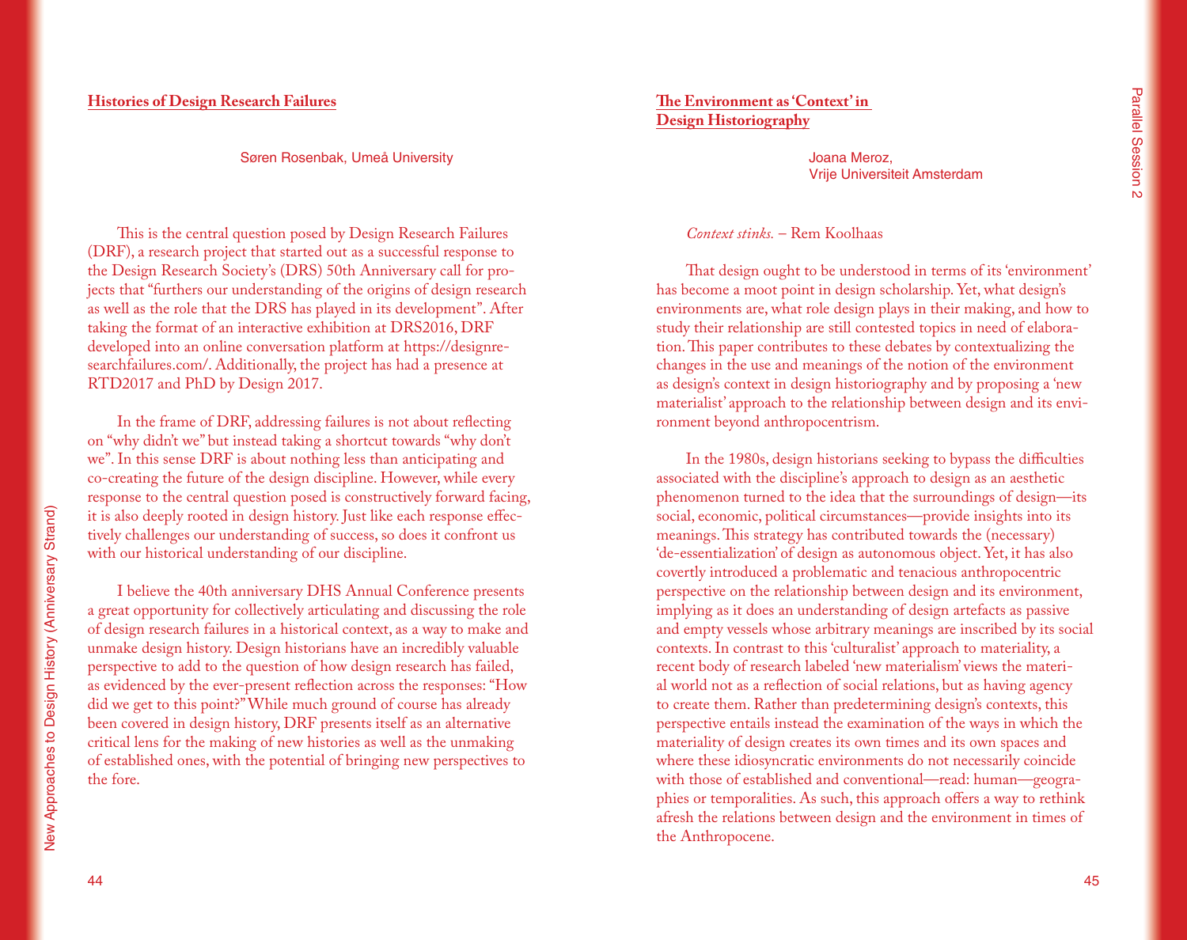## Histories of Design Research Failures

Søren Rosenbak, Umeå University

This is the central question posed by Design Research Failures (DRF), a research project that started out as a successful response to the Design Research Society's (DRS) 50th Anniversary call for projects that "furthers our understanding of the origins of design research as well as the role that the DRS has played in its development". After taking the format of an interactive exhibition at DRS2016, DRF developed into an online conversation platform at https://designresearchfailures.com/. Additionally, the project has had a presence at RTD2017 and PhD by Design 2017.

In the frame of DRF, addressing failures is not about reflecting on "why didn't we" but instead taking a shortcut towards "why don't we". In this sense DRF is about nothing less than anticipating and co-creating the future of the design discipline. However, while every response to the central question posed is constructively forward facing, it is also deeply rooted in design history. Just like each response effectively challenges our understanding of success, so does it confront us with our historical understanding of our discipline.

I believe the 40th anniversary DHS Annual Conference presents a great opportunity for collectively articulating and discussing the role of design research failures in a historical context, as a way to make and unmake design history. Design historians have an incredibly valuable perspective to add to the question of how design research has failed, as evidenced by the ever-present reflection across the responses: "How did we get to this point?" While much ground of course has already been covered in design history, DRF presents itself as an alternative critical lens for the making of new histories as well as the unmaking of established ones, with the potential of bringing new perspectives to the fore.

## The Environment as 'Context' in Design Historiography

Joana Meroz,
Vrije Universiteit Amsterdam

*Context stinks.* – Rem Koolhaas

That design ought to be understood in terms of its 'environment' has become a moot point in design scholarship. Yet, what design's environments are, what role design plays in their making, and how to study their relationship are still contested topics in need of elaboration. This paper contributes to these debates by contextualizing the changes in the use and meanings of the notion of the environment as design's context in design historiography and by proposing a 'new materialist' approach to the relationship between design and its environment beyond anthropocentrism.

In the 1980s, design historians seeking to bypass the difficulties associated with the discipline's approach to design as an aesthetic phenomenon turned to the idea that the surroundings of design—its social, economic, political circumstances—provide insights into its meanings. This strategy has contributed towards the (necessary) 'de-essentialization' of design as autonomous object. Yet, it has also covertly introduced a problematic and tenacious anthropocentric perspective on the relationship between design and its environment, implying as it does an understanding of design artefacts as passive and empty vessels whose arbitrary meanings are inscribed by its social contexts. In contrast to this 'culturalist' approach to materiality, a recent body of research labeled 'new materialism' views the material world not as a reflection of social relations, but as having agency to create them. Rather than predetermining design's contexts, this perspective entails instead the examination of the ways in which the materiality of design creates its own times and its own spaces and where these idiosyncratic environments do not necessarily coincide with those of established and conventional—read: human—geographies or temporalities. As such, this approach offers a way to rethink afresh the relations between design and the environment in times of the Anthropocene.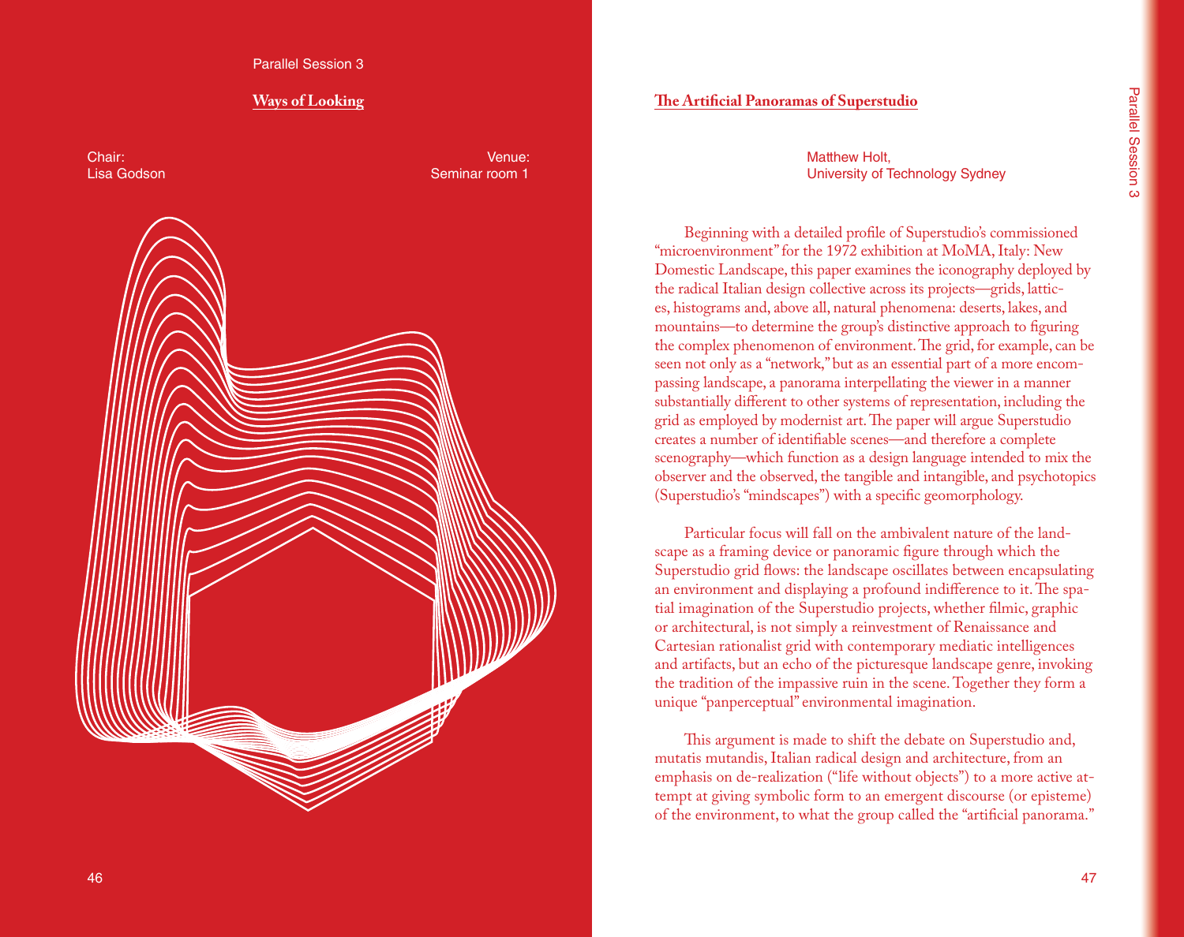Parallel Session 3

## Ways of Looking

Chair:
Lisa Godson

Venue:
Seminar room 1

## The Artificial Panoramas of Superstudio

Matthew Holt,
University of Technology Sydney

Beginning with a detailed profile of Superstudio's commissioned "microenvironment" for the 1972 exhibition at MoMA, Italy: New Domestic Landscape, this paper examines the iconography deployed by the radical Italian design collective across its projects—grids, lattices, histograms and, above all, natural phenomena: deserts, lakes, and mountains—to determine the group's distinctive approach to figuring the complex phenomenon of environment. The grid, for example, can be seen not only as a "network," but as an essential part of a more encompassing landscape, a panorama interpellating the viewer in a manner substantially different to other systems of representation, including the grid as employed by modernist art. The paper will argue Superstudio creates a number of identifiable scenes—and therefore a complete scenography—which function as a design language intended to mix the observer and the observed, the tangible and intangible, and psychotopics (Superstudio's "mindscapes") with a specific geomorphology.

Particular focus will fall on the ambivalent nature of the landscape as a framing device or panoramic figure through which the Superstudio grid flows: the landscape oscillates between encapsulating an environment and displaying a profound indifference to it. The spatial imagination of the Superstudio projects, whether filmic, graphic or architectural, is not simply a reinvestment of Renaissance and Cartesian rationalist grid with contemporary mediatic intelligences and artifacts, but an echo of the picturesque landscape genre, invoking the tradition of the impassive ruin in the scene. Together they form a unique "panperceptual" environmental imagination.

This argument is made to shift the debate on Superstudio and, mutatis mutandis, Italian radical design and architecture, from an emphasis on de-realization ("life without objects") to a more active attempt at giving symbolic form to an emergent discourse (or episteme) of the environment, to what the group called the "artificial panorama."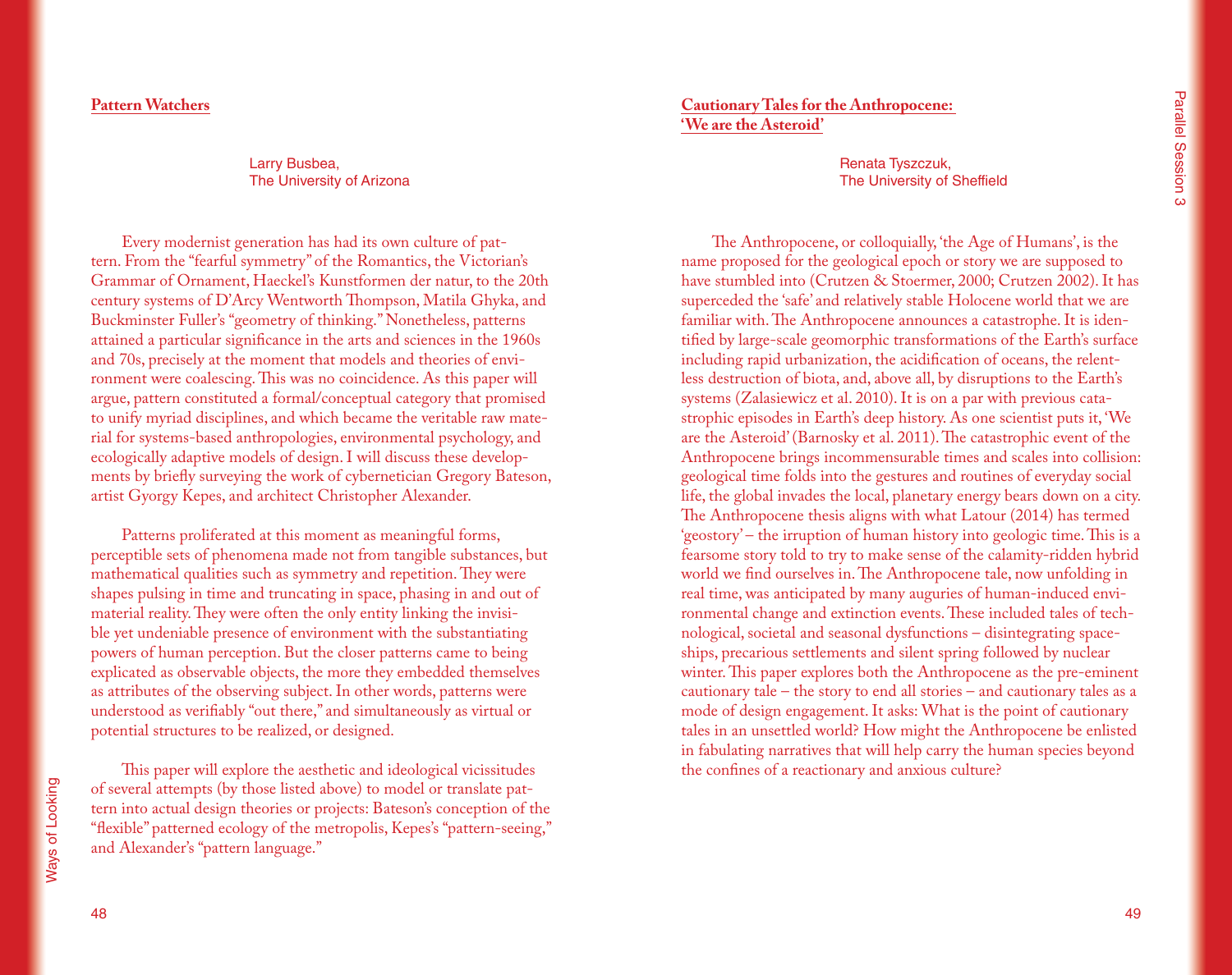## Pattern Watchers

Larry Busbea,
The University of Arizona

Every modernist generation has had its own culture of pattern. From the "fearful symmetry" of the Romantics, the Victorian's Grammar of Ornament, Haeckel's Kunstformen der natur, to the 20th century systems of D'Arcy Wentworth Thompson, Matila Ghyka, and Buckminster Fuller's "geometry of thinking." Nonetheless, patterns attained a particular significance in the arts and sciences in the 1960s and 70s, precisely at the moment that models and theories of environment were coalescing. This was no coincidence. As this paper will argue, pattern constituted a formal/conceptual category that promised to unify myriad disciplines, and which became the veritable raw material for systems-based anthropologies, environmental psychology, and ecologically adaptive models of design. I will discuss these developments by briefly surveying the work of cybernetician Gregory Bateson, artist Gyorgy Kepes, and architect Christopher Alexander.

Patterns proliferated at this moment as meaningful forms, perceptible sets of phenomena made not from tangible substances, but mathematical qualities such as symmetry and repetition. They were shapes pulsing in time and truncating in space, phasing in and out of material reality. They were often the only entity linking the invisible yet undeniable presence of environment with the substantiating powers of human perception. But the closer patterns came to being explicated as observable objects, the more they embedded themselves as attributes of the observing subject. In other words, patterns were understood as verifiably "out there," and simultaneously as virtual or potential structures to be realized, or designed.

This paper will explore the aesthetic and ideological vicissitudes of several attempts (by those listed above) to model or translate pattern into actual design theories or projects: Bateson's conception of the "flexible" patterned ecology of the metropolis, Kepes's "pattern-seeing," and Alexander's "pattern language."

## Cautionary Tales for the Anthropocene: 'We are the Asteroid'

Renata Tyszczuk,
The University of Sheffield

The Anthropocene, or colloquially, 'the Age of Humans', is the name proposed for the geological epoch or story we are supposed to have stumbled into (Crutzen & Stoermer, 2000; Crutzen 2002). It has superceded the 'safe' and relatively stable Holocene world that we are familiar with. The Anthropocene announces a catastrophe. It is identified by large-scale geomorphic transformations of the Earth's surface including rapid urbanization, the acidification of oceans, the relentless destruction of biota, and, above all, by disruptions to the Earth's systems (Zalasiewicz et al. 2010). It is on a par with previous catastrophic episodes in Earth's deep history. As one scientist puts it, 'We are the Asteroid' (Barnosky et al. 2011). The catastrophic event of the Anthropocene brings incommensurable times and scales into collision: geological time folds into the gestures and routines of everyday social life, the global invades the local, planetary energy bears down on a city. The Anthropocene thesis aligns with what Latour (2014) has termed 'geostory' – the irruption of human history into geologic time. This is a fearsome story told to try to make sense of the calamity-ridden hybrid world we find ourselves in. The Anthropocene tale, now unfolding in real time, was anticipated by many auguries of human-induced environmental change and extinction events. These included tales of technological, societal and seasonal dysfunctions – disintegrating spaceships, precarious settlements and silent spring followed by nuclear winter. This paper explores both the Anthropocene as the pre-eminent cautionary tale – the story to end all stories – and cautionary tales as a mode of design engagement. It asks: What is the point of cautionary tales in an unsettled world? How might the Anthropocene be enlisted in fabulating narratives that will help carry the human species beyond the confines of a reactionary and anxious culture?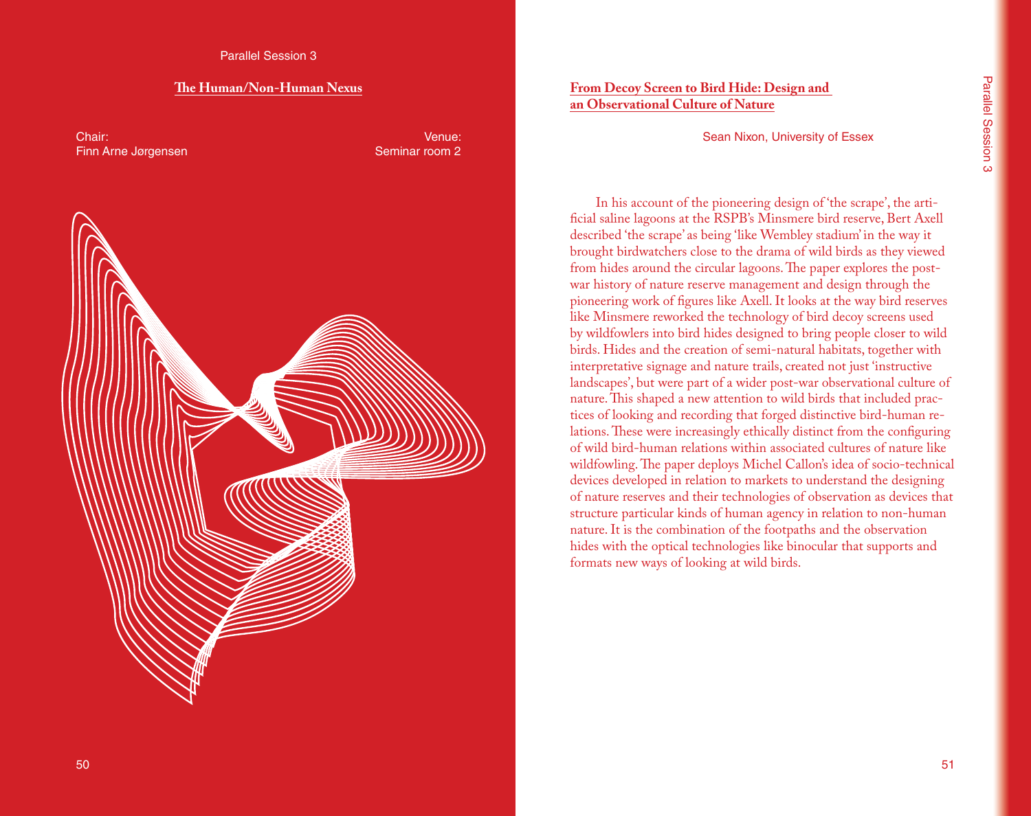Parallel Session 3

## The Human/Non-Human Nexus

Chair:
Finn Arne Jørgensen

Venue:
Seminar room 2

## From Decoy Screen to Bird Hide: Design and an Observational Culture of Nature

Sean Nixon, University of Essex

In his account of the pioneering design of 'the scrape', the artificial saline lagoons at the RSPB's Minsmere bird reserve, Bert Axell described 'the scrape' as being 'like Wembley stadium' in the way it brought birdwatchers close to the drama of wild birds as they viewed from hides around the circular lagoons. The paper explores the post-war history of nature reserve management and design through the pioneering work of figures like Axell. It looks at the way bird reserves like Minsmere reworked the technology of bird decoy screens used by wildfowlers into bird hides designed to bring people closer to wild birds. Hides and the creation of semi-natural habitats, together with interpretative signage and nature trails, created not just 'instructive landscapes', but were part of a wider post-war observational culture of nature. This shaped a new attention to wild birds that included practices of looking and recording that forged distinctive bird-human relations. These were increasingly ethically distinct from the configuring of wild bird-human relations within associated cultures of nature like wildfowling. The paper deploys Michel Callon's idea of socio-technical devices developed in relation to markets to understand the designing of nature reserves and their technologies of observation as devices that structure particular kinds of human agency in relation to non-human nature. It is the combination of the footpaths and the observation hides with the optical technologies like binocular that supports and formats new ways of looking at wild birds.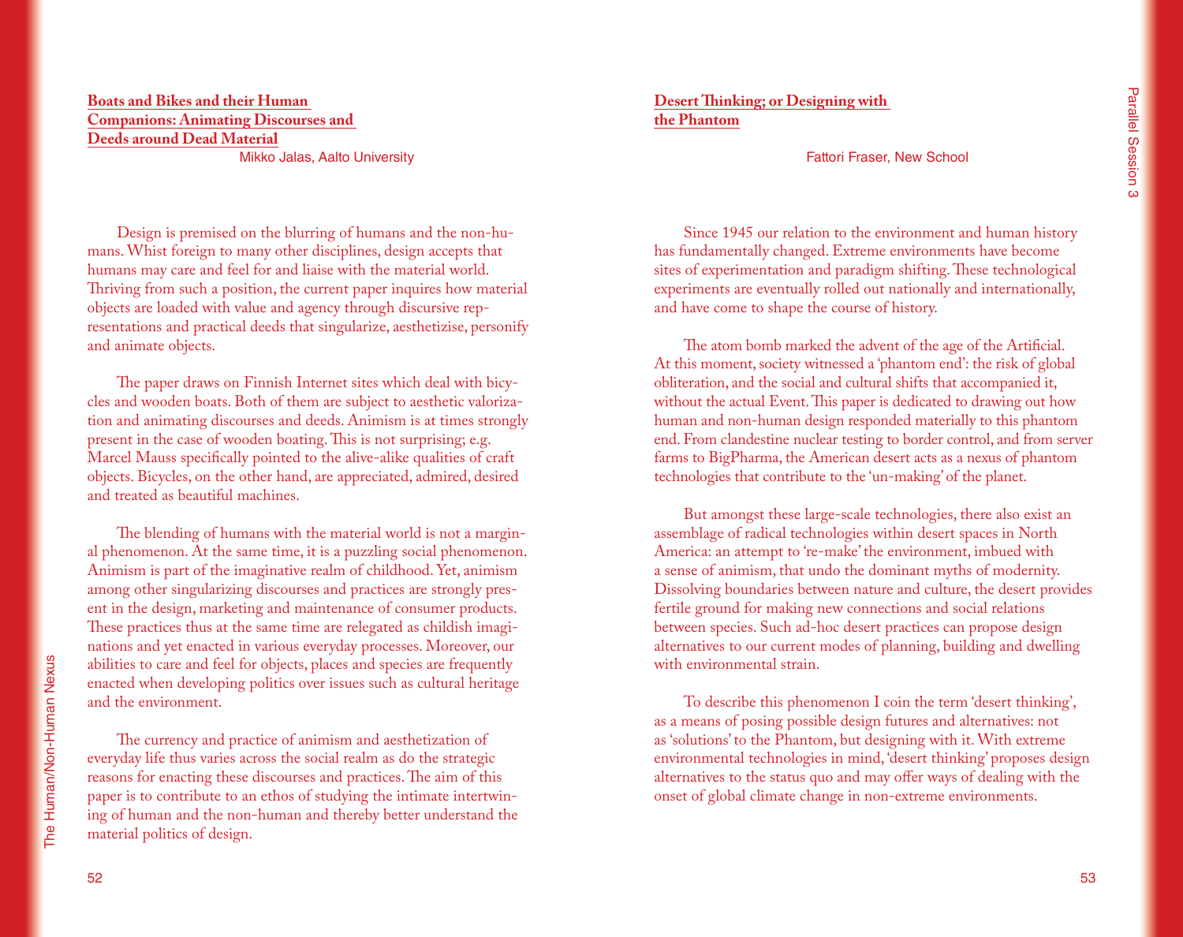## Boats and Bikes and their Human Companions: Animating Discourses and Deeds around Dead Material

Mikko Jalas, Aalto University

Design is premised on the blurring of humans and the non-humans. Whist foreign to many other disciplines, design accepts that humans may care and feel for and liaise with the material world. Thriving from such a position, the current paper inquires how material objects are loaded with value and agency through discursive representations and practical deeds that singularize, aesthetizise, personify and animate objects.

The paper draws on Finnish Internet sites which deal with bicycles and wooden boats. Both of them are subject to aesthetic valorization and animating discourses and deeds. Animism is at times strongly present in the case of wooden boating. This is not surprising; e.g. Marcel Mauss specifically pointed to the alive-alike qualities of craft objects. Bicycles, on the other hand, are appreciated, admired, desired and treated as beautiful machines.

The blending of humans with the material world is not a marginal phenomenon. At the same time, it is a puzzling social phenomenon. Animism is part of the imaginative realm of childhood. Yet, animism among other singularizing discourses and practices are strongly present in the design, marketing and maintenance of consumer products. These practices thus at the same time are relegated as childish imaginations and yet enacted in various everyday processes. Moreover, our abilities to care and feel for objects, places and species are frequently enacted when developing politics over issues such as cultural heritage and the environment.

The currency and practice of animism and aesthetization of everyday life thus varies across the social realm as do the strategic reasons for enacting these discourses and practices. The aim of this paper is to contribute to an ethos of studying the intimate intertwining of human and the non-human and thereby better understand the material politics of design.

## Desert Thinking; or Designing with the Phantom

Fattori Fraser, New School

Since 1945 our relation to the environment and human history has fundamentally changed. Extreme environments have become sites of experimentation and paradigm shifting. These technological experiments are eventually rolled out nationally and internationally, and have come to shape the course of history.

The atom bomb marked the advent of the age of the Artificial. At this moment, society witnessed a 'phantom end': the risk of global obliteration, and the social and cultural shifts that accompanied it, without the actual Event. This paper is dedicated to drawing out how human and non-human design responded materially to this phantom end. From clandestine nuclear testing to border control, and from server farms to BigPharma, the American desert acts as a nexus of phantom technologies that contribute to the 'un-making' of the planet.

But amongst these large-scale technologies, there also exist an assemblage of radical technologies within desert spaces in North America: an attempt to 're-make' the environment, imbued with a sense of animism, that undo the dominant myths of modernity. Dissolving boundaries between nature and culture, the desert provides fertile ground for making new connections and social relations between species. Such ad-hoc desert practices can propose design alternatives to our current modes of planning, building and dwelling with environmental strain.

To describe this phenomenon I coin the term 'desert thinking', as a means of posing possible design futures and alternatives: not as 'solutions' to the Phantom, but designing with it. With extreme environmental technologies in mind, 'desert thinking' proposes design alternatives to the status quo and may offer ways of dealing with the onset of global climate change in non-extreme environments.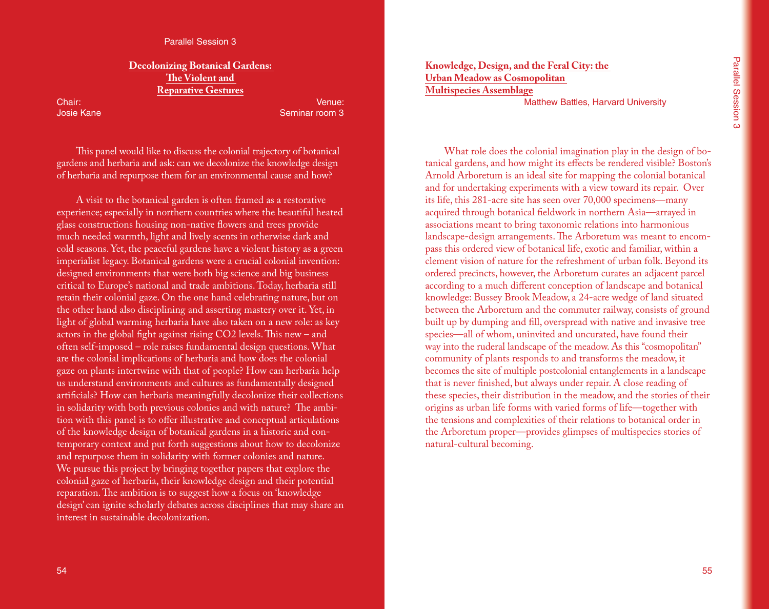Parallel Session 3

## Decolonizing Botanical Gardens: The Violent and Reparative Gestures

Chair:
Josie Kane

Venue:
Seminar room 3

This panel would like to discuss the colonial trajectory of botanical gardens and herbaria and ask: can we decolonize the knowledge design of herbaria and repurpose them for an environmental cause and how?

A visit to the botanical garden is often framed as a restorative experience; especially in northern countries where the beautiful heated glass constructions housing non-native flowers and trees provide much needed warmth, light and lively scents in otherwise dark and cold seasons. Yet, the peaceful gardens have a violent history as a green imperialist legacy. Botanical gardens were a crucial colonial invention: designed environments that were both big science and big business critical to Europe's national and trade ambitions. Today, herbaria still retain their colonial gaze. On the one hand celebrating nature, but on the other hand also disciplining and asserting mastery over it. Yet, in light of global warming herbaria have also taken on a new role: as key actors in the global fight against rising $CO_2$ levels. This new – and often self-imposed – role raises fundamental design questions. What are the colonial implications of herbaria and how does the colonial gaze on plants intertwine with that of people? How can herbaria help us understand environments and cultures as fundamentally designed artificials? How can herbaria meaningfully decolonize their collections in solidarity with both previous colonies and with nature? The ambition with this panel is to offer illustrative and conceptual articulations of the knowledge design of botanical gardens in a historic and contemporary context and put forth suggestions about how to decolonize and repurpose them in solidarity with former colonies and nature. We pursue this project by bringing together papers that explore the colonial gaze of herbaria, their knowledge design and their potential reparation. The ambition is to suggest how a focus on 'knowledge design' can ignite scholarly debates across disciplines that may share an interest in sustainable decolonization.

### Knowledge, Design, and the Feral City: the Urban Meadow as Cosmopolitan Multispecies Assemblage

Matthew Battles, Harvard University

What role does the colonial imagination play in the design of botanical gardens, and how might its effects be rendered visible? Boston's Arnold Arboretum is an ideal site for mapping the colonial botanical and for undertaking experiments with a view toward its repair. Over its life, this 281-acre site has seen over 70,000 specimens—many acquired through botanical fieldwork in northern Asia—arrayed in associations meant to bring taxonomic relations into harmonious landscape-design arrangements. The Arboretum was meant to encompass this ordered view of botanical life, exotic and familiar, within a clement vision of nature for the refreshment of urban folk. Beyond its ordered precincts, however, the Arboretum curates an adjacent parcel according to a much different conception of landscape and botanical knowledge: Bussey Brook Meadow, a 24-acre wedge of land situated between the Arboretum and the commuter railway, consists of ground built up by dumping and fill, overspread with native and invasive tree species—all of whom, uninvited and uncurated, have found their way into the ruderal landscape of the meadow. As this "cosmopolitan" community of plants responds to and transforms the meadow, it becomes the site of multiple postcolonial entanglements in a landscape that is never finished, but always under repair. A close reading of these species, their distribution in the meadow, and the stories of their origins as urban life forms with varied forms of life—together with the tensions and complexities of their relations to botanical order in the Arboretum proper—provides glimpses of multispecies stories of natural-cultural becoming.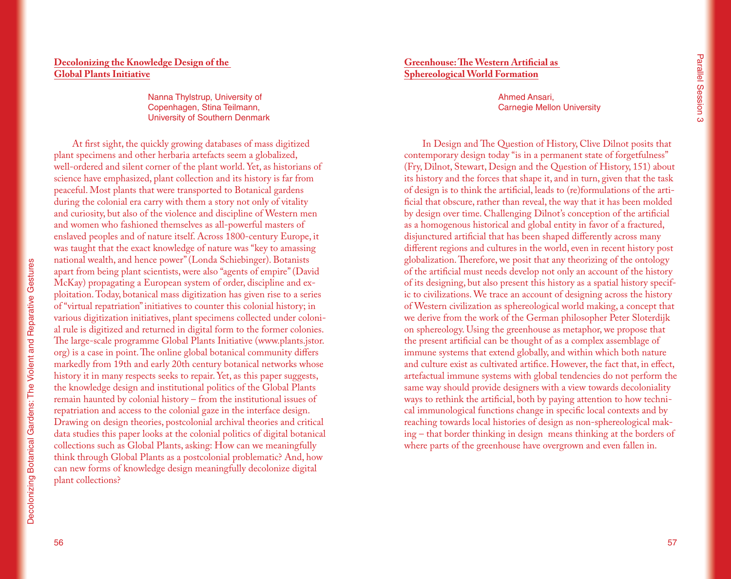## Decolonizing the Knowledge Design of the Global Plants Initiative

Nanna Thylstrup, University of Copenhagen, Stina Teilmann, University of Southern Denmark

At first sight, the quickly growing databases of mass digitized plant specimens and other herbaria artefacts seem a globalized, well-ordered and silent corner of the plant world. Yet, as historians of science have emphasized, plant collection and its history is far from peaceful. Most plants that were transported to Botanical gardens during the colonial era carry with them a story not only of vitality and curiosity, but also of the violence and discipline of Western men and women who fashioned themselves as all-powerful masters of enslaved peoples and of nature itself. Across 1800-century Europe, it was taught that the exact knowledge of nature was "key to amassing national wealth, and hence power" (Londa Schiebinger). Botanists apart from being plant scientists, were also "agents of empire" (David McKay) propagating a European system of order, discipline and exploitation. Today, botanical mass digitization has given rise to a series of "virtual repatriation" initiatives to counter this colonial history; in various digitization initiatives, plant specimens collected under colonial rule is digitized and returned in digital form to the former colonies. The large-scale programme Global Plants Initiative (www.plants.jstor.org) is a case in point. The online global botanical community differs markedly from 19th and early 20th century botanical networks whose history it in many respects seeks to repair. Yet, as this paper suggests, the knowledge design and institutional politics of the Global Plants remain haunted by colonial history – from the institutional issues of repatriation and access to the colonial gaze in the interface design. Drawing on design theories, postcolonial archival theories and critical data studies this paper looks at the colonial politics of digital botanical collections such as Global Plants, asking: How can we meaningfully think through Global Plants as a postcolonial problematic? And, how can new forms of knowledge design meaningfully decolonize digital plant collections?

## Greenhouse: The Western Artificial as Sphereological World Formation

Ahmed Ansari, Carnegie Mellon University

In Design and The Question of History, Clive Dilnot posits that contemporary design today "is in a permanent state of forgetfulness" (Fry, Dilnot, Stewart, Design and the Question of History, 151) about its history and the forces that shape it, and in turn, given that the task of design is to think the artificial, leads to (re)formulations of the artificial that obscure, rather than reveal, the way that it has been molded by design over time. Challenging Dilnot's conception of the artificial as a homogenous historical and global entity in favor of a fractured, disjunctured artificial that has been shaped differently across many different regions and cultures in the world, even in recent history post globalization. Therefore, we posit that any theorizing of the ontology of the artificial must needs develop not only an account of the history of its designing, but also present this history as a spatial history specific to civilizations. We trace an account of designing across the history of Western civilization as sphereological world making, a concept that we derive from the work of the German philosopher Peter Sloterdijk on sphereology. Using the greenhouse as metaphor, we propose that the present artificial can be thought of as a complex assemblage of immune systems that extend globally, and within which both nature and culture exist as cultivated artifice. However, the fact that, in effect, artefactual immune systems with global tendencies do not perform the same way should provide designers with a view towards decoloniality ways to rethink the artificial, both by paying attention to how technical immunological functions change in specific local contexts and by reaching towards local histories of design as non-sphereological making – that border thinking in design means thinking at the borders of where parts of the greenhouse have overgrown and even fallen in.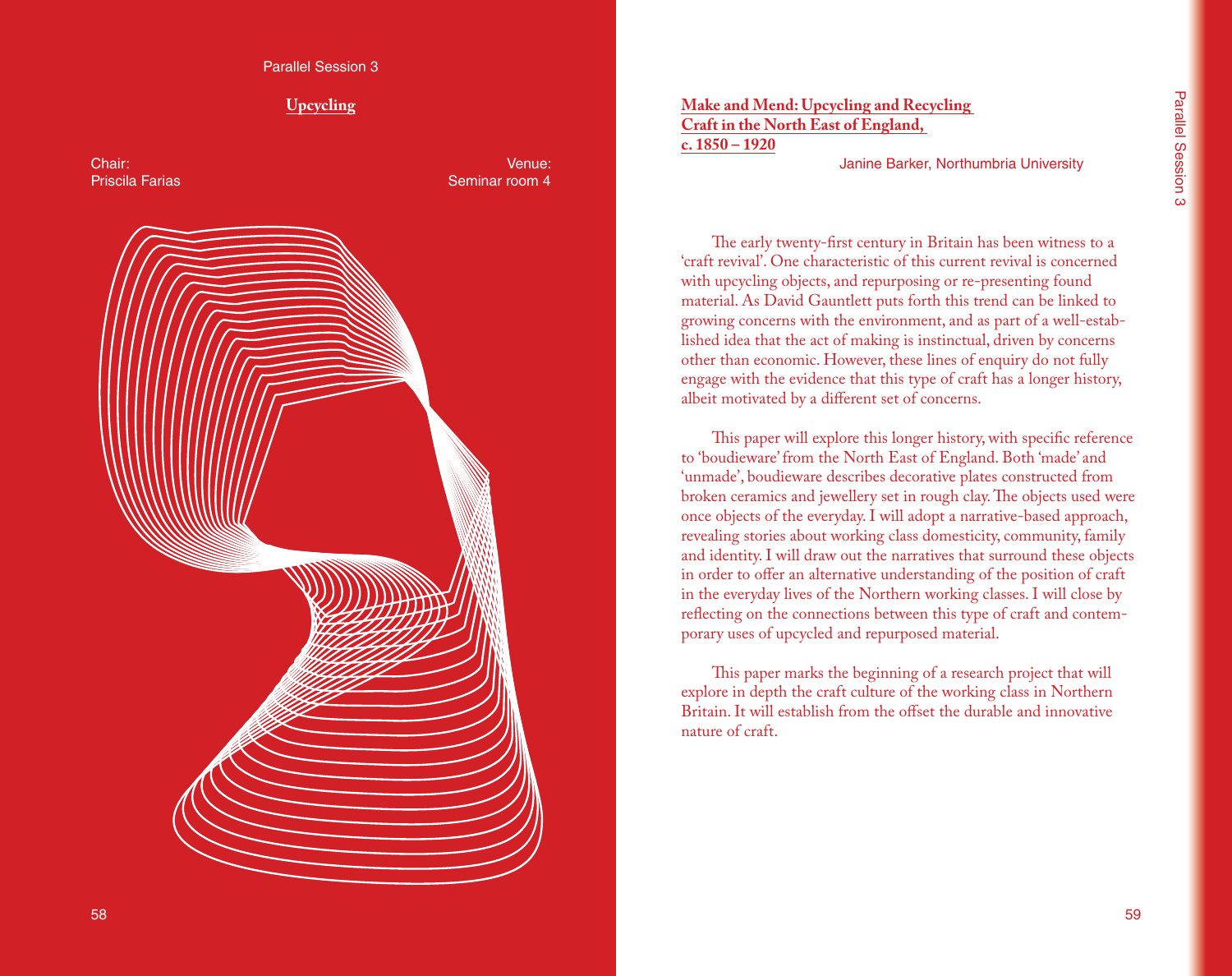Parallel Session 3

## Upcycling

Chair:
Priscila Farias

Venue:
Seminar room 4

## Make and Mend: Upcycling and Recycling Craft in the North East of England, c. 1850 – 1920

Janine Barker, Northumbria University

The early twenty-first century in Britain has been witness to a 'craft revival'. One characteristic of this current revival is concerned with upcycling objects, and repurposing or re-presenting found material. As David Gauntlett puts forth this trend can be linked to growing concerns with the environment, and as part of a well-established idea that the act of making is instinctual, driven by concerns other than economic. However, these lines of enquiry do not fully engage with the evidence that this type of craft has a longer history, albeit motivated by a different set of concerns.

This paper will explore this longer history, with specific reference to 'boudieware' from the North East of England. Both 'made' and 'unmade', boudieware describes decorative plates constructed from broken ceramics and jewellery set in rough clay. The objects used were once objects of the everyday. I will adopt a narrative-based approach, revealing stories about working class domesticity, community, family and identity. I will draw out the narratives that surround these objects in order to offer an alternative understanding of the position of craft in the everyday lives of the Northern working classes. I will close by reflecting on the connections between this type of craft and contemporary uses of upcycled and repurposed material.

This paper marks the beginning of a research project that will explore in depth the craft culture of the working class in Northern Britain. It will establish from the offset the durable and innovative nature of craft.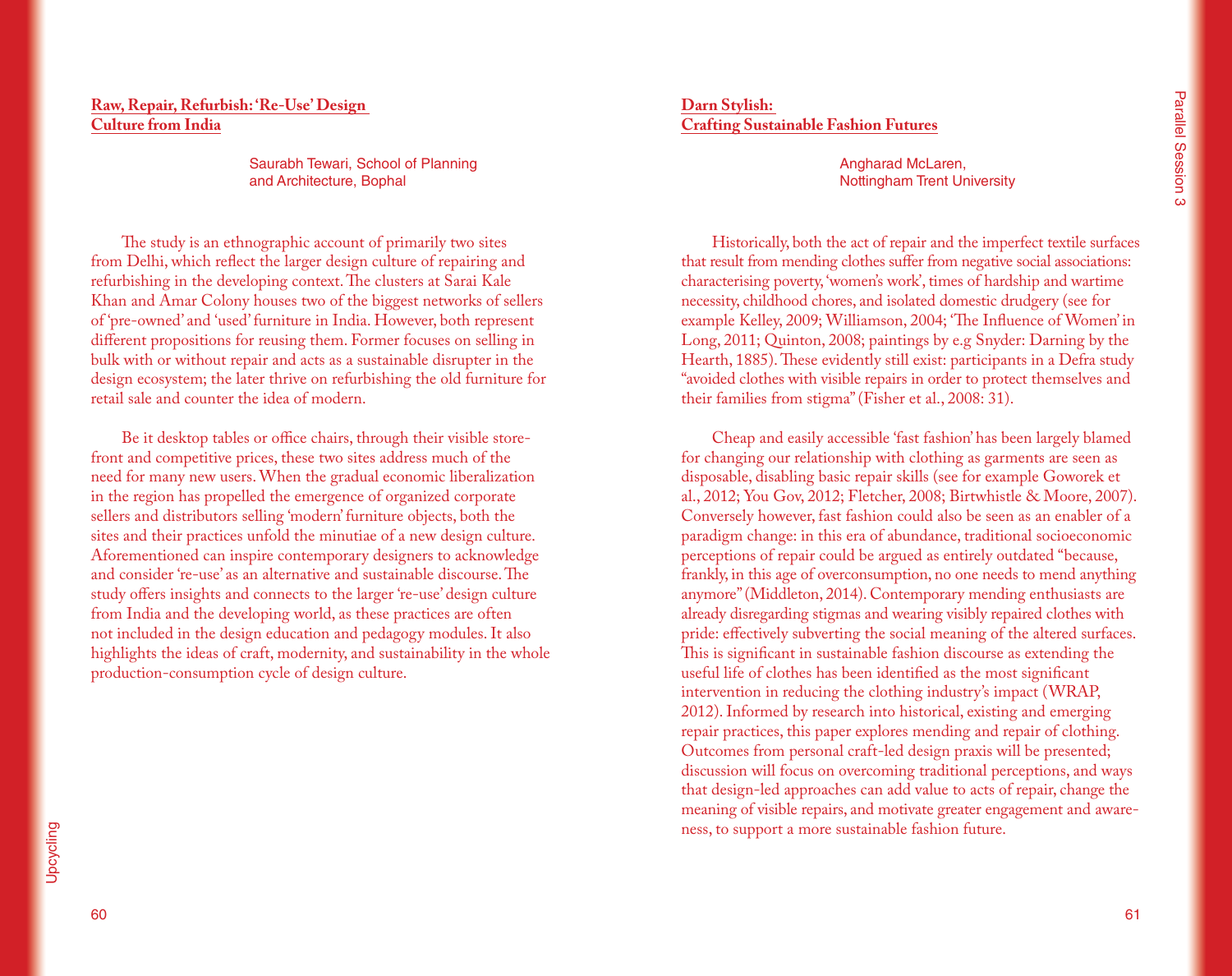## Raw, Repair, Refurbish: 'Re-Use' Design Culture from India

Saurabh Tewari, School of Planning and Architecture, Bophal

The study is an ethnographic account of primarily two sites from Delhi, which reflect the larger design culture of repairing and refurbishing in the developing context. The clusters at Sarai Kale Khan and Amar Colony houses two of the biggest networks of sellers of 'pre-owned' and 'used' furniture in India. However, both represent different propositions for reusing them. Former focuses on selling in bulk with or without repair and acts as a sustainable disrupter in the design ecosystem; the later thrive on refurbishing the old furniture for retail sale and counter the idea of modern.

Be it desktop tables or office chairs, through their visible store-front and competitive prices, these two sites address much of the need for many new users. When the gradual economic liberalization in the region has propelled the emergence of organized corporate sellers and distributors selling 'modern' furniture objects, both the sites and their practices unfold the minutiae of a new design culture. Aforementioned can inspire contemporary designers to acknowledge and consider 're-use' as an alternative and sustainable discourse. The study offers insights and connects to the larger 're-use' design culture from India and the developing world, as these practices are often not included in the design education and pedagogy modules. It also highlights the ideas of craft, modernity, and sustainability in the whole production-consumption cycle of design culture.

## Darn Stylish: Crafting Sustainable Fashion Futures

Angharad McLaren, Nottingham Trent University

Historically, both the act of repair and the imperfect textile surfaces that result from mending clothes suffer from negative social associations: characterising poverty, 'women's work', times of hardship and wartime necessity, childhood chores, and isolated domestic drudgery (see for example Kelley, 2009; Williamson, 2004; 'The Influence of Women' in Long, 2011; Quinton, 2008; paintings by e.g Snyder: Darning by the Hearth, 1885). These evidently still exist: participants in a Defra study "avoided clothes with visible repairs in order to protect themselves and their families from stigma" (Fisher et al., 2008: 31).

Cheap and easily accessible 'fast fashion' has been largely blamed for changing our relationship with clothing as garments are seen as disposable, disabling basic repair skills (see for example Goworek et al., 2012; You Gov, 2012; Fletcher, 2008; Birtwhistle & Moore, 2007). Conversely however, fast fashion could also be seen as an enabler of a paradigm change: in this era of abundance, traditional socioeconomic perceptions of repair could be argued as entirely outdated "because, frankly, in this age of overconsumption, no one needs to mend anything anymore" (Middleton, 2014). Contemporary mending enthusiasts are already disregarding stigmas and wearing visibly repaired clothes with pride: effectively subverting the social meaning of the altered surfaces. This is significant in sustainable fashion discourse as extending the useful life of clothes has been identified as the most significant intervention in reducing the clothing industry's impact (WRAP, 2012). Informed by research into historical, existing and emerging repair practices, this paper explores mending and repair of clothing. Outcomes from personal craft-led design praxis will be presented; discussion will focus on overcoming traditional perceptions, and ways that design-led approaches can add value to acts of repair, change the meaning of visible repairs, and motivate greater engagement and awareness, to support a more sustainable fashion future.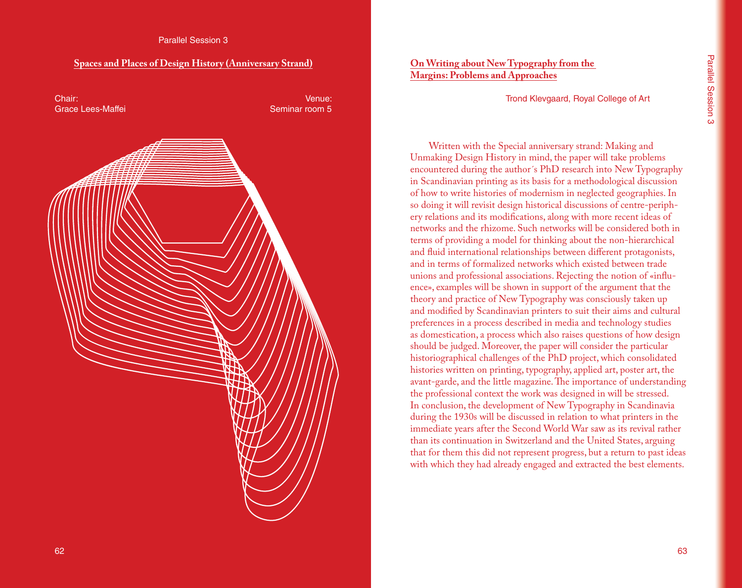Parallel Session 3

## Spaces and Places of Design History (Anniversary Strand)

Chair:
Grace Lees-Maffei

Venue:
Seminar room 5

## On Writing about New Typography from the Margins: Problems and Approaches

Trond Klevgaard, Royal College of Art

Written with the Special anniversary strand: Making and Unmaking Design History in mind, the paper will take problems encountered during the author´s PhD research into New Typography in Scandinavian printing as its basis for a methodological discussion of how to write histories of modernism in neglected geographies. In so doing it will revisit design historical discussions of centre-periphery relations and its modifications, along with more recent ideas of networks and the rhizome. Such networks will be considered both in terms of providing a model for thinking about the non-hierarchical and fluid international relationships between different protagonists, and in terms of formalized networks which existed between trade unions and professional associations. Rejecting the notion of «influence», examples will be shown in support of the argument that the theory and practice of New Typography was consciously taken up and modified by Scandinavian printers to suit their aims and cultural preferences in a process described in media and technology studies as domestication, a process which also raises questions of how design should be judged. Moreover, the paper will consider the particular historiographical challenges of the PhD project, which consolidated histories written on printing, typography, applied art, poster art, the avant-garde, and the little magazine. The importance of understanding the professional context the work was designed in will be stressed. In conclusion, the development of New Typography in Scandinavia during the 1930s will be discussed in relation to what printers in the immediate years after the Second World War saw as its revival rather than its continuation in Switzerland and the United States, arguing that for them this did not represent progress, but a return to past ideas with which they had already engaged and extracted the best elements.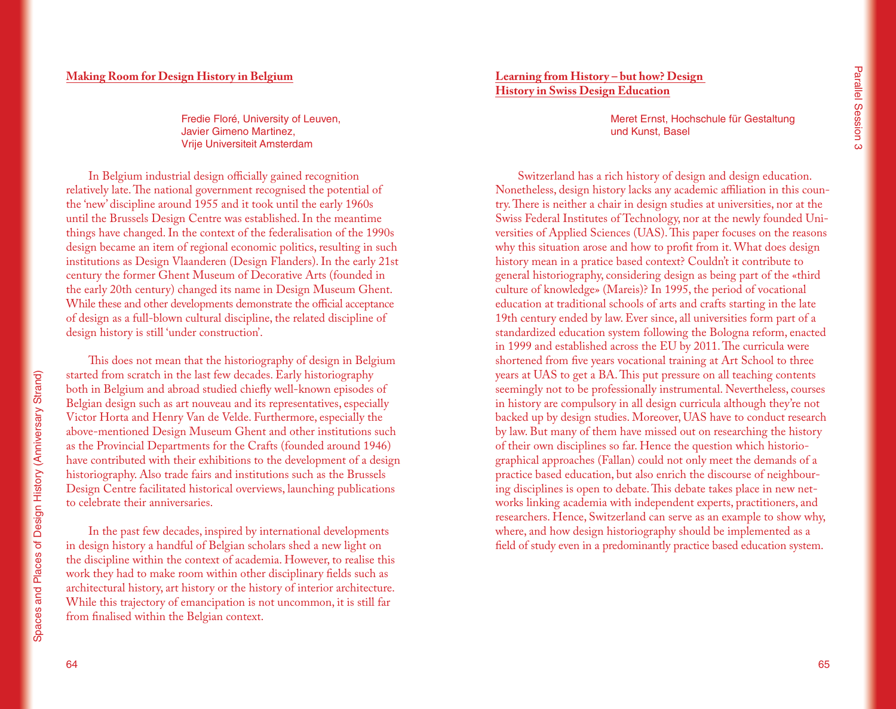## Making Room for Design History in Belgium

Fredie Floré, University of Leuven,
Javier Gimeno Martinez,
Vrije Universiteit Amsterdam

In Belgium industrial design officially gained recognition relatively late. The national government recognised the potential of the 'new' discipline around 1955 and it took until the early 1960s until the Brussels Design Centre was established. In the meantime things have changed. In the context of the federalisation of the 1990s design became an item of regional economic politics, resulting in such institutions as Design Vlaanderen (Design Flanders). In the early 21st century the former Ghent Museum of Decorative Arts (founded in the early 20th century) changed its name in Design Museum Ghent. While these and other developments demonstrate the official acceptance of design as a full-blown cultural discipline, the related discipline of design history is still 'under construction'.

This does not mean that the historiography of design in Belgium started from scratch in the last few decades. Early historiography both in Belgium and abroad studied chiefly well-known episodes of Belgian design such as art nouveau and its representatives, especially Victor Horta and Henry Van de Velde. Furthermore, especially the above-mentioned Design Museum Ghent and other institutions such as the Provincial Departments for the Crafts (founded around 1946) have contributed with their exhibitions to the development of a design historiography. Also trade fairs and institutions such as the Brussels Design Centre facilitated historical overviews, launching publications to celebrate their anniversaries.

In the past few decades, inspired by international developments in design history a handful of Belgian scholars shed a new light on the discipline within the context of academia. However, to realise this work they had to make room within other disciplinary fields such as architectural history, art history or the history of interior architecture. While this trajectory of emancipation is not uncommon, it is still far from finalised within the Belgian context.

## Learning from History – but how? Design History in Swiss Design Education

Meret Ernst, Hochschule für Gestaltung und Kunst, Basel

Switzerland has a rich history of design and design education. Nonetheless, design history lacks any academic affiliation in this country. There is neither a chair in design studies at universities, nor at the Swiss Federal Institutes of Technology, nor at the newly founded Universities of Applied Sciences (UAS). This paper focuses on the reasons why this situation arose and how to profit from it. What does design history mean in a pratice based context? Couldn't it contribute to general historiography, considering design as being part of the «third culture of knowledge» (Mareis)? In 1995, the period of vocational education at traditional schools of arts and crafts starting in the late 19th century ended by law. Ever since, all universities form part of a standardized education system following the Bologna reform, enacted in 1999 and established across the EU by 2011. The curricula were shortened from five years vocational training at Art School to three years at UAS to get a BA. This put pressure on all teaching contents seemingly not to be professionally instrumental. Nevertheless, courses in history are compulsory in all design curricula although they're not backed up by design studies. Moreover, UAS have to conduct research by law. But many of them have missed out on researching the history of their own disciplines so far. Hence the question which historiographical approaches (Fallan) could not only meet the demands of a practice based education, but also enrich the discourse of neighbouring disciplines is open to debate. This debate takes place in new networks linking academia with independent experts, practitioners, and researchers. Hence, Switzerland can serve as an example to show why, where, and how design historiography should be implemented as a field of study even in a predominantly practice based education system.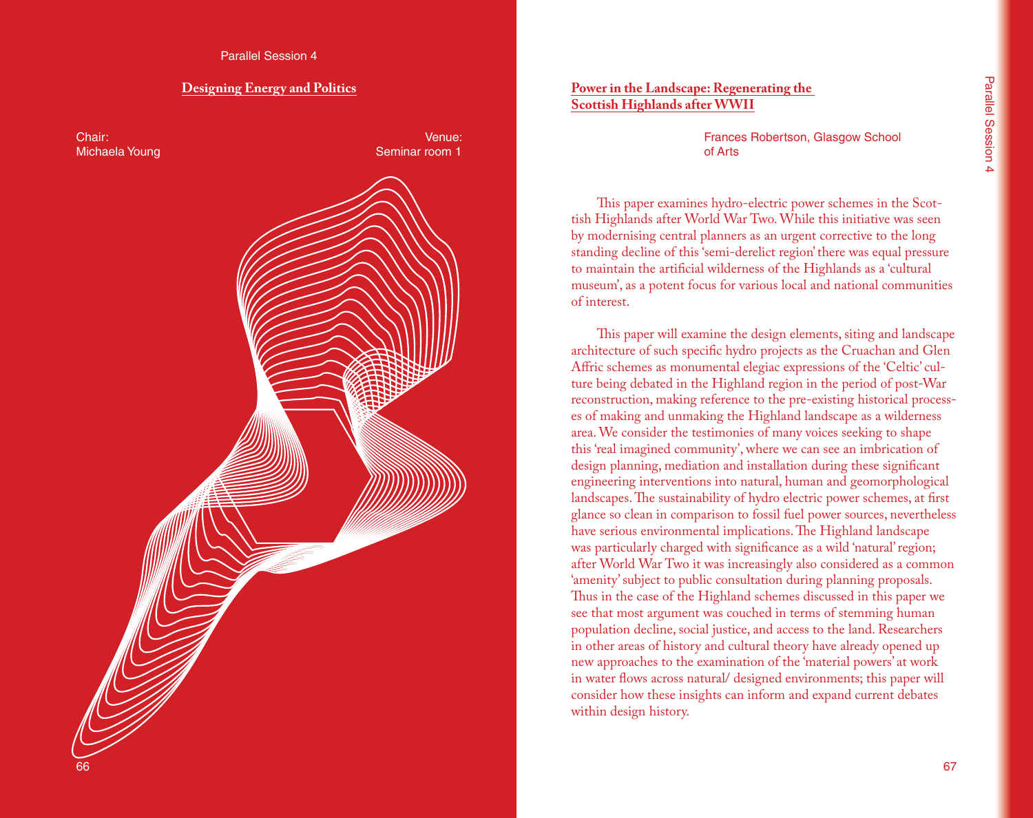Parallel Session 4

## Designing Energy and Politics

Chair:
Michaela Young

Venue:
Seminar room 1

## Power in the Landscape: Regenerating the Scottish Highlands after WWII

Frances Robertson, Glasgow School of Arts

This paper examines hydro-electric power schemes in the Scottish Highlands after World War Two. While this initiative was seen by modernising central planners as an urgent corrective to the long standing decline of this 'semi-derelict region' there was equal pressure to maintain the artificial wilderness of the Highlands as a 'cultural museum', as a potent focus for various local and national communities of interest.

This paper will examine the design elements, siting and landscape architecture of such specific hydro projects as the Cruachan and Glen Affric schemes as monumental elegiac expressions of the 'Celtic' culture being debated in the Highland region in the period of post-War reconstruction, making reference to the pre-existing historical processes of making and unmaking the Highland landscape as a wilderness area. We consider the testimonies of many voices seeking to shape this 'real imagined community', where we can see an imbrication of design planning, mediation and installation during these significant engineering interventions into natural, human and geomorphological landscapes. The sustainability of hydro electric power schemes, at first glance so clean in comparison to fossil fuel power sources, nevertheless have serious environmental implications. The Highland landscape was particularly charged with significance as a wild 'natural' region; after World War Two it was increasingly also considered as a common 'amenity' subject to public consultation during planning proposals. Thus in the case of the Highland schemes discussed in this paper we see that most argument was couched in terms of stemming human population decline, social justice, and access to the land. Researchers in other areas of history and cultural theory have already opened up new approaches to the examination of the 'material powers' at work in water flows across natural/ designed environments; this paper will consider how these insights can inform and expand current debates within design history.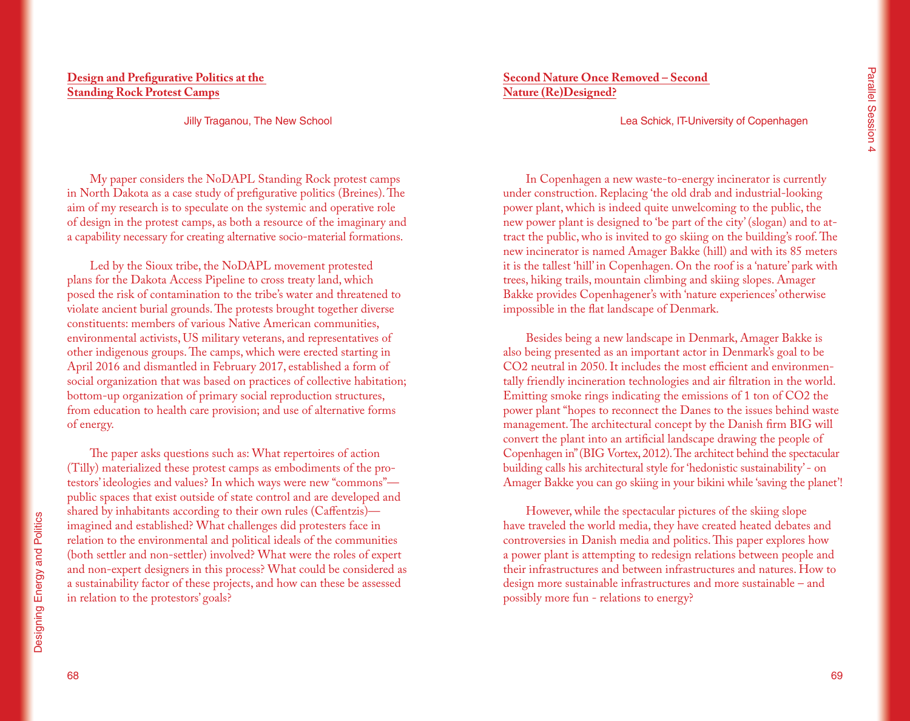## Design and Prefigurative Politics at the Standing Rock Protest Camps

Jilly Traganou, The New School

My paper considers the NoDAPL Standing Rock protest camps in North Dakota as a case study of prefigurative politics (Breines). The aim of my research is to speculate on the systemic and operative role of design in the protest camps, as both a resource of the imaginary and a capability necessary for creating alternative socio-material formations.

Led by the Sioux tribe, the NoDAPL movement protested plans for the Dakota Access Pipeline to cross treaty land, which posed the risk of contamination to the tribe's water and threatened to violate ancient burial grounds. The protests brought together diverse constituents: members of various Native American communities, environmental activists, US military veterans, and representatives of other indigenous groups. The camps, which were erected starting in April 2016 and dismantled in February 2017, established a form of social organization that was based on practices of collective habitation; bottom-up organization of primary social reproduction structures, from education to health care provision; and use of alternative forms of energy.

The paper asks questions such as: What repertoires of action (Tilly) materialized these protest camps as embodiments of the protestors' ideologies and values? In which ways were new "commons"—public spaces that exist outside of state control and are developed and shared by inhabitants according to their own rules (Caffentzis)—imagined and established? What challenges did protesters face in relation to the environmental and political ideals of the communities (both settler and non-settler) involved? What were the roles of expert and non-expert designers in this process? What could be considered as a sustainability factor of these projects, and how can these be assessed in relation to the protestors' goals?

## Second Nature Once Removed – Second Nature (Re)Designed?

Lea Schick, IT-University of Copenhagen

In Copenhagen a new waste-to-energy incinerator is currently under construction. Replacing 'the old drab and industrial-looking power plant, which is indeed quite unwelcoming to the public, the new power plant is designed to 'be part of the city' (slogan) and to attract the public, who is invited to go skiing on the building's roof. The new incinerator is named Amager Bakke (hill) and with its 85 meters it is the tallest 'hill' in Copenhagen. On the roof is a 'nature' park with trees, hiking trails, mountain climbing and skiing slopes. Amager Bakke provides Copenhagener's with 'nature experiences' otherwise impossible in the flat landscape of Denmark.

Besides being a new landscape in Denmark, Amager Bakke is also being presented as an important actor in Denmark's goal to be $CO_2$ neutral in 2050. It includes the most efficient and environmentally friendly incineration technologies and air filtration in the world. Emitting smoke rings indicating the emissions of 1 ton of $CO_2$ the power plant "hopes to reconnect the Danes to the issues behind waste management. The architectural concept by the Danish firm BIG will convert the plant into an artificial landscape drawing the people of Copenhagen in" (BIG Vortex, 2012). The architect behind the spectacular building calls his architectural style for 'hedonistic sustainability' - on Amager Bakke you can go skiing in your bikini while 'saving the planet'!

However, while the spectacular pictures of the skiing slope have traveled the world media, they have created heated debates and controversies in Danish media and politics. This paper explores how a power plant is attempting to redesign relations between people and their infrastructures and between infrastructures and natures. How to design more sustainable infrastructures and more sustainable – and possibly more fun - relations to energy?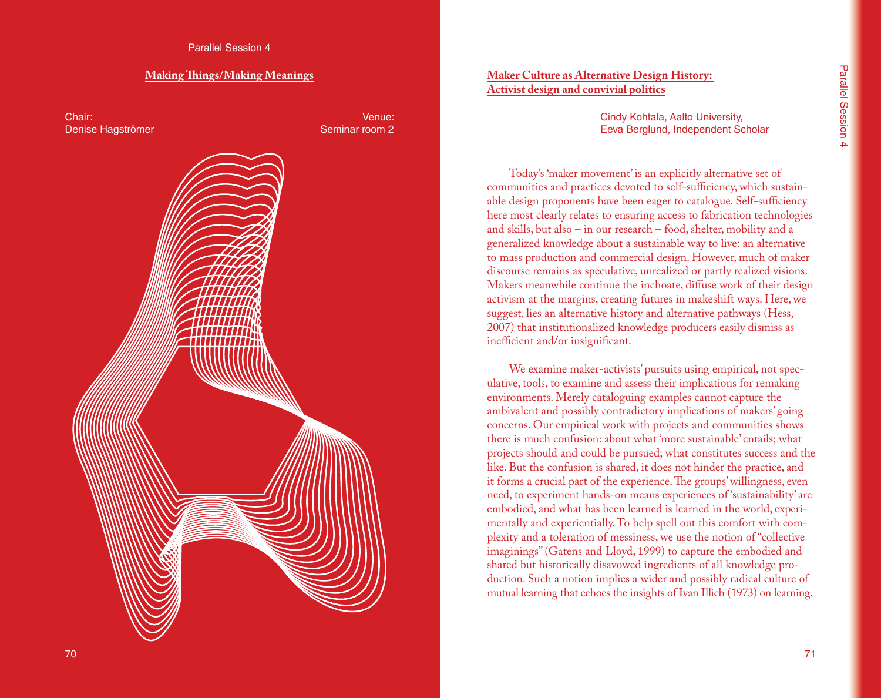Parallel Session 4

## Making Things/Making Meanings

Chair:
Denise Hagströmer

Venue:
Seminar room 2

## Maker Culture as Alternative Design History: Activist design and convivial politics

Cindy Kohtala, Aalto University,
Eeva Berglund, Independent Scholar

Today's 'maker movement' is an explicitly alternative set of communities and practices devoted to self-sufficiency, which sustainable design proponents have been eager to catalogue. Self-sufficiency here most clearly relates to ensuring access to fabrication technologies and skills, but also – in our research – food, shelter, mobility and a generalized knowledge about a sustainable way to live: an alternative to mass production and commercial design. However, much of maker discourse remains as speculative, unrealized or partly realized visions. Makers meanwhile continue the inchoate, diffuse work of their design activism at the margins, creating futures in makeshift ways. Here, we suggest, lies an alternative history and alternative pathways (Hess, 2007) that institutionalized knowledge producers easily dismiss as inefficient and/or insignificant.

We examine maker-activists' pursuits using empirical, not speculative, tools, to examine and assess their implications for remaking environments. Merely cataloguing examples cannot capture the ambivalent and possibly contradictory implications of makers' going concerns. Our empirical work with projects and communities shows there is much confusion: about what 'more sustainable' entails; what projects should and could be pursued; what constitutes success and the like. But the confusion is shared, it does not hinder the practice, and it forms a crucial part of the experience. The groups' willingness, even need, to experiment hands-on means experiences of 'sustainability' are embodied, and what has been learned is learned in the world, experimentally and experientially. To help spell out this comfort with complexity and a toleration of messiness, we use the notion of "collective imaginings" (Gatens and Lloyd, 1999) to capture the embodied and shared but historically disavowed ingredients of all knowledge production. Such a notion implies a wider and possibly radical culture of mutual learning that echoes the insights of Ivan Illich (1973) on learning.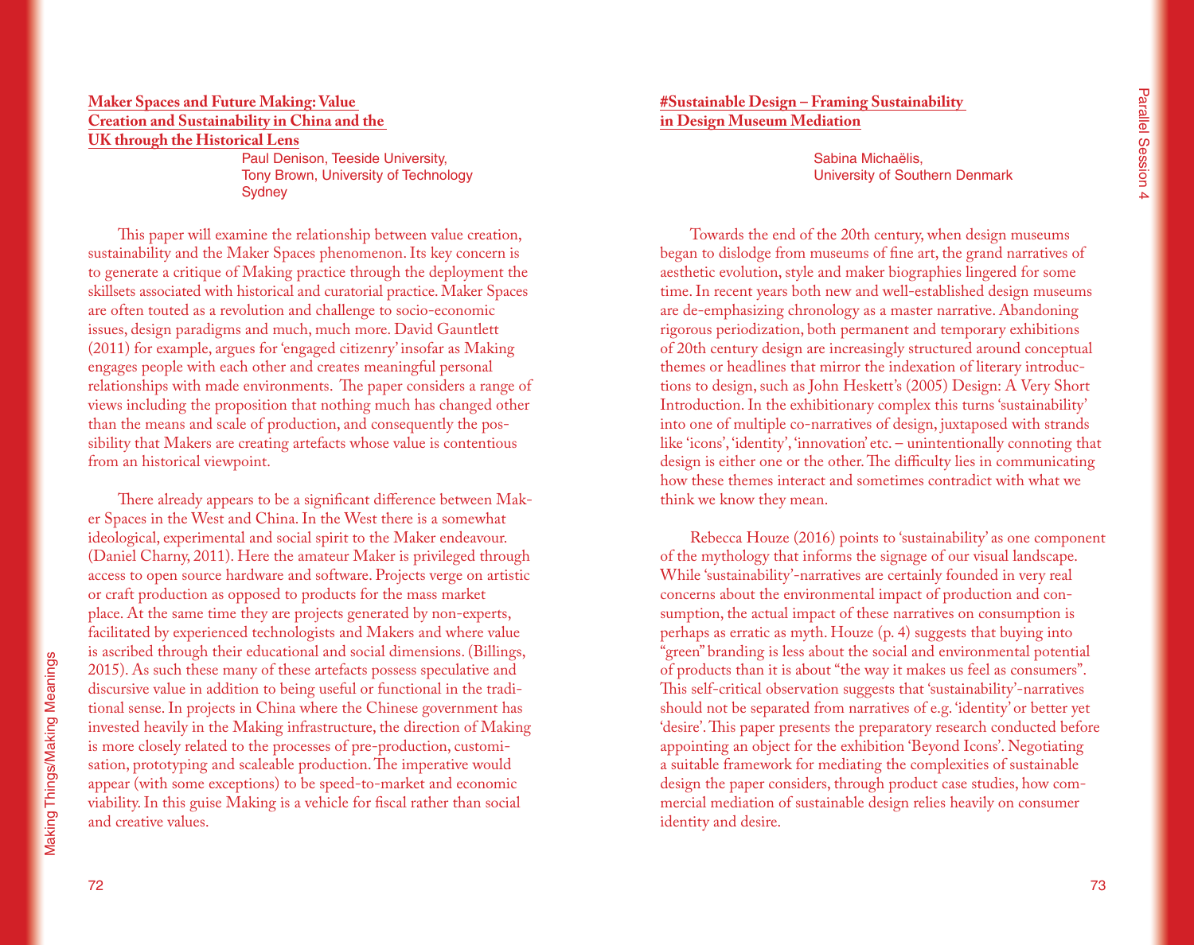## Maker Spaces and Future Making: Value Creation and Sustainability in China and the UK through the Historical Lens

Paul Denison, Teeside University,
Tony Brown, University of Technology Sydney

This paper will examine the relationship between value creation, sustainability and the Maker Spaces phenomenon. Its key concern is to generate a critique of Making practice through the deployment the skillsets associated with historical and curatorial practice. Maker Spaces are often touted as a revolution and challenge to socio-economic issues, design paradigms and much, much more. David Gauntlett (2011) for example, argues for 'engaged citizenry' insofar as Making engages people with each other and creates meaningful personal relationships with made environments. The paper considers a range of views including the proposition that nothing much has changed other than the means and scale of production, and consequently the possibility that Makers are creating artefacts whose value is contentious from an historical viewpoint.

There already appears to be a significant difference between Maker Spaces in the West and China. In the West there is a somewhat ideological, experimental and social spirit to the Maker endeavour. (Daniel Charny, 2011). Here the amateur Maker is privileged through access to open source hardware and software. Projects verge on artistic or craft production as opposed to products for the mass market place. At the same time they are projects generated by non-experts, facilitated by experienced technologists and Makers and where value is ascribed through their educational and social dimensions. (Billings, 2015). As such these many of these artefacts possess speculative and discursive value in addition to being useful or functional in the traditional sense. In projects in China where the Chinese government has invested heavily in the Making infrastructure, the direction of Making is more closely related to the processes of pre-production, customisation, prototyping and scaleable production. The imperative would appear (with some exceptions) to be speed-to-market and economic viability. In this guise Making is a vehicle for fiscal rather than social and creative values.

## #Sustainable Design – Framing Sustainability in Design Museum Mediation

Sabina Michaëlis,
University of Southern Denmark

Towards the end of the 20th century, when design museums began to dislodge from museums of fine art, the grand narratives of aesthetic evolution, style and maker biographies lingered for some time. In recent years both new and well-established design museums are de-emphasizing chronology as a master narrative. Abandoning rigorous periodization, both permanent and temporary exhibitions of 20th century design are increasingly structured around conceptual themes or headlines that mirror the indexation of literary introductions to design, such as John Heskett's (2005) Design: A Very Short Introduction. In the exhibitionary complex this turns 'sustainability' into one of multiple co-narratives of design, juxtaposed with strands like 'icons', 'identity', 'innovation' etc. – unintentionally connoting that design is either one or the other. The difficulty lies in communicating how these themes interact and sometimes contradict with what we think we know they mean.

Rebecca Houze (2016) points to 'sustainability' as one component of the mythology that informs the signage of our visual landscape. While 'sustainability'-narratives are certainly founded in very real concerns about the environmental impact of production and consumption, the actual impact of these narratives on consumption is perhaps as erratic as myth. Houze (p. 4) suggests that buying into "green" branding is less about the social and environmental potential of products than it is about "the way it makes us feel as consumers". This self-critical observation suggests that 'sustainability'-narratives should not be separated from narratives of e.g. 'identity' or better yet 'desire'. This paper presents the preparatory research conducted before appointing an object for the exhibition 'Beyond Icons'. Negotiating a suitable framework for mediating the complexities of sustainable design the paper considers, through product case studies, how commercial mediation of sustainable design relies heavily on consumer identity and desire.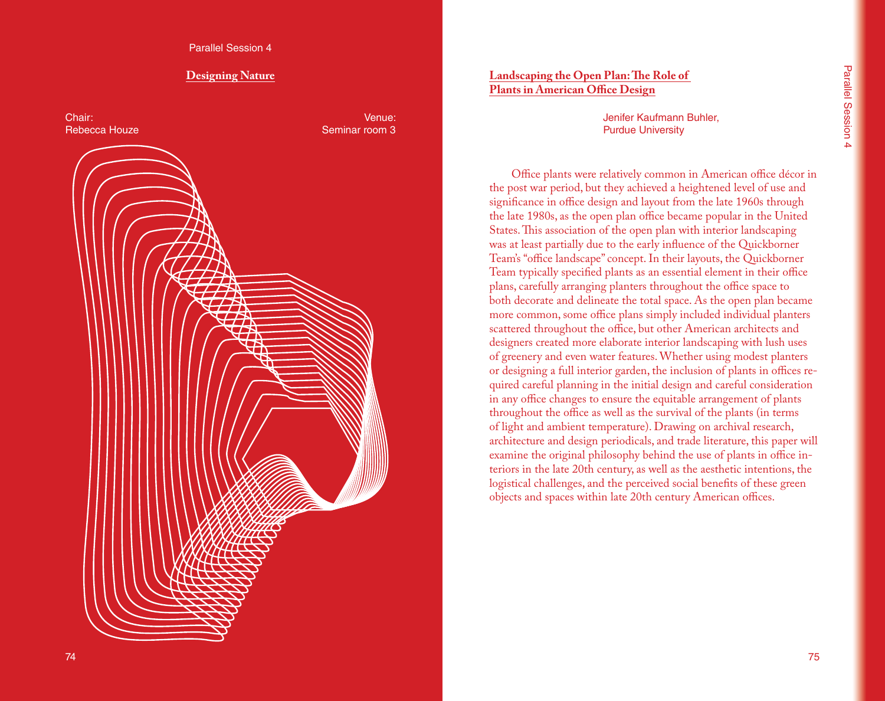Parallel Session 4

## Designing Nature

Chair:
Rebecca Houze

Venue:
Seminar room 3

## Landscaping the Open Plan: The Role of Plants in American Office Design

Jenifer Kaufmann Buhler,
Purdue University

Office plants were relatively common in American office décor in the post war period, but they achieved a heightened level of use and significance in office design and layout from the late 1960s through the late 1980s, as the open plan office became popular in the United States. This association of the open plan with interior landscaping was at least partially due to the early influence of the Quickborner Team's "office landscape" concept. In their layouts, the Quickborner Team typically specified plants as an essential element in their office plans, carefully arranging planters throughout the office space to both decorate and delineate the total space. As the open plan became more common, some office plans simply included individual planters scattered throughout the office, but other American architects and designers created more elaborate interior landscaping with lush uses of greenery and even water features. Whether using modest planters or designing a full interior garden, the inclusion of plants in offices required careful planning in the initial design and careful consideration in any office changes to ensure the equitable arrangement of plants throughout the office as well as the survival of the plants (in terms of light and ambient temperature). Drawing on archival research, architecture and design periodicals, and trade literature, this paper will examine the original philosophy behind the use of plants in office interiors in the late 20th century, as well as the aesthetic intentions, the logistical challenges, and the perceived social benefits of these green objects and spaces within late 20th century American offices.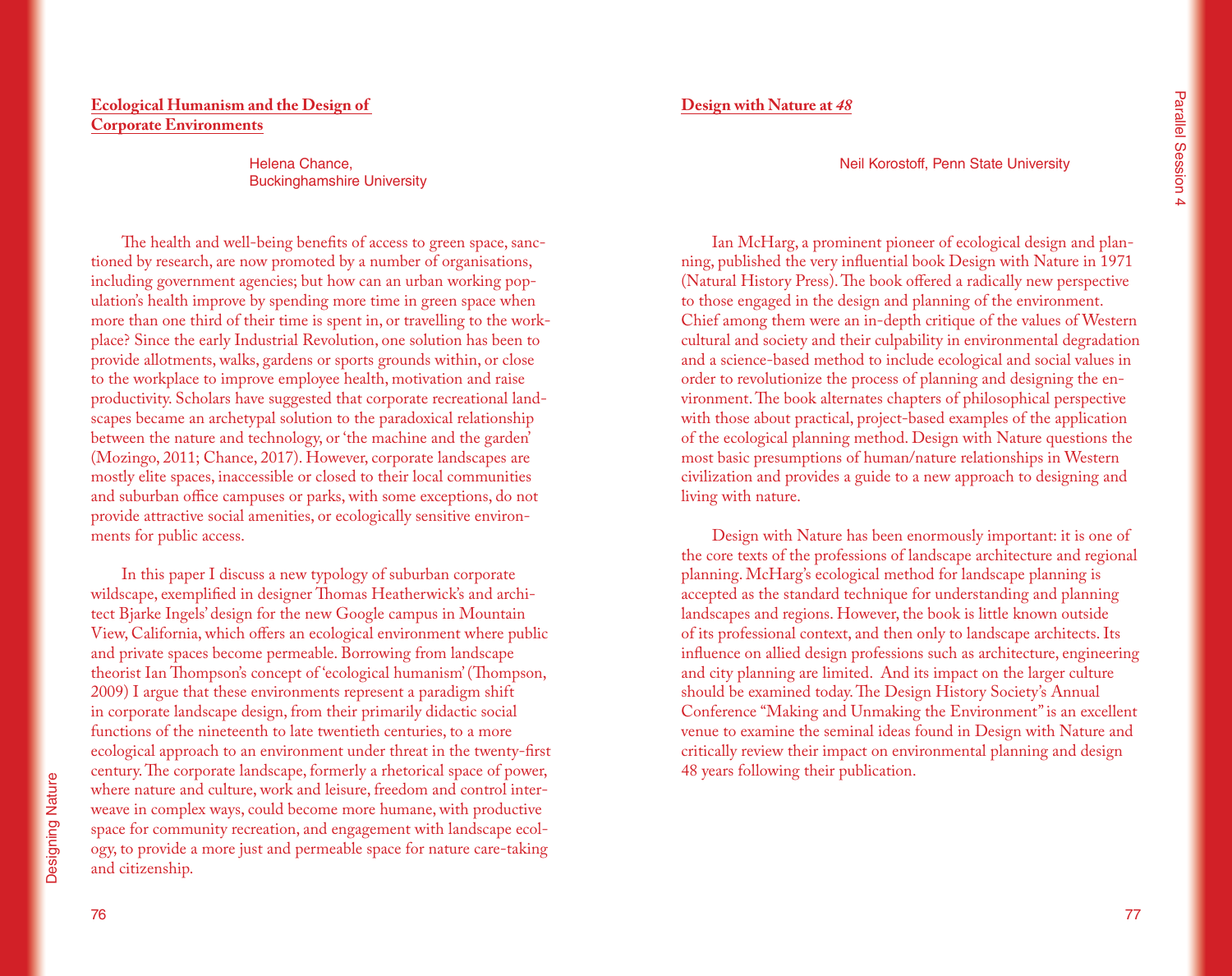## Ecological Humanism and the Design of Corporate Environments

Helena Chance,
Buckinghamshire University

The health and well-being benefits of access to green space, sanctioned by research, are now promoted by a number of organisations, including government agencies; but how can an urban working population's health improve by spending more time in green space when more than one third of their time is spent in, or travelling to the workplace? Since the early Industrial Revolution, one solution has been to provide allotments, walks, gardens or sports grounds within, or close to the workplace to improve employee health, motivation and raise productivity. Scholars have suggested that corporate recreational landscapes became an archetypal solution to the paradoxical relationship between the nature and technology, or 'the machine and the garden' (Mozingo, 2011; Chance, 2017). However, corporate landscapes are mostly elite spaces, inaccessible or closed to their local communities and suburban office campuses or parks, with some exceptions, do not provide attractive social amenities, or ecologically sensitive environments for public access.

In this paper I discuss a new typology of suburban corporate wildscape, exemplified in designer Thomas Heatherwick's and architect Bjarke Ingels' design for the new Google campus in Mountain View, California, which offers an ecological environment where public and private spaces become permeable. Borrowing from landscape theorist Ian Thompson's concept of 'ecological humanism' (Thompson, 2009) I argue that these environments represent a paradigm shift in corporate landscape design, from their primarily didactic social functions of the nineteenth to late twentieth centuries, to a more ecological approach to an environment under threat in the twenty-first century. The corporate landscape, formerly a rhetorical space of power, where nature and culture, work and leisure, freedom and control interweave in complex ways, could become more humane, with productive space for community recreation, and engagement with landscape ecology, to provide a more just and permeable space for nature care-taking and citizenship.

## Design with Nature at *48*

Neil Korostoff, Penn State University

Ian McHarg, a prominent pioneer of ecological design and planning, published the very influential book Design with Nature in 1971 (Natural History Press). The book offered a radically new perspective to those engaged in the design and planning of the environment. Chief among them were an in-depth critique of the values of Western cultural and society and their culpability in environmental degradation and a science-based method to include ecological and social values in order to revolutionize the process of planning and designing the environment. The book alternates chapters of philosophical perspective with those about practical, project-based examples of the application of the ecological planning method. Design with Nature questions the most basic presumptions of human/nature relationships in Western civilization and provides a guide to a new approach to designing and living with nature.

Design with Nature has been enormously important: it is one of the core texts of the professions of landscape architecture and regional planning. McHarg's ecological method for landscape planning is accepted as the standard technique for understanding and planning landscapes and regions. However, the book is little known outside of its professional context, and then only to landscape architects. Its influence on allied design professions such as architecture, engineering and city planning are limited. And its impact on the larger culture should be examined today. The Design History Society's Annual Conference "Making and Unmaking the Environment" is an excellent venue to examine the seminal ideas found in Design with Nature and critically review their impact on environmental planning and design 48 years following their publication.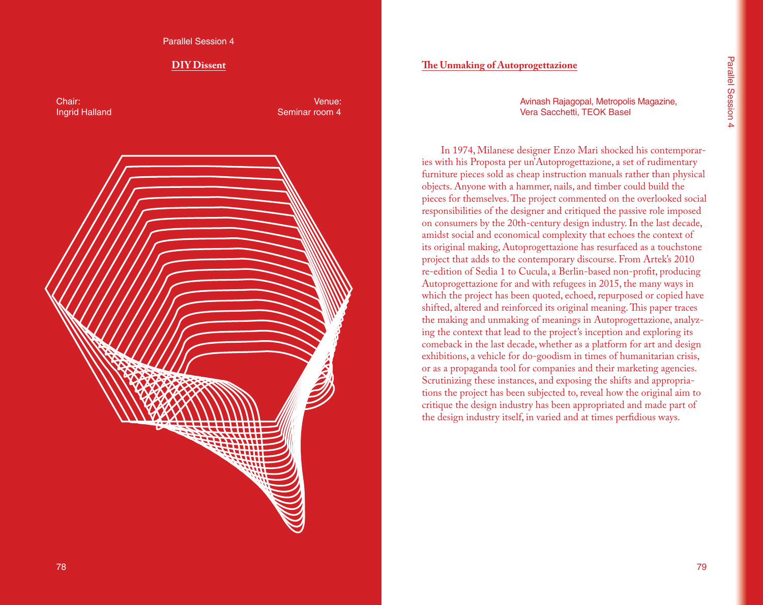Parallel Session 4

## DIY Dissent

Chair:
Ingrid Halland

Venue:
Seminar room 4

## The Unmaking of Autoprogettazione

Avinash Rajagopal, Metropolis Magazine,
Vera Sacchetti, TEOK Basel

In 1974, Milanese designer Enzo Mari shocked his contemporaries with his Proposta per un'Autoprogettazione, a set of rudimentary furniture pieces sold as cheap instruction manuals rather than physical objects. Anyone with a hammer, nails, and timber could build the pieces for themselves. The project commented on the overlooked social responsibilities of the designer and critiqued the passive role imposed on consumers by the 20th-century design industry. In the last decade, amidst social and economical complexity that echoes the context of its original making, Autoprogettazione has resurfaced as a touchstone project that adds to the contemporary discourse. From Artek's 2010 re-edition of Sedia 1 to Cucula, a Berlin-based non-profit, producing Autoprogettazione for and with refugees in 2015, the many ways in which the project has been quoted, echoed, repurposed or copied have shifted, altered and reinforced its original meaning. This paper traces the making and unmaking of meanings in Autoprogettazione, analyzing the context that lead to the project's inception and exploring its comeback in the last decade, whether as a platform for art and design exhibitions, a vehicle for do-goodism in times of humanitarian crisis, or as a propaganda tool for companies and their marketing agencies. Scrutinizing these instances, and exposing the shifts and appropriations the project has been subjected to, reveal how the original aim to critique the design industry has been appropriated and made part of the design industry itself, in varied and at times perfidious ways.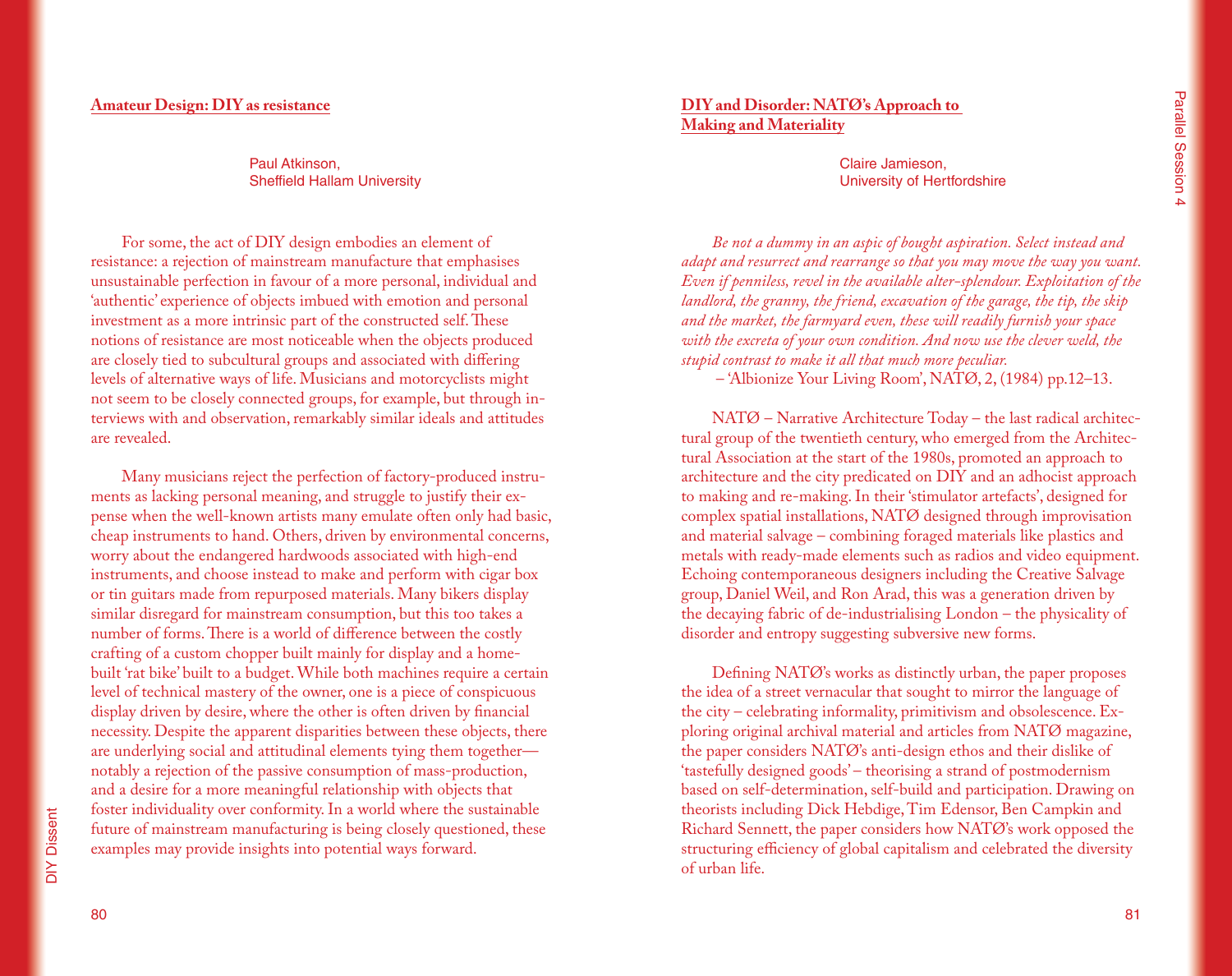## Amateur Design: DIY as resistance

Paul Atkinson,
Sheffield Hallam University

For some, the act of DIY design embodies an element of resistance: a rejection of mainstream manufacture that emphasises unsustainable perfection in favour of a more personal, individual and 'authentic' experience of objects imbued with emotion and personal investment as a more intrinsic part of the constructed self. These notions of resistance are most noticeable when the objects produced are closely tied to subcultural groups and associated with differing levels of alternative ways of life. Musicians and motorcyclists might not seem to be closely connected groups, for example, but through interviews with and observation, remarkably similar ideals and attitudes are revealed.

Many musicians reject the perfection of factory-produced instruments as lacking personal meaning, and struggle to justify their expense when the well-known artists many emulate often only had basic, cheap instruments to hand. Others, driven by environmental concerns, worry about the endangered hardwoods associated with high-end instruments, and choose instead to make and perform with cigar box or tin guitars made from repurposed materials. Many bikers display similar disregard for mainstream consumption, but this too takes a number of forms. There is a world of difference between the costly crafting of a custom chopper built mainly for display and a home-built 'rat bike' built to a budget. While both machines require a certain level of technical mastery of the owner, one is a piece of conspicuous display driven by desire, where the other is often driven by financial necessity. Despite the apparent disparities between these objects, there are underlying social and attitudinal elements tying them together—notably a rejection of the passive consumption of mass-production, and a desire for a more meaningful relationship with objects that foster individuality over conformity. In a world where the sustainable future of mainstream manufacturing is being closely questioned, these examples may provide insights into potential ways forward.

## DIY and Disorder: NATØ's Approach to Making and Materiality

Claire Jamieson,
University of Hertfordshire

*Be not a dummy in an aspic of bought aspiration. Select instead and adapt and resurrect and rearrange so that you may move the way you want. Even if penniless, revel in the available alter-splendour. Exploitation of the landlord, the granny, the friend, excavation of the garage, the tip, the skip and the market, the farmyard even, these will readily furnish your space with the excreta of your own condition. And now use the clever weld, the stupid contrast to make it all that much more peculiar.*

– 'Albionize Your Living Room', NATØ, 2, (1984) pp.12–13.

NATØ – Narrative Architecture Today – the last radical architectural group of the twentieth century, who emerged from the Architectural Association at the start of the 1980s, promoted an approach to architecture and the city predicated on DIY and an adhocist approach to making and re-making. In their 'stimulator artefacts', designed for complex spatial installations, NATØ designed through improvisation and material salvage – combining foraged materials like plastics and metals with ready-made elements such as radios and video equipment. Echoing contemporaneous designers including the Creative Salvage group, Daniel Weil, and Ron Arad, this was a generation driven by the decaying fabric of de-industrialising London – the physicality of disorder and entropy suggesting subversive new forms.

Defining NATØ's works as distinctly urban, the paper proposes the idea of a street vernacular that sought to mirror the language of the city – celebrating informality, primitivism and obsolescence. Exploring original archival material and articles from NATØ magazine, the paper considers NATØ's anti-design ethos and their dislike of 'tastefully designed goods' – theorising a strand of postmodernism based on self-determination, self-build and participation. Drawing on theorists including Dick Hebdige, Tim Edensor, Ben Campkin and Richard Sennett, the paper considers how NATØ's work opposed the structuring efficiency of global capitalism and celebrated the diversity of urban life.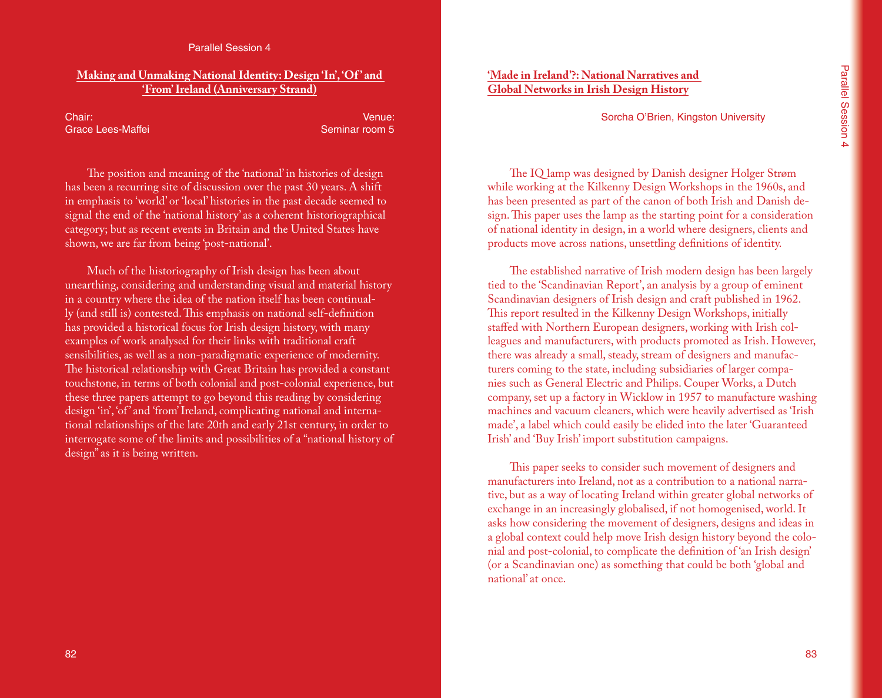Parallel Session 4

## Making and Unmaking National Identity: Design 'In', 'Of' and 'From' Ireland (Anniversary Strand)

Chair:
Grace Lees-Maffei

Venue:
Seminar room 5

The position and meaning of the 'national' in histories of design has been a recurring site of discussion over the past 30 years. A shift in emphasis to 'world' or 'local' histories in the past decade seemed to signal the end of the 'national history' as a coherent historiographical category; but as recent events in Britain and the United States have shown, we are far from being 'post-national'.

Much of the historiography of Irish design has been about unearthing, considering and understanding visual and material history in a country where the idea of the nation itself has been continually (and still is) contested. This emphasis on national self-definition has provided a historical focus for Irish design history, with many examples of work analysed for their links with traditional craft sensibilities, as well as a non-paradigmatic experience of modernity. The historical relationship with Great Britain has provided a constant touchstone, in terms of both colonial and post-colonial experience, but these three papers attempt to go beyond this reading by considering design 'in', 'of' and 'from' Ireland, complicating national and international relationships of the late 20th and early 21st century, in order to interrogate some of the limits and possibilities of a "national history of design" as it is being written.

## 'Made in Ireland'?: National Narratives and Global Networks in Irish Design History

Sorcha O'Brien, Kingston University

The IQ lamp was designed by Danish designer Holger Strøm while working at the Kilkenny Design Workshops in the 1960s, and has been presented as part of the canon of both Irish and Danish design. This paper uses the lamp as the starting point for a consideration of national identity in design, in a world where designers, clients and products move across nations, unsettling definitions of identity.

The established narrative of Irish modern design has been largely tied to the 'Scandinavian Report', an analysis by a group of eminent Scandinavian designers of Irish design and craft published in 1962. This report resulted in the Kilkenny Design Workshops, initially staffed with Northern European designers, working with Irish colleagues and manufacturers, with products promoted as Irish. However, there was already a small, steady, stream of designers and manufacturers coming to the state, including subsidiaries of larger companies such as General Electric and Philips. Couper Works, a Dutch company, set up a factory in Wicklow in 1957 to manufacture washing machines and vacuum cleaners, which were heavily advertised as 'Irish made', a label which could easily be elided into the later 'Guaranteed Irish' and 'Buy Irish' import substitution campaigns.

This paper seeks to consider such movement of designers and manufacturers into Ireland, not as a contribution to a national narrative, but as a way of locating Ireland within greater global networks of exchange in an increasingly globalised, if not homogenised, world. It asks how considering the movement of designers, designs and ideas in a global context could help move Irish design history beyond the colonial and post-colonial, to complicate the definition of 'an Irish design' (or a Scandinavian one) as something that could be both 'global and national' at once.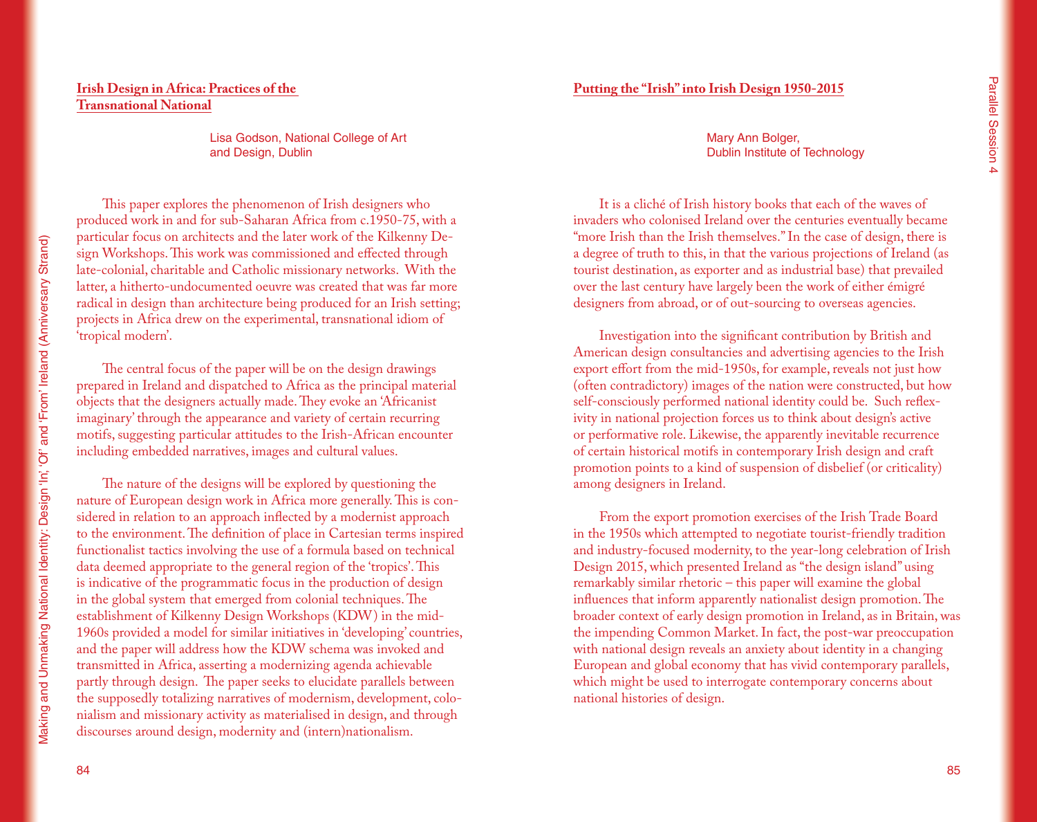## Irish Design in Africa: Practices of the Transnational National

Lisa Godson, National College of Art and Design, Dublin

This paper explores the phenomenon of Irish designers who produced work in and for sub-Saharan Africa from c.1950-75, with a particular focus on architects and the later work of the Kilkenny Design Workshops. This work was commissioned and effected through late-colonial, charitable and Catholic missionary networks. With the latter, a hitherto-undocumented oeuvre was created that was far more radical in design than architecture being produced for an Irish setting; projects in Africa drew on the experimental, transnational idiom of 'tropical modern'.

The central focus of the paper will be on the design drawings prepared in Ireland and dispatched to Africa as the principal material objects that the designers actually made. They evoke an 'Africanist imaginary' through the appearance and variety of certain recurring motifs, suggesting particular attitudes to the Irish-African encounter including embedded narratives, images and cultural values.

The nature of the designs will be explored by questioning the nature of European design work in Africa more generally. This is considered in relation to an approach inflected by a modernist approach to the environment. The definition of place in Cartesian terms inspired functionalist tactics involving the use of a formula based on technical data deemed appropriate to the general region of the 'tropics'. This is indicative of the programmatic focus in the production of design in the global system that emerged from colonial techniques. The establishment of Kilkenny Design Workshops (KDW) in the mid-1960s provided a model for similar initiatives in 'developing' countries, and the paper will address how the KDW schema was invoked and transmitted in Africa, asserting a modernizing agenda achievable partly through design. The paper seeks to elucidate parallels between the supposedly totalizing narratives of modernism, development, colonialism and missionary activity as materialised in design, and through discourses around design, modernity and (intern)nationalism.

## Putting the "Irish" into Irish Design 1950-2015

Mary Ann Bolger, Dublin Institute of Technology

It is a cliché of Irish history books that each of the waves of invaders who colonised Ireland over the centuries eventually became "more Irish than the Irish themselves." In the case of design, there is a degree of truth to this, in that the various projections of Ireland (as tourist destination, as exporter and as industrial base) that prevailed over the last century have largely been the work of either émigré designers from abroad, or of out-sourcing to overseas agencies.

Investigation into the significant contribution by British and American design consultancies and advertising agencies to the Irish export effort from the mid-1950s, for example, reveals not just how (often contradictory) images of the nation were constructed, but how self-consciously performed national identity could be. Such reflexivity in national projection forces us to think about design's active or performative role. Likewise, the apparently inevitable recurrence of certain historical motifs in contemporary Irish design and craft promotion points to a kind of suspension of disbelief (or criticality) among designers in Ireland.

From the export promotion exercises of the Irish Trade Board in the 1950s which attempted to negotiate tourist-friendly tradition and industry-focused modernity, to the year-long celebration of Irish Design 2015, which presented Ireland as "the design island" using remarkably similar rhetoric – this paper will examine the global influences that inform apparently nationalist design promotion. The broader context of early design promotion in Ireland, as in Britain, was the impending Common Market. In fact, the post-war preoccupation with national design reveals an anxiety about identity in a changing European and global economy that has vivid contemporary parallels, which might be used to interrogate contemporary concerns about national histories of design.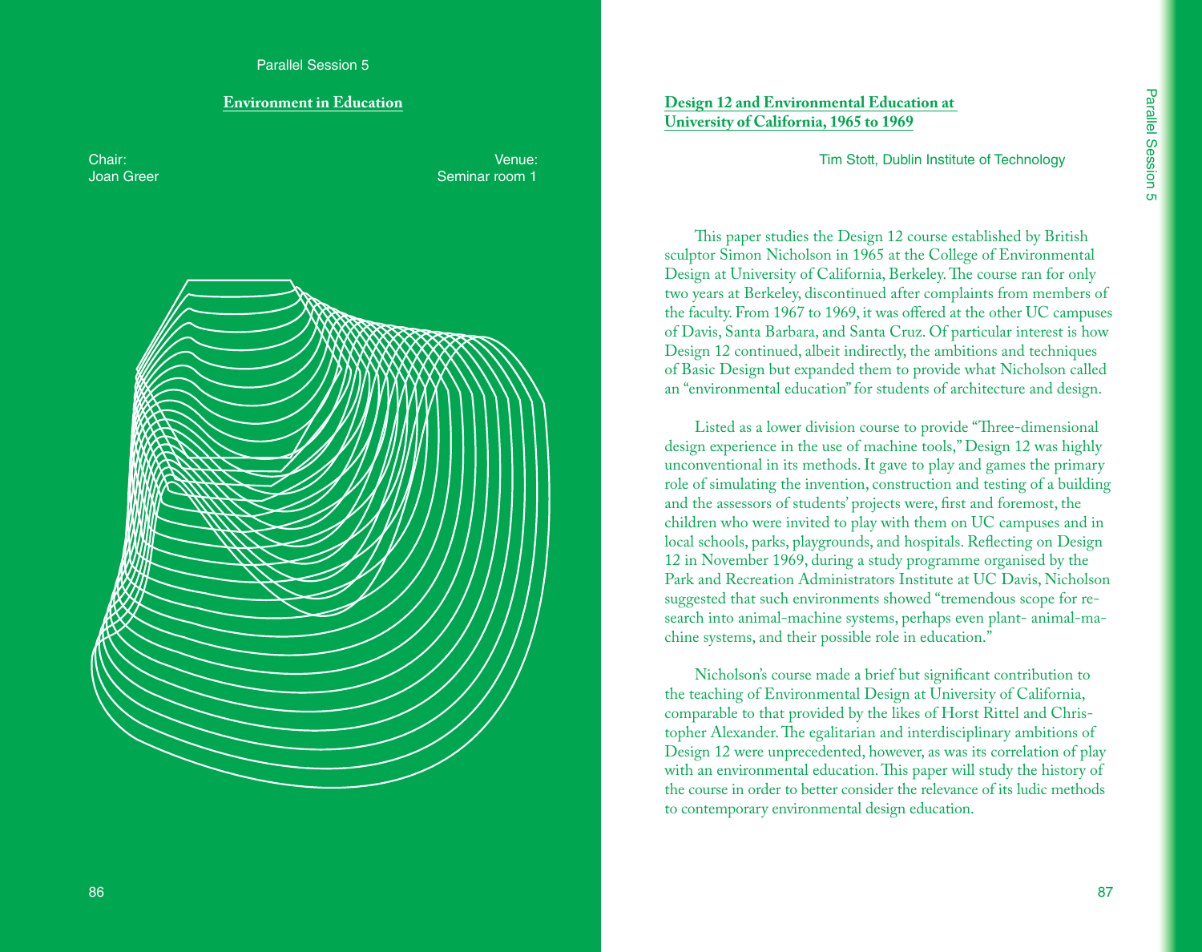Parallel Session 5

## Environment in Education

Chair:
Joan Greer

Venue:
Seminar room 1

## Design 12 and Environmental Education at University of California, 1965 to 1969

Tim Stott, Dublin Institute of Technology

This paper studies the Design 12 course established by British sculptor Simon Nicholson in 1965 at the College of Environmental Design at University of California, Berkeley. The course ran for only two years at Berkeley, discontinued after complaints from members of the faculty. From 1967 to 1969, it was offered at the other UC campuses of Davis, Santa Barbara, and Santa Cruz. Of particular interest is how Design 12 continued, albeit indirectly, the ambitions and techniques of Basic Design but expanded them to provide what Nicholson called an "environmental education" for students of architecture and design.

Listed as a lower division course to provide "Three-dimensional design experience in the use of machine tools," Design 12 was highly unconventional in its methods. It gave to play and games the primary role of simulating the invention, construction and testing of a building and the assessors of students' projects were, first and foremost, the children who were invited to play with them on UC campuses and in local schools, parks, playgrounds, and hospitals. Reflecting on Design 12 in November 1969, during a study programme organised by the Park and Recreation Administrators Institute at UC Davis, Nicholson suggested that such environments showed "tremendous scope for research into animal-machine systems, perhaps even plant- animal-machine systems, and their possible role in education."

Nicholson's course made a brief but significant contribution to the teaching of Environmental Design at University of California, comparable to that provided by the likes of Horst Rittel and Christopher Alexander. The egalitarian and interdisciplinary ambitions of Design 12 were unprecedented, however, as was its correlation of play with an environmental education. This paper will study the history of the course in order to better consider the relevance of its ludic methods to contemporary environmental design education.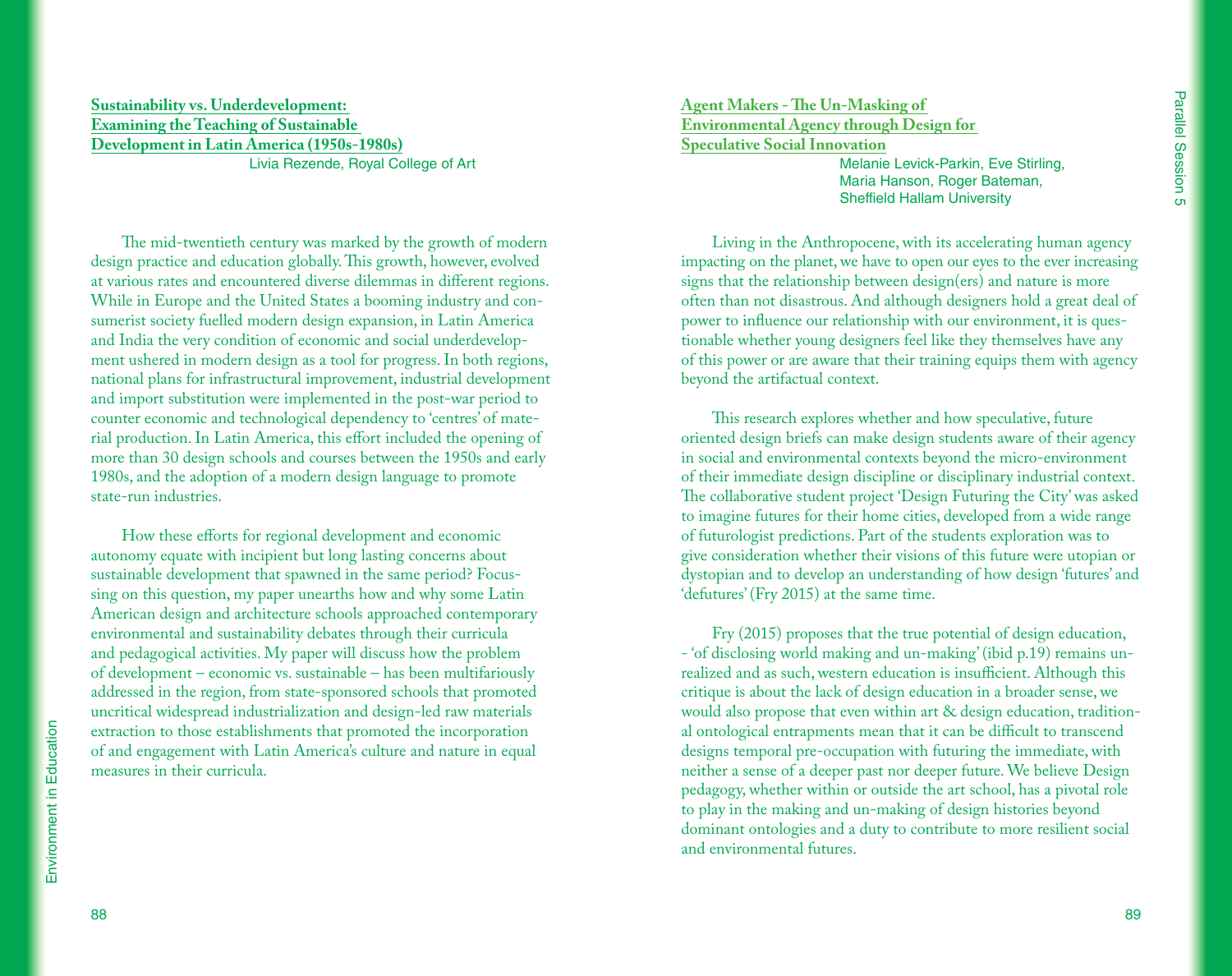## Sustainability vs. Underdevelopment: Examining the Teaching of Sustainable Development in Latin America (1950s-1980s)

Livia Rezende, Royal College of Art

The mid-twentieth century was marked by the growth of modern design practice and education globally. This growth, however, evolved at various rates and encountered diverse dilemmas in different regions. While in Europe and the United States a booming industry and consumerist society fuelled modern design expansion, in Latin America and India the very condition of economic and social underdevelopment ushered in modern design as a tool for progress. In both regions, national plans for infrastructural improvement, industrial development and import substitution were implemented in the post-war period to counter economic and technological dependency to 'centres' of material production. In Latin America, this effort included the opening of more than 30 design schools and courses between the 1950s and early 1980s, and the adoption of a modern design language to promote state-run industries.

How these efforts for regional development and economic autonomy equate with incipient but long lasting concerns about sustainable development that spawned in the same period? Focussing on this question, my paper unearths how and why some Latin American design and architecture schools approached contemporary environmental and sustainability debates through their curricula and pedagogical activities. My paper will discuss how the problem of development – economic vs. sustainable – has been multifariously addressed in the region, from state-sponsored schools that promoted uncritical widespread industrialization and design-led raw materials extraction to those establishments that promoted the incorporation of and engagement with Latin America's culture and nature in equal measures in their curricula.

## Agent Makers - The Un-Masking of Environmental Agency through Design for Speculative Social Innovation

Melanie Levick-Parkin, Eve Stirling, Maria Hanson, Roger Bateman, Sheffield Hallam University

Living in the Anthropocene, with its accelerating human agency impacting on the planet, we have to open our eyes to the ever increasing signs that the relationship between design(ers) and nature is more often than not disastrous. And although designers hold a great deal of power to influence our relationship with our environment, it is questionable whether young designers feel like they themselves have any of this power or are aware that their training equips them with agency beyond the artifactual context.

This research explores whether and how speculative, future oriented design briefs can make design students aware of their agency in social and environmental contexts beyond the micro-environment of their immediate design discipline or disciplinary industrial context. The collaborative student project 'Design Futuring the City' was asked to imagine futures for their home cities, developed from a wide range of futurologist predictions. Part of the students exploration was to give consideration whether their visions of this future were utopian or dystopian and to develop an understanding of how design 'futures' and 'defutures' (Fry 2015) at the same time.

Fry (2015) proposes that the true potential of design education, - 'of disclosing world making and un-making' (ibid p.19) remains unrealized and as such, western education is insufficient. Although this critique is about the lack of design education in a broader sense, we would also propose that even within art & design education, traditional ontological entrapments mean that it can be difficult to transcend designs temporal pre-occupation with futuring the immediate, with neither a sense of a deeper past nor deeper future. We believe Design pedagogy, whether within or outside the art school, has a pivotal role to play in the making and un-making of design histories beyond dominant ontologies and a duty to contribute to more resilient social and environmental futures.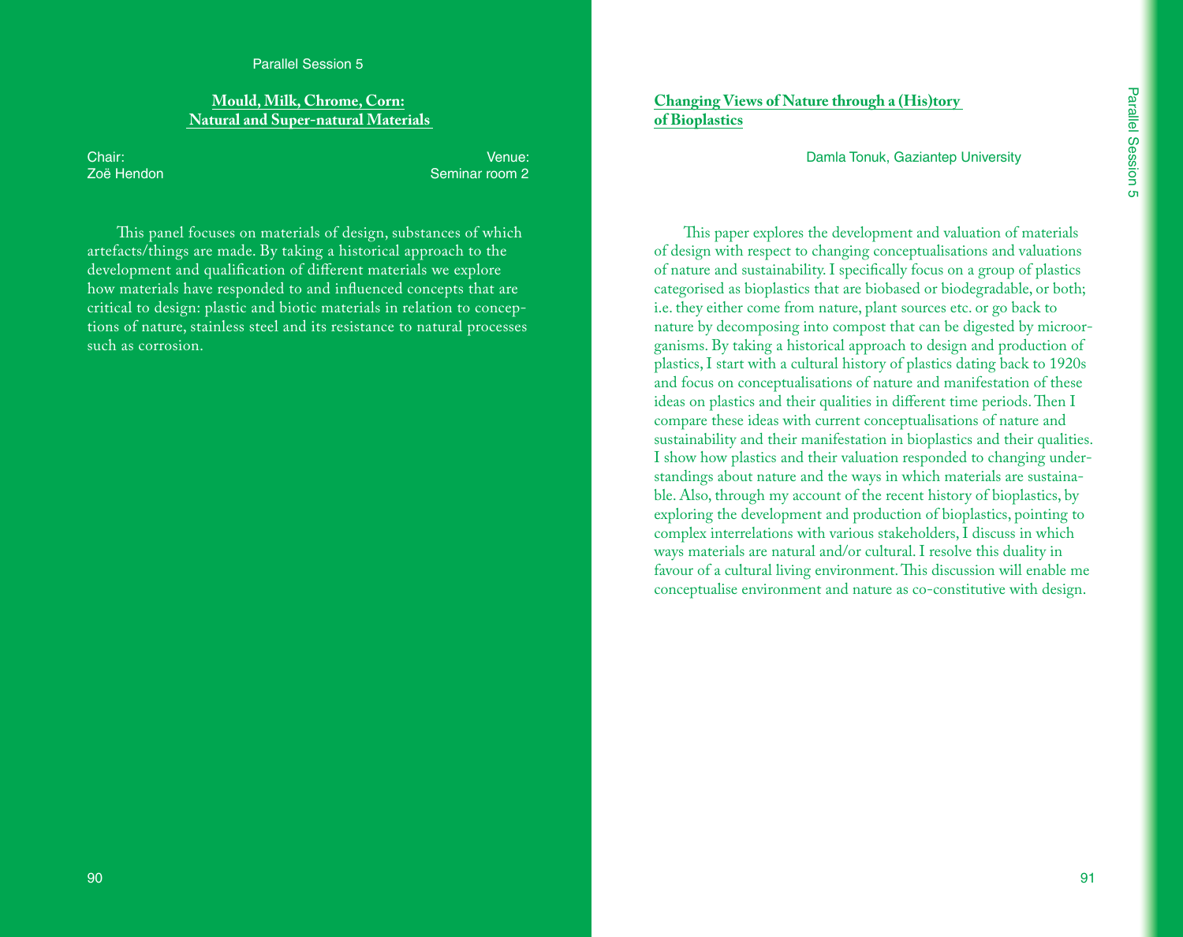Parallel Session 5

## Mould, Milk, Chrome, Corn: Natural and Super-natural Materials

Chair:
Zoë Hendon

Venue:
Seminar room 2

This panel focuses on materials of design, substances of which artefacts/things are made. By taking a historical approach to the development and qualification of different materials we explore how materials have responded to and influenced concepts that are critical to design: plastic and biotic materials in relation to conceptions of nature, stainless steel and its resistance to natural processes such as corrosion.

## Changing Views of Nature through a (His)tory of Bioplastics

Damla Tonuk, Gaziantep University

This paper explores the development and valuation of materials of design with respect to changing conceptualisations and valuations of nature and sustainability. I specifically focus on a group of plastics categorised as bioplastics that are biobased or biodegradable, or both; i.e. they either come from nature, plant sources etc. or go back to nature by decomposing into compost that can be digested by microorganisms. By taking a historical approach to design and production of plastics, I start with a cultural history of plastics dating back to 1920s and focus on conceptualisations of nature and manifestation of these ideas on plastics and their qualities in different time periods. Then I compare these ideas with current conceptualisations of nature and sustainability and their manifestation in bioplastics and their qualities. I show how plastics and their valuation responded to changing understandings about nature and the ways in which materials are sustainable. Also, through my account of the recent history of bioplastics, by exploring the development and production of bioplastics, pointing to complex interrelations with various stakeholders, I discuss in which ways materials are natural and/or cultural. I resolve this duality in favour of a cultural living environment. This discussion will enable me conceptualise environment and nature as co-constitutive with design.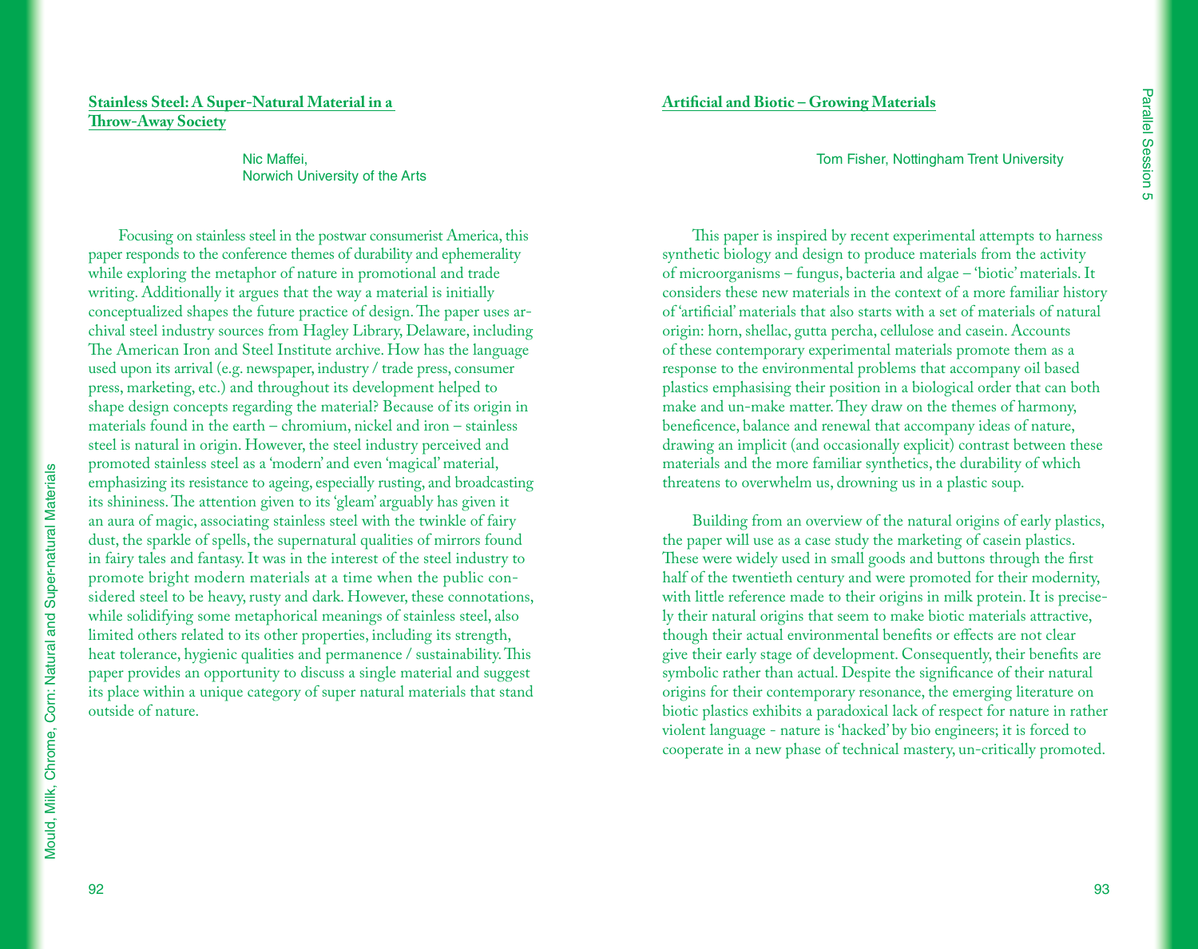## Stainless Steel: A Super-Natural Material in a Throw-Away Society

Nic Maffei,
Norwich University of the Arts

Focusing on stainless steel in the postwar consumerist America, this paper responds to the conference themes of durability and ephemerality while exploring the metaphor of nature in promotional and trade writing. Additionally it argues that the way a material is initially conceptualized shapes the future practice of design. The paper uses archival steel industry sources from Hagley Library, Delaware, including The American Iron and Steel Institute archive. How has the language used upon its arrival (e.g. newspaper, industry / trade press, consumer press, marketing, etc.) and throughout its development helped to shape design concepts regarding the material? Because of its origin in materials found in the earth – chromium, nickel and iron – stainless steel is natural in origin. However, the steel industry perceived and promoted stainless steel as a 'modern' and even 'magical' material, emphasizing its resistance to ageing, especially rusting, and broadcasting its shininess. The attention given to its 'gleam' arguably has given it an aura of magic, associating stainless steel with the twinkle of fairy dust, the sparkle of spells, the supernatural qualities of mirrors found in fairy tales and fantasy. It was in the interest of the steel industry to promote bright modern materials at a time when the public considered steel to be heavy, rusty and dark. However, these connotations, while solidifying some metaphorical meanings of stainless steel, also limited others related to its other properties, including its strength, heat tolerance, hygienic qualities and permanence / sustainability. This paper provides an opportunity to discuss a single material and suggest its place within a unique category of super natural materials that stand outside of nature.

## Artificial and Biotic – Growing Materials

Tom Fisher, Nottingham Trent University

This paper is inspired by recent experimental attempts to harness synthetic biology and design to produce materials from the activity of microorganisms – fungus, bacteria and algae – 'biotic' materials. It considers these new materials in the context of a more familiar history of 'artificial' materials that also starts with a set of materials of natural origin: horn, shellac, gutta percha, cellulose and casein. Accounts of these contemporary experimental materials promote them as a response to the environmental problems that accompany oil based plastics emphasising their position in a biological order that can both make and un-make matter. They draw on the themes of harmony, beneficence, balance and renewal that accompany ideas of nature, drawing an implicit (and occasionally explicit) contrast between these materials and the more familiar synthetics, the durability of which threatens to overwhelm us, drowning us in a plastic soup.

Building from an overview of the natural origins of early plastics, the paper will use as a case study the marketing of casein plastics. These were widely used in small goods and buttons through the first half of the twentieth century and were promoted for their modernity, with little reference made to their origins in milk protein. It is precisely their natural origins that seem to make biotic materials attractive, though their actual environmental benefits or effects are not clear give their early stage of development. Consequently, their benefits are symbolic rather than actual. Despite the significance of their natural origins for their contemporary resonance, the emerging literature on biotic plastics exhibits a paradoxical lack of respect for nature in rather violent language - nature is 'hacked' by bio engineers; it is forced to cooperate in a new phase of technical mastery, un-critically promoted.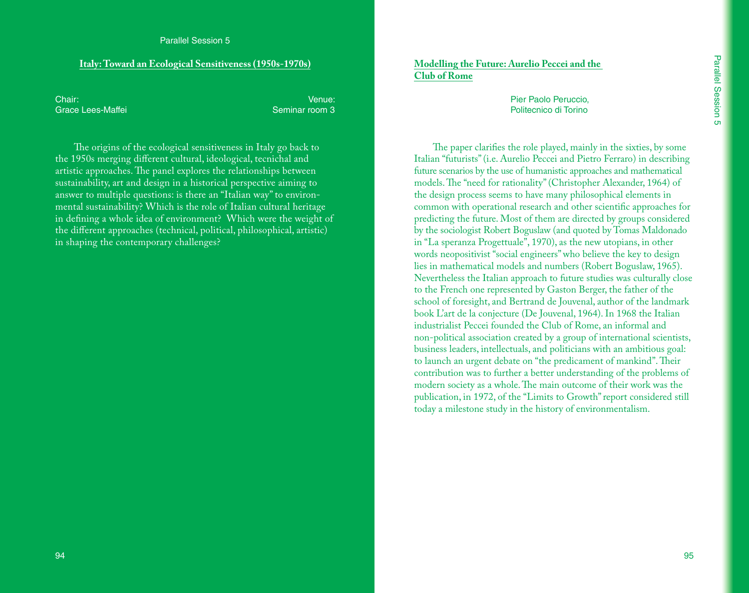Parallel Session 5

## Italy: Toward an Ecological Sensitiveness (1950s-1970s)

Chair:
Grace Lees-Maffei

Venue:
Seminar room 3

The origins of the ecological sensitiveness in Italy go back to the 1950s merging different cultural, ideological, tecnichal and artistic approaches. The panel explores the relationships between sustainability, art and design in a historical perspective aiming to answer to multiple questions: is there an "Italian way" to environmental sustainability? Which is the role of Italian cultural heritage in defining a whole idea of environment? Which were the weight of the different approaches (technical, political, philosophical, artistic) in shaping the contemporary challenges?

## Modelling the Future: Aurelio Peccei and the Club of Rome

Pier Paolo Peruccio,
Politecnico di Torino

The paper clarifies the role played, mainly in the sixties, by some Italian "futurists" (i.e. Aurelio Peccei and Pietro Ferraro) in describing future scenarios by the use of humanistic approaches and mathematical models. The "need for rationality" (Christopher Alexander, 1964) of the design process seems to have many philosophical elements in common with operational research and other scientific approaches for predicting the future. Most of them are directed by groups considered by the sociologist Robert Boguslaw (and quoted by Tomas Maldonado in "La speranza Progettuale", 1970), as the new utopians, in other words neopositivist "social engineers" who believe the key to design lies in mathematical models and numbers (Robert Boguslaw, 1965). Nevertheless the Italian approach to future studies was culturally close to the French one represented by Gaston Berger, the father of the school of foresight, and Bertrand de Jouvenal, author of the landmark book L'art de la conjecture (De Jouvenal, 1964). In 1968 the Italian industrialist Peccei founded the Club of Rome, an informal and non-political association created by a group of international scientists, business leaders, intellectuals, and politicians with an ambitious goal: to launch an urgent debate on "the predicament of mankind". Their contribution was to further a better understanding of the problems of modern society as a whole. The main outcome of their work was the publication, in 1972, of the "Limits to Growth" report considered still today a milestone study in the history of environmentalism.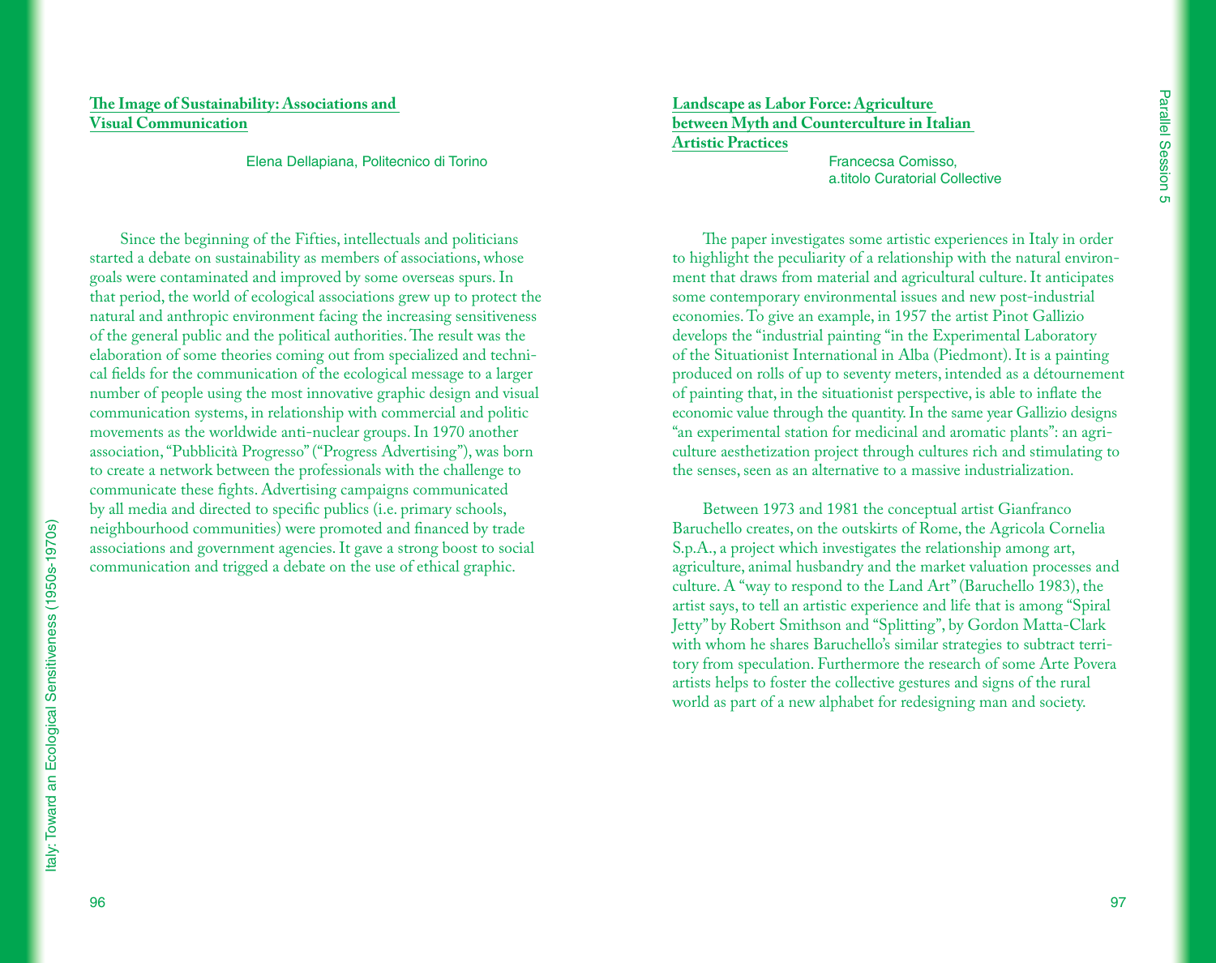## The Image of Sustainability: Associations and Visual Communication

Elena Dellapiana, Politecnico di Torino

Since the beginning of the Fifties, intellectuals and politicians started a debate on sustainability as members of associations, whose goals were contaminated and improved by some overseas spurs. In that period, the world of ecological associations grew up to protect the natural and anthropic environment facing the increasing sensitiveness of the general public and the political authorities. The result was the elaboration of some theories coming out from specialized and technical fields for the communication of the ecological message to a larger number of people using the most innovative graphic design and visual communication systems, in relationship with commercial and politic movements as the worldwide anti-nuclear groups. In 1970 another association, "Pubblicità Progresso" ("Progress Advertising"), was born to create a network between the professionals with the challenge to communicate these fights. Advertising campaigns communicated by all media and directed to specific publics (i.e. primary schools, neighbourhood communities) were promoted and financed by trade associations and government agencies. It gave a strong boost to social communication and trigged a debate on the use of ethical graphic.

## Landscape as Labor Force: Agriculture between Myth and Counterculture in Italian Artistic Practices

Francecsa Comisso, a.titolo Curatorial Collective

The paper investigates some artistic experiences in Italy in order to highlight the peculiarity of a relationship with the natural environment that draws from material and agricultural culture. It anticipates some contemporary environmental issues and new post-industrial economies. To give an example, in 1957 the artist Pinot Gallizio develops the "industrial painting "in the Experimental Laboratory of the Situationist International in Alba (Piedmont). It is a painting produced on rolls of up to seventy meters, intended as a détournement of painting that, in the situationist perspective, is able to inflate the economic value through the quantity. In the same year Gallizio designs "an experimental station for medicinal and aromatic plants": an agriculture aesthetization project through cultures rich and stimulating to the senses, seen as an alternative to a massive industrialization.

Between 1973 and 1981 the conceptual artist Gianfranco Baruchello creates, on the outskirts of Rome, the Agricola Cornelia S.p.A., a project which investigates the relationship among art, agriculture, animal husbandry and the market valuation processes and culture. A "way to respond to the Land Art" (Baruchello 1983), the artist says, to tell an artistic experience and life that is among "Spiral Jetty" by Robert Smithson and "Splitting", by Gordon Matta-Clark with whom he shares Baruchello's similar strategies to subtract territory from speculation. Furthermore the research of some Arte Povera artists helps to foster the collective gestures and signs of the rural world as part of a new alphabet for redesigning man and society.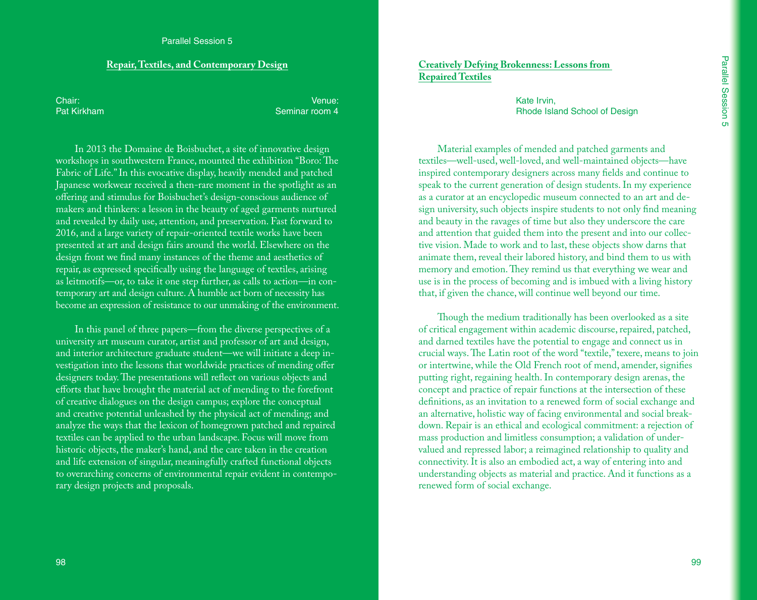Parallel Session 5

## Repair, Textiles, and Contemporary Design

Chair:
Pat Kirkham

Venue:
Seminar room 4

In 2013 the Domaine de Boisbuchet, a site of innovative design workshops in southwestern France, mounted the exhibition "Boro: The Fabric of Life." In this evocative display, heavily mended and patched Japanese workwear received a then-rare moment in the spotlight as an offering and stimulus for Boisbuchet's design-conscious audience of makers and thinkers: a lesson in the beauty of aged garments nurtured and revealed by daily use, attention, and preservation. Fast forward to 2016, and a large variety of repair-oriented textile works have been presented at art and design fairs around the world. Elsewhere on the design front we find many instances of the theme and aesthetics of repair, as expressed specifically using the language of textiles, arising as leitmotifs—or, to take it one step further, as calls to action—in contemporary art and design culture. A humble act born of necessity has become an expression of resistance to our unmaking of the environment.

In this panel of three papers—from the diverse perspectives of a university art museum curator, artist and professor of art and design, and interior architecture graduate student—we will initiate a deep investigation into the lessons that worldwide practices of mending offer designers today. The presentations will reflect on various objects and efforts that have brought the material act of mending to the forefront of creative dialogues on the design campus; explore the conceptual and creative potential unleashed by the physical act of mending; and analyze the ways that the lexicon of homegrown patched and repaired textiles can be applied to the urban landscape. Focus will move from historic objects, the maker's hand, and the care taken in the creation and life extension of singular, meaningfully crafted functional objects to overarching concerns of environmental repair evident in contemporary design projects and proposals.

## Creatively Defying Brokenness: Lessons from Repaired Textiles

Kate Irvin,
Rhode Island School of Design

Material examples of mended and patched garments and textiles—well-used, well-loved, and well-maintained objects—have inspired contemporary designers across many fields and continue to speak to the current generation of design students. In my experience as a curator at an encyclopedic museum connected to an art and design university, such objects inspire students to not only find meaning and beauty in the ravages of time but also they underscore the care and attention that guided them into the present and into our collective vision. Made to work and to last, these objects show darns that animate them, reveal their labored history, and bind them to us with memory and emotion. They remind us that everything we wear and use is in the process of becoming and is imbued with a living history that, if given the chance, will continue well beyond our time.

Though the medium traditionally has been overlooked as a site of critical engagement within academic discourse, repaired, patched, and darned textiles have the potential to engage and connect us in crucial ways. The Latin root of the word "textile," texere, means to join or intertwine, while the Old French root of mend, amender, signifies putting right, regaining health. In contemporary design arenas, the concept and practice of repair functions at the intersection of these definitions, as an invitation to a renewed form of social exchange and an alternative, holistic way of facing environmental and social breakdown. Repair is an ethical and ecological commitment: a rejection of mass production and limitless consumption; a validation of undervalued and repressed labor; a reimagined relationship to quality and connectivity. It is also an embodied act, a way of entering into and understanding objects as material and practice. And it functions as a renewed form of social exchange.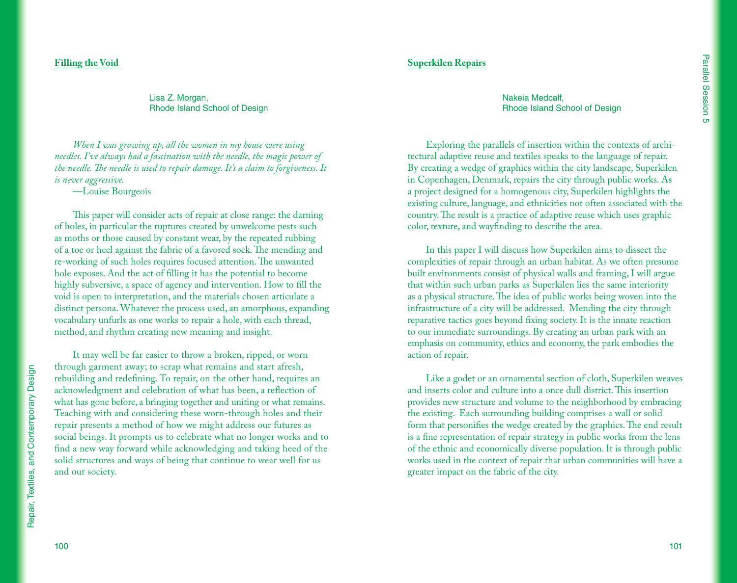## Filling the Void

Lisa Z. Morgan,
Rhode Island School of Design

*When I was growing up, all the women in my house were using needles. I've always had a fascination with the needle, the magic power of the needle. The needle is used to repair damage. It's a claim to forgiveness. It is never aggressive.*

—Louise Bourgeois

This paper will consider acts of repair at close range: the darning of holes, in particular the ruptures created by unwelcome pests such as moths or those caused by constant wear, by the repeated rubbing of a toe or heel against the fabric of a favored sock. The mending and re-working of such holes requires focused attention. The unwanted hole exposes. And the act of filling it has the potential to become highly subversive, a space of agency and intervention. How to fill the void is open to interpretation, and the materials chosen articulate a distinct persona. Whatever the process used, an amorphous, expanding vocabulary unfurls as one works to repair a hole, with each thread, method, and rhythm creating new meaning and insight.

It may well be far easier to throw a broken, ripped, or worn through garment away; to scrap what remains and start afresh, rebuilding and redefining. To repair, on the other hand, requires an acknowledgment and celebration of what has been, a reflection of what has gone before, a bringing together and uniting or what remains. Teaching with and considering these worn-through holes and their repair presents a method of how we might address our futures as social beings. It prompts us to celebrate what no longer works and to find a new way forward while acknowledging and taking heed of the solid structures and ways of being that continue to wear well for us and our society.

## Superkilen Repairs

Nakeia Medcalf,
Rhode Island School of Design

Exploring the parallels of insertion within the contexts of architectural adaptive reuse and textiles speaks to the language of repair. By creating a wedge of graphics within the city landscape, Superkilen in Copenhagen, Denmark, repairs the city through public works. As a project designed for a homogenous city, Superkilen highlights the existing culture, language, and ethnicities not often associated with the country. The result is a practice of adaptive reuse which uses graphic color, texture, and wayfinding to describe the area.

In this paper I will discuss how Superkilen aims to dissect the complexities of repair through an urban habitat. As we often presume built environments consist of physical walls and framing, I will argue that within such urban parks as Superkilen lies the same interiority as a physical structure. The idea of public works being woven into the infrastructure of a city will be addressed. Mending the city through reparative tactics goes beyond fixing society. It is the innate reaction to our immediate surroundings. By creating an urban park with an emphasis on community, ethics and economy, the park embodies the action of repair.

Like a godet or an ornamental section of cloth, Superkilen weaves and inserts color and culture into a once dull district. This insertion provides new structure and volume to the neighborhood by embracing the existing. Each surrounding building comprises a wall or solid form that personifies the wedge created by the graphics. The end result is a fine representation of repair strategy in public works from the lens of the ethnic and economically diverse population. It is through public works used in the context of repair that urban communities will have a greater impact on the fabric of the city.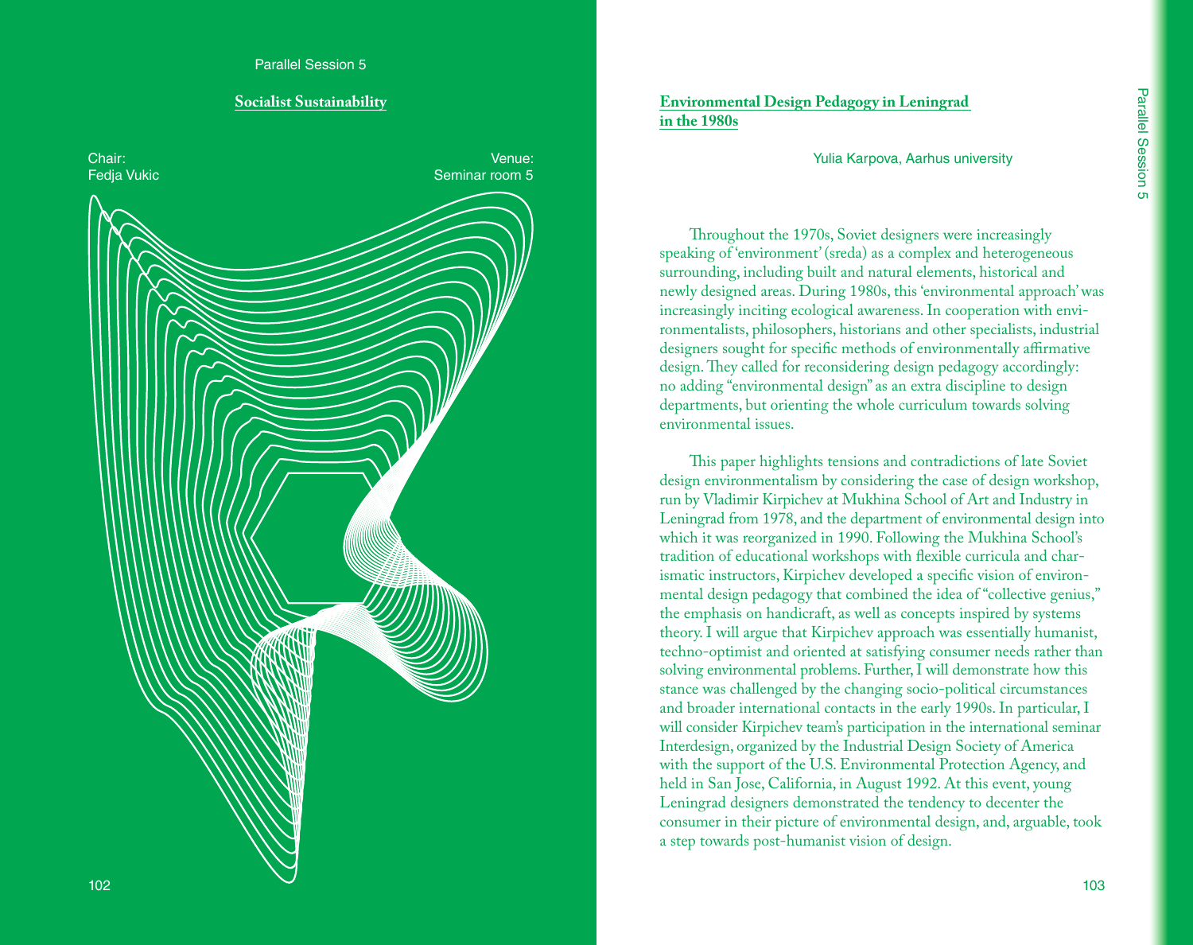Parallel Session 5

## Socialist Sustainability

Chair:
Fedja Vukic

Venue:
Seminar room 5

## Environmental Design Pedagogy in Leningrad in the 1980s

Yulia Karpova, Aarhus university

Throughout the 1970s, Soviet designers were increasingly speaking of 'environment' (sreda) as a complex and heterogeneous surrounding, including built and natural elements, historical and newly designed areas. During 1980s, this 'environmental approach' was increasingly inciting ecological awareness. In cooperation with environmentalists, philosophers, historians and other specialists, industrial designers sought for specific methods of environmentally affirmative design. They called for reconsidering design pedagogy accordingly: no adding "environmental design" as an extra discipline to design departments, but orienting the whole curriculum towards solving environmental issues.

This paper highlights tensions and contradictions of late Soviet design environmentalism by considering the case of design workshop, run by Vladimir Kirpichev at Mukhina School of Art and Industry in Leningrad from 1978, and the department of environmental design into which it was reorganized in 1990. Following the Mukhina School's tradition of educational workshops with flexible curricula and charismatic instructors, Kirpichev developed a specific vision of environmental design pedagogy that combined the idea of "collective genius," the emphasis on handicraft, as well as concepts inspired by systems theory. I will argue that Kirpichev approach was essentially humanist, techno-optimist and oriented at satisfying consumer needs rather than solving environmental problems. Further, I will demonstrate how this stance was challenged by the changing socio-political circumstances and broader international contacts in the early 1990s. In particular, I will consider Kirpichev team's participation in the international seminar Interdesign, organized by the Industrial Design Society of America with the support of the U.S. Environmental Protection Agency, and held in San Jose, California, in August 1992. At this event, young Leningrad designers demonstrated the tendency to decenter the consumer in their picture of environmental design, and, arguable, took a step towards post-humanist vision of design.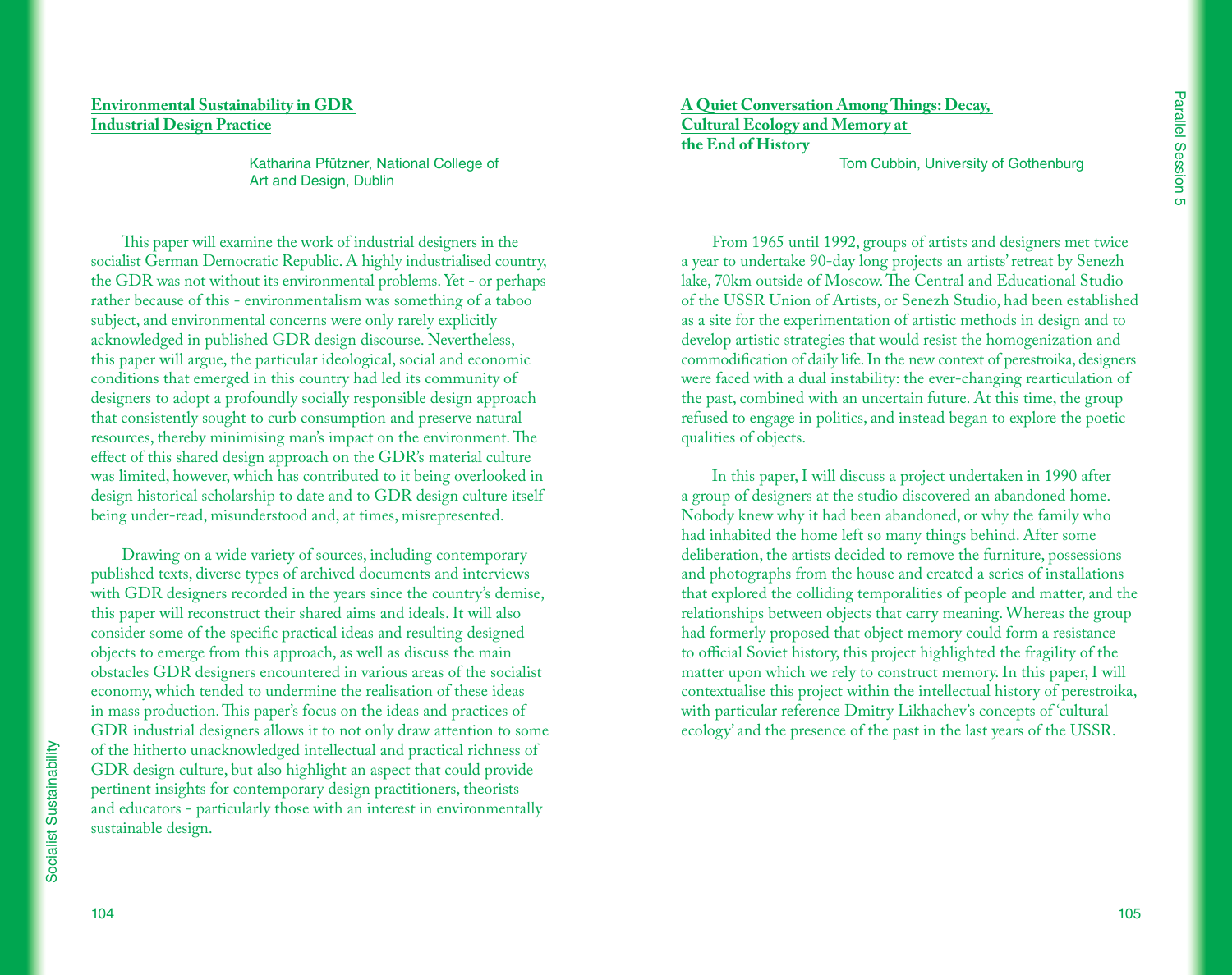## Environmental Sustainability in GDR Industrial Design Practice

Katharina Pfützner, National College of Art and Design, Dublin

This paper will examine the work of industrial designers in the socialist German Democratic Republic. A highly industrialised country, the GDR was not without its environmental problems. Yet - or perhaps rather because of this - environmentalism was something of a taboo subject, and environmental concerns were only rarely explicitly acknowledged in published GDR design discourse. Nevertheless, this paper will argue, the particular ideological, social and economic conditions that emerged in this country had led its community of designers to adopt a profoundly socially responsible design approach that consistently sought to curb consumption and preserve natural resources, thereby minimising man's impact on the environment. The effect of this shared design approach on the GDR's material culture was limited, however, which has contributed to it being overlooked in design historical scholarship to date and to GDR design culture itself being under-read, misunderstood and, at times, misrepresented.

Drawing on a wide variety of sources, including contemporary published texts, diverse types of archived documents and interviews with GDR designers recorded in the years since the country's demise, this paper will reconstruct their shared aims and ideals. It will also consider some of the specific practical ideas and resulting designed objects to emerge from this approach, as well as discuss the main obstacles GDR designers encountered in various areas of the socialist economy, which tended to undermine the realisation of these ideas in mass production. This paper's focus on the ideas and practices of GDR industrial designers allows it to not only draw attention to some of the hitherto unacknowledged intellectual and practical richness of GDR design culture, but also highlight an aspect that could provide pertinent insights for contemporary design practitioners, theorists and educators - particularly those with an interest in environmentally sustainable design.

## A Quiet Conversation Among Things: Decay, Cultural Ecology and Memory at the End of History

Tom Cubbin, University of Gothenburg

From 1965 until 1992, groups of artists and designers met twice a year to undertake 90-day long projects an artists' retreat by Senezh lake, 70km outside of Moscow. The Central and Educational Studio of the USSR Union of Artists, or Senezh Studio, had been established as a site for the experimentation of artistic methods in design and to develop artistic strategies that would resist the homogenization and commodification of daily life. In the new context of perestroika, designers were faced with a dual instability: the ever-changing rearticulation of the past, combined with an uncertain future. At this time, the group refused to engage in politics, and instead began to explore the poetic qualities of objects.

In this paper, I will discuss a project undertaken in 1990 after a group of designers at the studio discovered an abandoned home. Nobody knew why it had been abandoned, or why the family who had inhabited the home left so many things behind. After some deliberation, the artists decided to remove the furniture, possessions and photographs from the house and created a series of installations that explored the colliding temporalities of people and matter, and the relationships between objects that carry meaning. Whereas the group had formerly proposed that object memory could form a resistance to official Soviet history, this project highlighted the fragility of the matter upon which we rely to construct memory. In this paper, I will contextualise this project within the intellectual history of perestroika, with particular reference Dmitry Likhachev's concepts of 'cultural ecology' and the presence of the past in the last years of the USSR.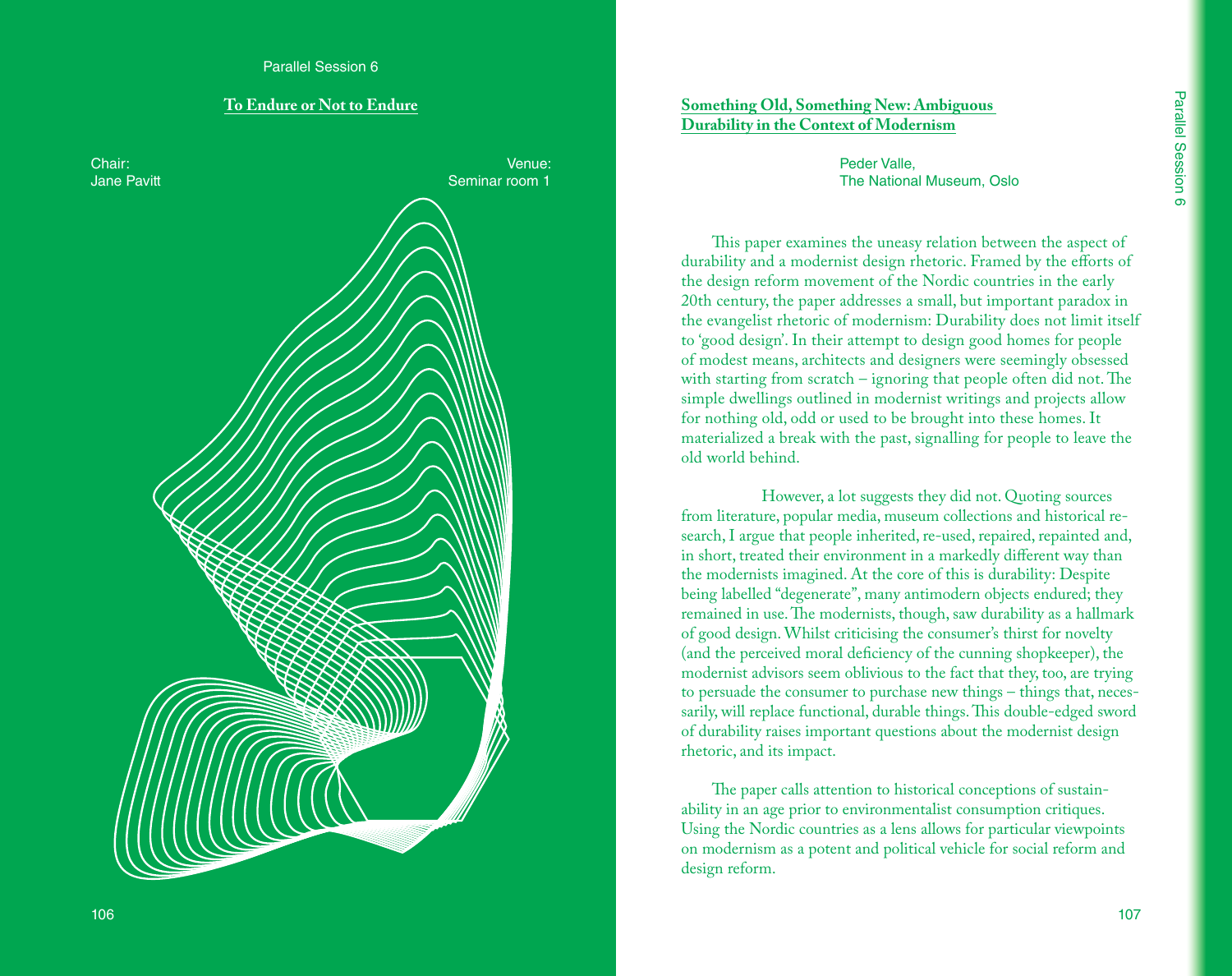Parallel Session 6

## To Endure or Not to Endure

Chair:
Jane Pavitt

Venue:
Seminar room 1

## Something Old, Something New: Ambiguous Durability in the Context of Modernism

Peder Valle,
The National Museum, Oslo

This paper examines the uneasy relation between the aspect of durability and a modernist design rhetoric. Framed by the efforts of the design reform movement of the Nordic countries in the early 20th century, the paper addresses a small, but important paradox in the evangelist rhetoric of modernism: Durability does not limit itself to 'good design'. In their attempt to design good homes for people of modest means, architects and designers were seemingly obsessed with starting from scratch – ignoring that people often did not. The simple dwellings outlined in modernist writings and projects allow for nothing old, odd or used to be brought into these homes. It materialized a break with the past, signalling for people to leave the old world behind.

However, a lot suggests they did not. Quoting sources from literature, popular media, museum collections and historical research, I argue that people inherited, re-used, repaired, repainted and, in short, treated their environment in a markedly different way than the modernists imagined. At the core of this is durability: Despite being labelled "degenerate", many antimodern objects endured; they remained in use. The modernists, though, saw durability as a hallmark of good design. Whilst criticising the consumer's thirst for novelty (and the perceived moral deficiency of the cunning shopkeeper), the modernist advisors seem oblivious to the fact that they, too, are trying to persuade the consumer to purchase new things – things that, necessarily, will replace functional, durable things. This double-edged sword of durability raises important questions about the modernist design rhetoric, and its impact.

The paper calls attention to historical conceptions of sustainability in an age prior to environmentalist consumption critiques. Using the Nordic countries as a lens allows for particular viewpoints on modernism as a potent and political vehicle for social reform and design reform.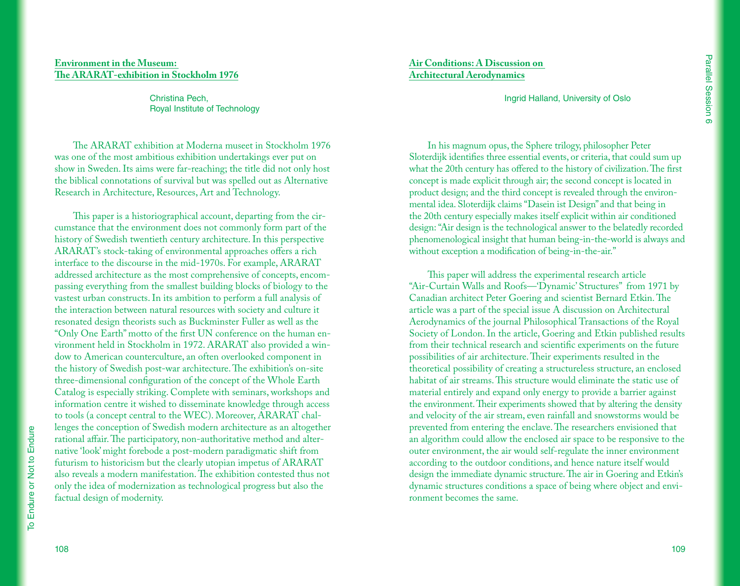## Environment in the Museum: The ARARAT-exhibition in Stockholm 1976

Christina Pech,
Royal Institute of Technology

The ARARAT exhibition at Moderna museet in Stockholm 1976 was one of the most ambitious exhibition undertakings ever put on show in Sweden. Its aims were far-reaching; the title did not only host the biblical connotations of survival but was spelled out as Alternative Research in Architecture, Resources, Art and Technology.

This paper is a historiographical account, departing from the circumstance that the environment does not commonly form part of the history of Swedish twentieth century architecture. In this perspective ARARAT's stock-taking of environmental approaches offers a rich interface to the discourse in the mid-1970s. For example, ARARAT addressed architecture as the most comprehensive of concepts, encompassing everything from the smallest building blocks of biology to the vastest urban constructs. In its ambition to perform a full analysis of the interaction between natural resources with society and culture it resonated design theorists such as Buckminster Fuller as well as the "Only One Earth" motto of the first UN conference on the human environment held in Stockholm in 1972. ARARAT also provided a window to American counterculture, an often overlooked component in the history of Swedish post-war architecture. The exhibition's on-site three-dimensional configuration of the concept of the Whole Earth Catalog is especially striking. Complete with seminars, workshops and information centre it wished to disseminate knowledge through access to tools (a concept central to the WEC). Moreover, ARARAT challenges the conception of Swedish modern architecture as an altogether rational affair. The participatory, non-authoritative method and alternative 'look' might forebode a post-modern paradigmatic shift from futurism to historicism but the clearly utopian impetus of ARARAT also reveals a modern manifestation. The exhibition contested thus not only the idea of modernization as technological progress but also the factual design of modernity.

## Air Conditions: A Discussion on Architectural Aerodynamics

Ingrid Halland, University of Oslo

In his magnum opus, the Sphere trilogy, philosopher Peter Sloterdijk identifies three essential events, or criteria, that could sum up what the 20th century has offered to the history of civilization. The first concept is made explicit through air; the second concept is located in product design; and the third concept is revealed through the environmental idea. Sloterdijk claims "Dasein ist Design" and that being in the 20th century especially makes itself explicit within air conditioned design: "Air design is the technological answer to the belatedly recorded phenomenological insight that human being-in-the-world is always and without exception a modification of being-in-the-air."

This paper will address the experimental research article "Air-Curtain Walls and Roofs—'Dynamic' Structures" from 1971 by Canadian architect Peter Goering and scientist Bernard Etkin. The article was a part of the special issue A discussion on Architectural Aerodynamics of the journal Philosophical Transactions of the Royal Society of London. In the article, Goering and Etkin published results from their technical research and scientific experiments on the future possibilities of air architecture. Their experiments resulted in the theoretical possibility of creating a structureless structure, an enclosed habitat of air streams. This structure would eliminate the static use of material entirely and expand only energy to provide a barrier against the environment. Their experiments showed that by altering the density and velocity of the air stream, even rainfall and snowstorms would be prevented from entering the enclave. The researchers envisioned that an algorithm could allow the enclosed air space to be responsive to the outer environment, the air would self-regulate the inner environment according to the outdoor conditions, and hence nature itself would design the immediate dynamic structure. The air in Goering and Etkin's dynamic structures conditions a space of being where object and environment becomes the same.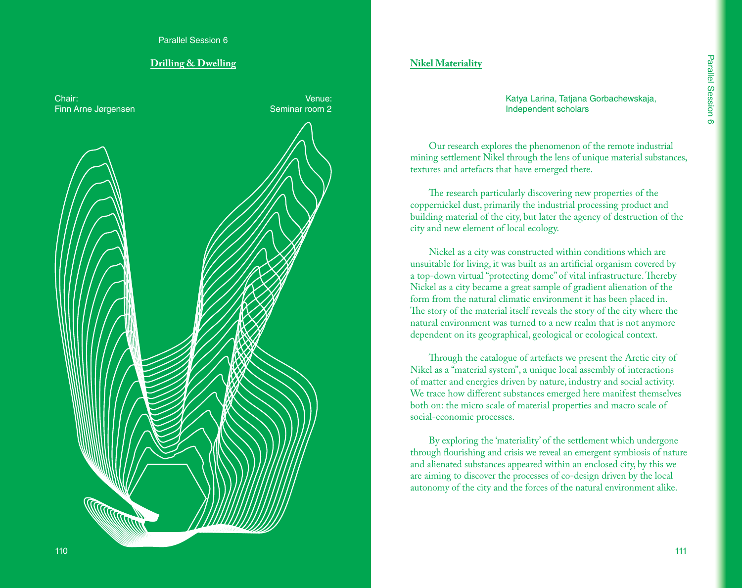Parallel Session 6

## Drilling & Dwelling

Chair:
Finn Arne Jørgensen

Venue:
Seminar room 2

## Nikel Materiality

Katya Larina, Tatjana Gorbachewskaja,
Independent scholars

Our research explores the phenomenon of the remote industrial mining settlement Nikel through the lens of unique material substances, textures and artefacts that have emerged there.

The research particularly discovering new properties of the coppernickel dust, primarily the industrial processing product and building material of the city, but later the agency of destruction of the city and new element of local ecology.

Nickel as a city was constructed within conditions which are unsuitable for living, it was built as an artificial organism covered by a top-down virtual "protecting dome" of vital infrastructure. Thereby Nickel as a city became a great sample of gradient alienation of the form from the natural climatic environment it has been placed in. The story of the material itself reveals the story of the city where the natural environment was turned to a new realm that is not anymore dependent on its geographical, geological or ecological context.

Through the catalogue of artefacts we present the Arctic city of Nikel as a "material system", a unique local assembly of interactions of matter and energies driven by nature, industry and social activity. We trace how different substances emerged here manifest themselves both on: the micro scale of material properties and macro scale of social-economic processes.

By exploring the 'materiality' of the settlement which undergone through flourishing and crisis we reveal an emergent symbiosis of nature and alienated substances appeared within an enclosed city, by this we are aiming to discover the processes of co-design driven by the local autonomy of the city and the forces of the natural environment alike.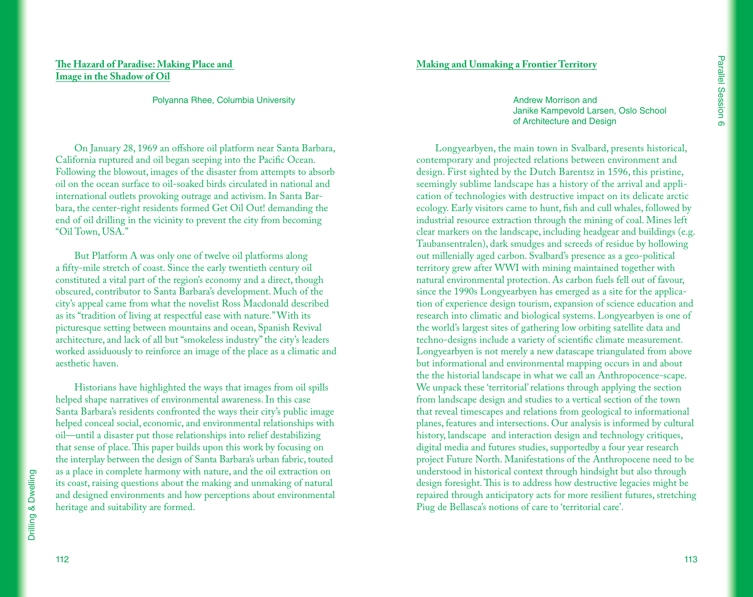## The Hazard of Paradise: Making Place and Image in the Shadow of Oil

Polyanna Rhee, Columbia University

On January 28, 1969 an offshore oil platform near Santa Barbara, California ruptured and oil began seeping into the Pacific Ocean. Following the blowout, images of the disaster from attempts to absorb oil on the ocean surface to oil-soaked birds circulated in national and international outlets provoking outrage and activism. In Santa Barbara, the center-right residents formed Get Oil Out! demanding the end of oil drilling in the vicinity to prevent the city from becoming "Oil Town, USA."

But Platform A was only one of twelve oil platforms along a fifty-mile stretch of coast. Since the early twentieth century oil constituted a vital part of the region's economy and a direct, though obscured, contributor to Santa Barbara's development. Much of the city's appeal came from what the novelist Ross Macdonald described as its "tradition of living at respectful ease with nature." With its picturesque setting between mountains and ocean, Spanish Revival architecture, and lack of all but "smokeless industry" the city's leaders worked assiduously to reinforce an image of the place as a climatic and aesthetic haven.

Historians have highlighted the ways that images from oil spills helped shape narratives of environmental awareness. In this case Santa Barbara's residents confronted the ways their city's public image helped conceal social, economic, and environmental relationships with oil—until a disaster put those relationships into relief destabilizing that sense of place. This paper builds upon this work by focusing on the interplay between the design of Santa Barbara's urban fabric, touted as a place in complete harmony with nature, and the oil extraction on its coast, raising questions about the making and unmaking of natural and designed environments and how perceptions about environmental heritage and suitability are formed.

## Making and Unmaking a Frontier Territory

Andrew Morrison and Janike Kampevold Larsen, Oslo School of Architecture and Design

Longyearbyen, the main town in Svalbard, presents historical, contemporary and projected relations between environment and design. First sighted by the Dutch Barentsz in 1596, this pristine, seemingly sublime landscape has a history of the arrival and application of technologies with destructive impact on its delicate arctic ecology. Early visitors came to hunt, fish and cull whales, followed by industrial resource extraction through the mining of coal. Mines left clear markers on the landscape, including headgear and buildings (e.g. Taubansentralen), dark smudges and screeds of residue by hollowing out millenially aged carbon. Svalbard's presence as a geo-political territory grew after WWI with mining maintained together with natural environmental protection. As carbon fuels fell out of favour, since the 1990s Longyearbyen has emerged as a site for the application of experience design tourism, expansion of science education and research into climatic and biological systems. Longyearbyen is one of the world's largest sites of gathering low orbiting satellite data and techno-designs include a variety of scientific climate measurement. Longyearbyen is not merely a new datascape triangulated from above but informational and environmental mapping occurs in and about the the historial landscape in what we call an Anthropocene-scape. We unpack these 'territorial' relations through applying the section from landscape design and studies to a vertical section of the town that reveal timescapes and relations from geological to informational planes, features and intersections. Our analysis is informed by cultural history, landscape and interaction design and technology critiques, digital media and futures studies, supportedby a four year research project Future North. Manifestations of the Anthropocene need to be understood in historical context through hindsight but also through design foresight. This is to address how destructive legacies might be repaired through anticipatory acts for more resilient futures, stretching Piug de Bellasca's notions of care to 'territorial care'.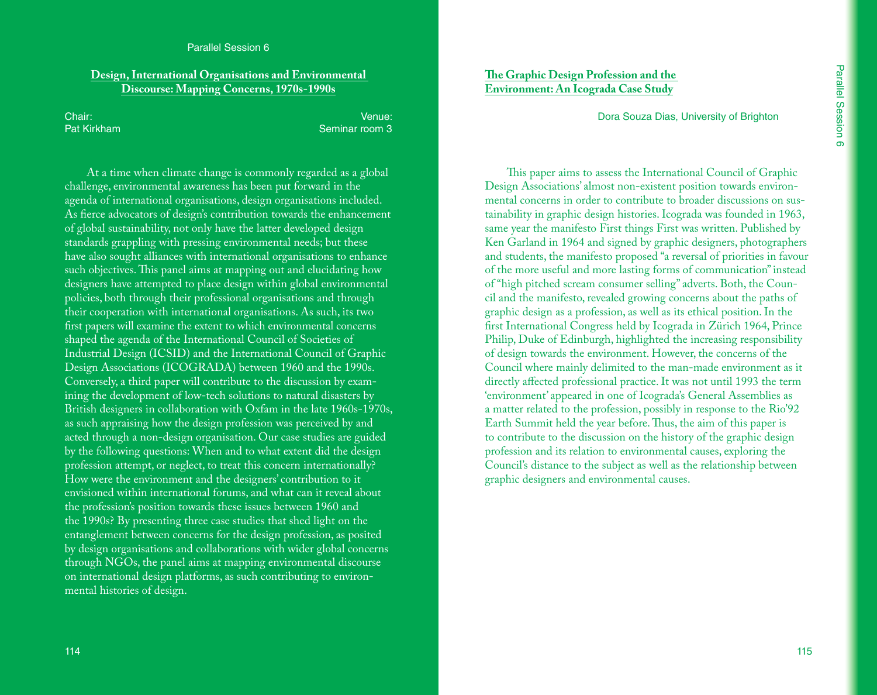Parallel Session 6

## Design, International Organisations and Environmental Discourse: Mapping Concerns, 1970s-1990s

Chair:
Pat Kirkham

Venue:
Seminar room 3

At a time when climate change is commonly regarded as a global challenge, environmental awareness has been put forward in the agenda of international organisations, design organisations included. As fierce advocators of design's contribution towards the enhancement of global sustainability, not only have the latter developed design standards grappling with pressing environmental needs; but these have also sought alliances with international organisations to enhance such objectives. This panel aims at mapping out and elucidating how designers have attempted to place design within global environmental policies, both through their professional organisations and through their cooperation with international organisations. As such, its two first papers will examine the extent to which environmental concerns shaped the agenda of the International Council of Societies of Industrial Design (ICSID) and the International Council of Graphic Design Associations (ICOGRADA) between 1960 and the 1990s. Conversely, a third paper will contribute to the discussion by examining the development of low-tech solutions to natural disasters by British designers in collaboration with Oxfam in the late 1960s-1970s, as such appraising how the design profession was perceived by and acted through a non-design organisation. Our case studies are guided by the following questions: When and to what extent did the design profession attempt, or neglect, to treat this concern internationally? How were the environment and the designers' contribution to it envisioned within international forums, and what can it reveal about the profession's position towards these issues between 1960 and the 1990s? By presenting three case studies that shed light on the entanglement between concerns for the design profession, as posited by design organisations and collaborations with wider global concerns through NGOs, the panel aims at mapping environmental discourse on international design platforms, as such contributing to environmental histories of design.

## The Graphic Design Profession and the Environment: An Icograda Case Study

Dora Souza Dias, University of Brighton

This paper aims to assess the International Council of Graphic Design Associations' almost non-existent position towards environmental concerns in order to contribute to broader discussions on sustainability in graphic design histories. Icograda was founded in 1963, same year the manifesto First things First was written. Published by Ken Garland in 1964 and signed by graphic designers, photographers and students, the manifesto proposed "a reversal of priorities in favour of the more useful and more lasting forms of communication" instead of "high pitched scream consumer selling" adverts. Both, the Council and the manifesto, revealed growing concerns about the paths of graphic design as a profession, as well as its ethical position. In the first International Congress held by Icograda in Zürich 1964, Prince Philip, Duke of Edinburgh, highlighted the increasing responsibility of design towards the environment. However, the concerns of the Council where mainly delimited to the man-made environment as it directly affected professional practice. It was not until 1993 the term 'environment' appeared in one of Icograda's General Assemblies as a matter related to the profession, possibly in response to the Rio'92 Earth Summit held the year before. Thus, the aim of this paper is to contribute to the discussion on the history of the graphic design profession and its relation to environmental causes, exploring the Council's distance to the subject as well as the relationship between graphic designers and environmental causes.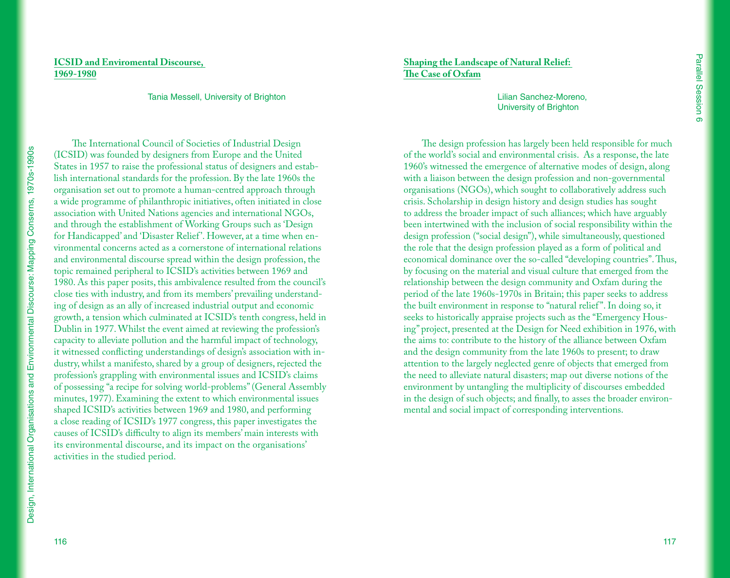## ICSID and Enviromental Discourse, 1969-1980

Tania Messell, University of Brighton

The International Council of Societies of Industrial Design (ICSID) was founded by designers from Europe and the United States in 1957 to raise the professional status of designers and establish international standards for the profession. By the late 1960s the organisation set out to promote a human-centred approach through a wide programme of philanthropic initiatives, often initiated in close association with United Nations agencies and international NGOs, and through the establishment of Working Groups such as 'Design for Handicapped' and 'Disaster Relief'. However, at a time when environmental concerns acted as a cornerstone of international relations and environmental discourse spread within the design profession, the topic remained peripheral to ICSID's activities between 1969 and 1980. As this paper posits, this ambivalence resulted from the council's close ties with industry, and from its members' prevailing understanding of design as an ally of increased industrial output and economic growth, a tension which culminated at ICSID's tenth congress, held in Dublin in 1977. Whilst the event aimed at reviewing the profession's capacity to alleviate pollution and the harmful impact of technology, it witnessed conflicting understandings of design's association with industry, whilst a manifesto, shared by a group of designers, rejected the profession's grappling with environmental issues and ICSID's claims of possessing "a recipe for solving world-problems" (General Assembly minutes, 1977). Examining the extent to which environmental issues shaped ICSID's activities between 1969 and 1980, and performing a close reading of ICSID's 1977 congress, this paper investigates the causes of ICSID's difficulty to align its members' main interests with its environmental discourse, and its impact on the organisations' activities in the studied period.

## Shaping the Landscape of Natural Relief: The Case of Oxfam

Lilian Sanchez-Moreno, University of Brighton

The design profession has largely been held responsible for much of the world's social and environmental crisis. As a response, the late 1960's witnessed the emergence of alternative modes of design, along with a liaison between the design profession and non-governmental organisations (NGOs), which sought to collaboratively address such crisis. Scholarship in design history and design studies has sought to address the broader impact of such alliances; which have arguably been intertwined with the inclusion of social responsibility within the design profession ("social design"), while simultaneously, questioned the role that the design profession played as a form of political and economical dominance over the so-called "developing countries". Thus, by focusing on the material and visual culture that emerged from the relationship between the design community and Oxfam during the period of the late 1960s-1970s in Britain; this paper seeks to address the built environment in response to "natural relief". In doing so, it seeks to historically appraise projects such as the "Emergency Housing" project, presented at the Design for Need exhibition in 1976, with the aims to: contribute to the history of the alliance between Oxfam and the design community from the late 1960s to present; to draw attention to the largely neglected genre of objects that emerged from the need to alleviate natural disasters; map out diverse notions of the environment by untangling the multiplicity of discourses embedded in the design of such objects; and finally, to asses the broader environmental and social impact of corresponding interventions.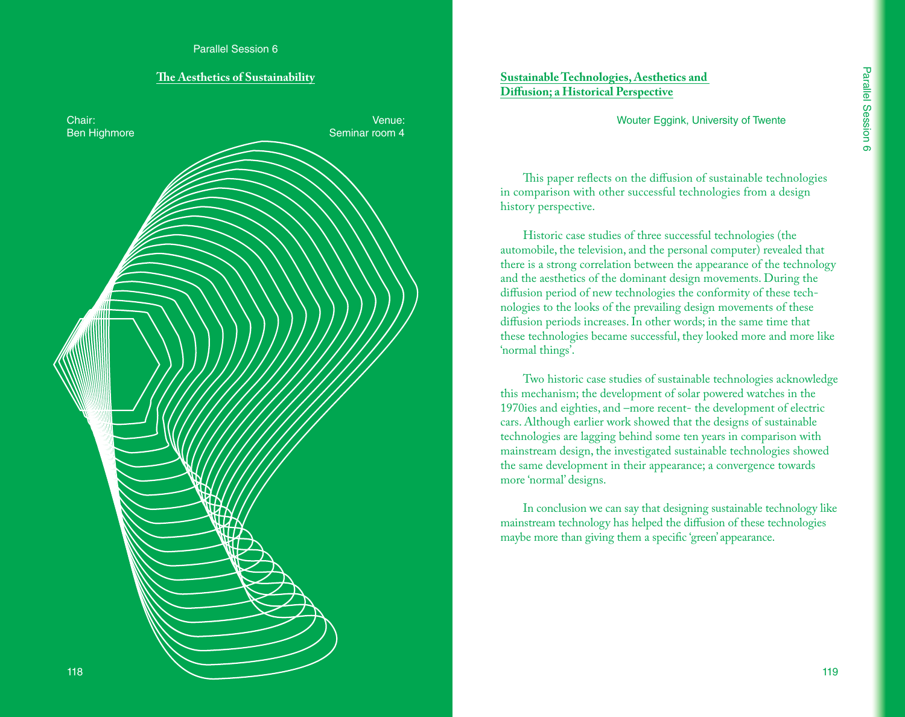Parallel Session 6

## The Aesthetics of Sustainability

Chair:
Ben Highmore

Venue:
Seminar room 4

## Sustainable Technologies, Aesthetics and Diffusion; a Historical Perspective

Wouter Eggink, University of Twente

This paper reflects on the diffusion of sustainable technologies in comparison with other successful technologies from a design history perspective.

Historic case studies of three successful technologies (the automobile, the television, and the personal computer) revealed that there is a strong correlation between the appearance of the technology and the aesthetics of the dominant design movements. During the diffusion period of new technologies the conformity of these technologies to the looks of the prevailing design movements of these diffusion periods increases. In other words; in the same time that these technologies became successful, they looked more and more like 'normal things'.

Two historic case studies of sustainable technologies acknowledge this mechanism; the development of solar powered watches in the 1970ies and eighties, and –more recent- the development of electric cars. Although earlier work showed that the designs of sustainable technologies are lagging behind some ten years in comparison with mainstream design, the investigated sustainable technologies showed the same development in their appearance; a convergence towards more 'normal' designs.

In conclusion we can say that designing sustainable technology like mainstream technology has helped the diffusion of these technologies maybe more than giving them a specific 'green' appearance.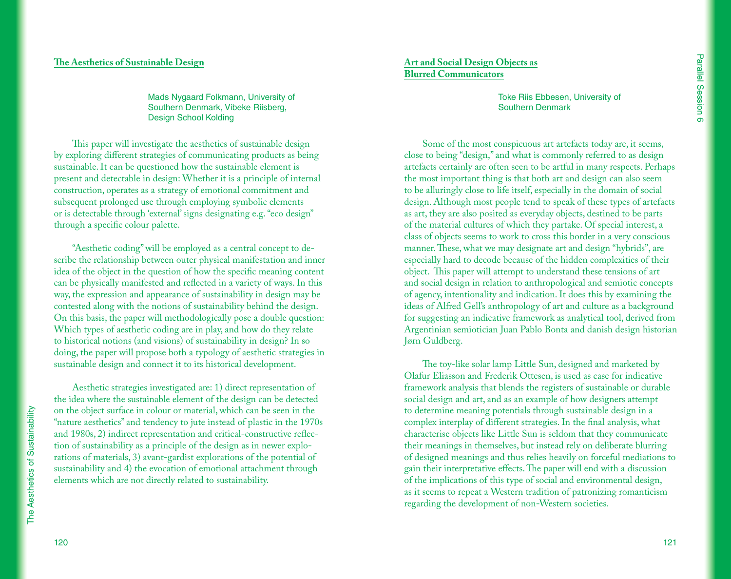## The Aesthetics of Sustainable Design

Mads Nygaard Folkmann, University of Southern Denmark, Vibeke Riisberg, Design School Kolding

This paper will investigate the aesthetics of sustainable design by exploring different strategies of communicating products as being sustainable. It can be questioned how the sustainable element is present and detectable in design: Whether it is a principle of internal construction, operates as a strategy of emotional commitment and subsequent prolonged use through employing symbolic elements or is detectable through 'external' signs designating e.g. "eco design" through a specific colour palette.

"Aesthetic coding" will be employed as a central concept to describe the relationship between outer physical manifestation and inner idea of the object in the question of how the specific meaning content can be physically manifested and reflected in a variety of ways. In this way, the expression and appearance of sustainability in design may be contested along with the notions of sustainability behind the design. On this basis, the paper will methodologically pose a double question: Which types of aesthetic coding are in play, and how do they relate to historical notions (and visions) of sustainability in design? In so doing, the paper will propose both a typology of aesthetic strategies in sustainable design and connect it to its historical development.

Aesthetic strategies investigated are: 1) direct representation of the idea where the sustainable element of the design can be detected on the object surface in colour or material, which can be seen in the "nature aesthetics" and tendency to jute instead of plastic in the 1970s and 1980s, 2) indirect representation and critical-constructive reflection of sustainability as a principle of the design as in newer explorations of materials, 3) avant-gardist explorations of the potential of sustainability and 4) the evocation of emotional attachment through elements which are not directly related to sustainability.

## Art and Social Design Objects as Blurred Communicators

Toke Riis Ebbesen, University of Southern Denmark

Some of the most conspicuous art artefacts today are, it seems, close to being "design," and what is commonly referred to as design artefacts certainly are often seen to be artful in many respects. Perhaps the most important thing is that both art and design can also seem to be alluringly close to life itself, especially in the domain of social design. Although most people tend to speak of these types of artefacts as art, they are also posited as everyday objects, destined to be parts of the material cultures of which they partake. Of special interest, a class of objects seems to work to cross this border in a very conscious manner. These, what we may designate art and design "hybrids", are especially hard to decode because of the hidden complexities of their object. This paper will attempt to understand these tensions of art and social design in relation to anthropological and semiotic concepts of agency, intentionality and indication. It does this by examining the ideas of Alfred Gell's anthropology of art and culture as a background for suggesting an indicative framework as analytical tool, derived from Argentinian semiotician Juan Pablo Bonta and danish design historian Jørn Guldberg.

The toy-like solar lamp Little Sun, designed and marketed by Olafur Eliasson and Frederik Ottesen, is used as case for indicative framework analysis that blends the registers of sustainable or durable social design and art, and as an example of how designers attempt to determine meaning potentials through sustainable design in a complex interplay of different strategies. In the final analysis, what characterise objects like Little Sun is seldom that they communicate their meanings in themselves, but instead rely on deliberate blurring of designed meanings and thus relies heavily on forceful mediations to gain their interpretative effects. The paper will end with a discussion of the implications of this type of social and environmental design, as it seems to repeat a Western tradition of patronizing romanticism regarding the development of non-Western societies.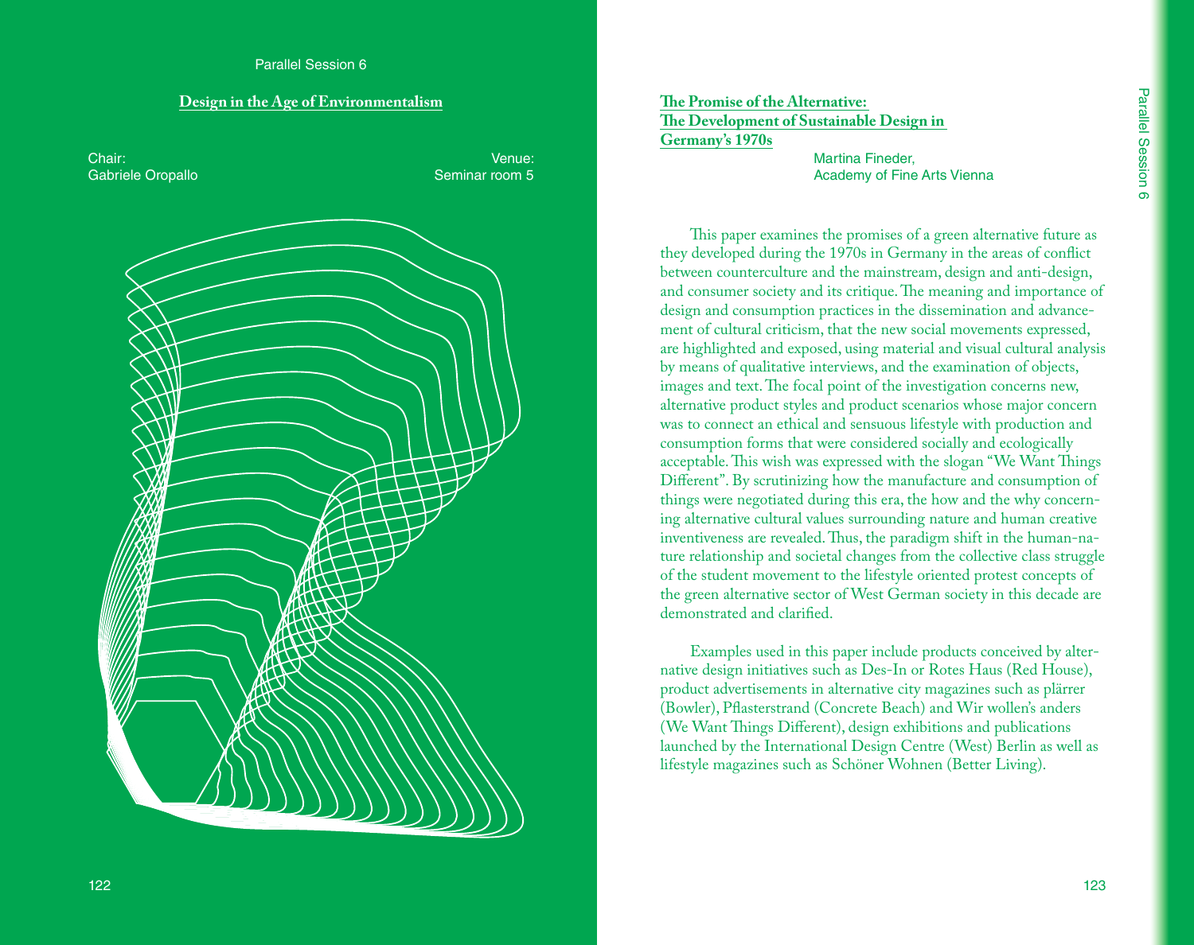Parallel Session 6

## Design in the Age of Environmentalism

Chair:
Gabriele Oropallo

Venue:
Seminar room 5

### The Promise of the Alternative: The Development of Sustainable Design in Germany's 1970s

Martina Fineder,
Academy of Fine Arts Vienna

This paper examines the promises of a green alternative future as they developed during the 1970s in Germany in the areas of conflict between counterculture and the mainstream, design and anti-design, and consumer society and its critique. The meaning and importance of design and consumption practices in the dissemination and advancement of cultural criticism, that the new social movements expressed, are highlighted and exposed, using material and visual cultural analysis by means of qualitative interviews, and the examination of objects, images and text. The focal point of the investigation concerns new, alternative product styles and product scenarios whose major concern was to connect an ethical and sensuous lifestyle with production and consumption forms that were considered socially and ecologically acceptable. This wish was expressed with the slogan "We Want Things Different". By scrutinizing how the manufacture and consumption of things were negotiated during this era, the how and the why concerning alternative cultural values surrounding nature and human creative inventiveness are revealed. Thus, the paradigm shift in the human-nature relationship and societal changes from the collective class struggle of the student movement to the lifestyle oriented protest concepts of the green alternative sector of West German society in this decade are demonstrated and clarified.

Examples used in this paper include products conceived by alternative design initiatives such as Des-In or Rotes Haus (Red House), product advertisements in alternative city magazines such as plärrer (Bowler), Pflasterstrand (Concrete Beach) and Wir wollen's anders (We Want Things Different), design exhibitions and publications launched by the International Design Centre (West) Berlin as well as lifestyle magazines such as Schöner Wohnen (Better Living).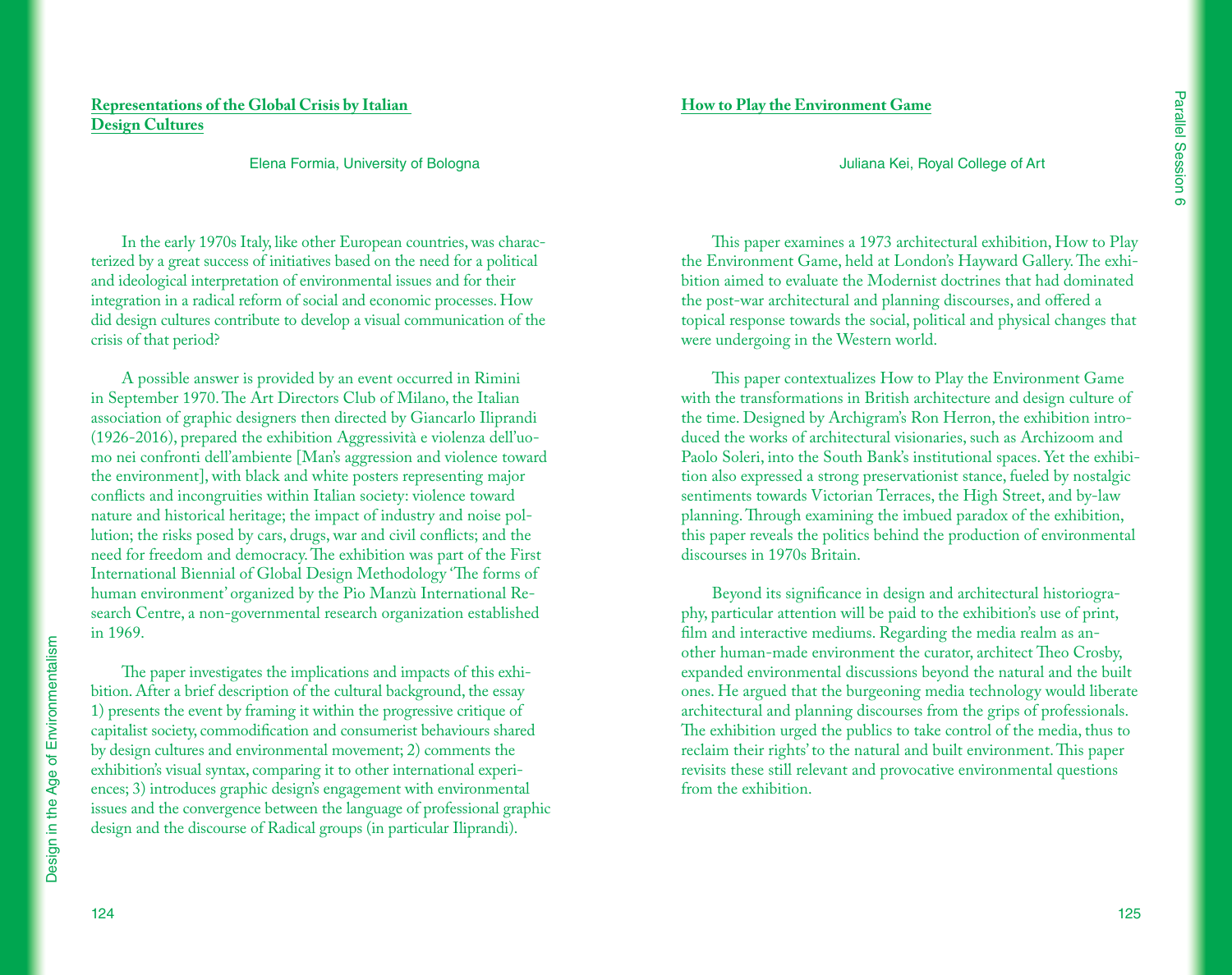## Representations of the Global Crisis by Italian Design Cultures

Elena Formia, University of Bologna

In the early 1970s Italy, like other European countries, was characterized by a great success of initiatives based on the need for a political and ideological interpretation of environmental issues and for their integration in a radical reform of social and economic processes. How did design cultures contribute to develop a visual communication of the crisis of that period?

A possible answer is provided by an event occurred in Rimini in September 1970. The Art Directors Club of Milano, the Italian association of graphic designers then directed by Giancarlo Iliprandi (1926-2016), prepared the exhibition Aggressività e violenza dell'uomo nei confronti dell'ambiente [Man's aggression and violence toward the environment], with black and white posters representing major conflicts and incongruities within Italian society: violence toward nature and historical heritage; the impact of industry and noise pollution; the risks posed by cars, drugs, war and civil conflicts; and the need for freedom and democracy. The exhibition was part of the First International Biennial of Global Design Methodology 'The forms of human environment' organized by the Pio Manzù International Research Centre, a non-governmental research organization established in 1969.

The paper investigates the implications and impacts of this exhibition. After a brief description of the cultural background, the essay 1) presents the event by framing it within the progressive critique of capitalist society, commodification and consumerist behaviours shared by design cultures and environmental movement; 2) comments the exhibition's visual syntax, comparing it to other international experiences; 3) introduces graphic design's engagement with environmental issues and the convergence between the language of professional graphic design and the discourse of Radical groups (in particular Iliprandi).

## How to Play the Environment Game

Juliana Kei, Royal College of Art

This paper examines a 1973 architectural exhibition, How to Play the Environment Game, held at London's Hayward Gallery. The exhibition aimed to evaluate the Modernist doctrines that had dominated the post-war architectural and planning discourses, and offered a topical response towards the social, political and physical changes that were undergoing in the Western world.

This paper contextualizes How to Play the Environment Game with the transformations in British architecture and design culture of the time. Designed by Archigram's Ron Herron, the exhibition introduced the works of architectural visionaries, such as Archizoom and Paolo Soleri, into the South Bank's institutional spaces. Yet the exhibition also expressed a strong preservationist stance, fueled by nostalgic sentiments towards Victorian Terraces, the High Street, and by-law planning. Through examining the imbued paradox of the exhibition, this paper reveals the politics behind the production of environmental discourses in 1970s Britain.

Beyond its significance in design and architectural historiography, particular attention will be paid to the exhibition's use of print, film and interactive mediums. Regarding the media realm as another human-made environment the curator, architect Theo Crosby, expanded environmental discussions beyond the natural and the built ones. He argued that the burgeoning media technology would liberate architectural and planning discourses from the grips of professionals. The exhibition urged the publics to take control of the media, thus to reclaim their rights' to the natural and built environment. This paper revisits these still relevant and provocative environmental questions from the exhibition.